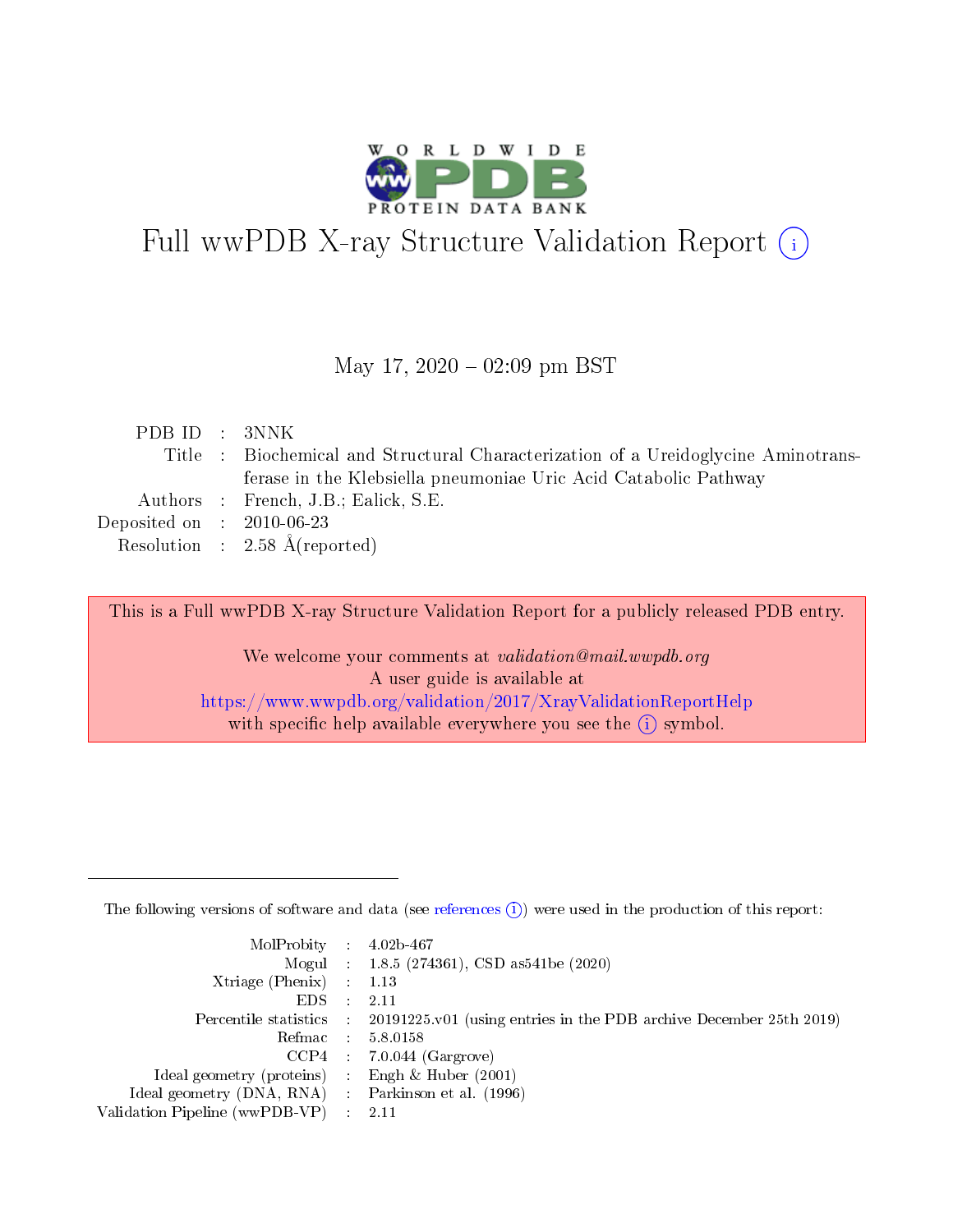# Full wwPDB X-ray Structure Validation Report (i)

May 17, 2020 – 02:09 pm BST

| | | |
|---|---|---|
| PDB ID | : | 3NNK |
| Title | : | Biochemical and Structural Characterization of a Ureidoglycine Aminotransferase in the Klebsiella pneumoniae Uric Acid Catabolic Pathway |
| Authors | : | French, J.B.; Ealick, S.E. |
| Deposited on | : | 2010-06-23 |
| Resolution | : | 2.58 Å(reported) |

This is a Full wwPDB X-ray Structure Validation Report for a publicly released PDB entry.

We welcome your comments at *validation@mail.wwpdb.org*
A user guide is available at
https://www.wwpdb.org/validation/2017/XrayValidationReportHelp
with specific help available everywhere you see the (i) symbol.

---

The following versions of software and data (see references (i)) were used in the production of this report:

| | | |
|---|---|---|
| MolProbity | : | 4.02b-467 |
| Mogul | : | 1.8.5 (274361), CSD as541be (2020) |
| Xtriage (Phenix) | : | 1.13 |
| EDS | : | 2.11 |
| Percentile statistics | : | 20191225.v01 (using entries in the PDB archive December 25th 2019) |
| Refmac | : | 5.8.0158 |
| CCP4 | : | 7.0.044 (Gargrove) |
| Ideal geometry (proteins) | : | Engh & Huber (2001) |
| Ideal geometry (DNA, RNA) | : | Parkinson et al. (1996) |
| Validation Pipeline (wwPDB-VP) | : | 2.11 |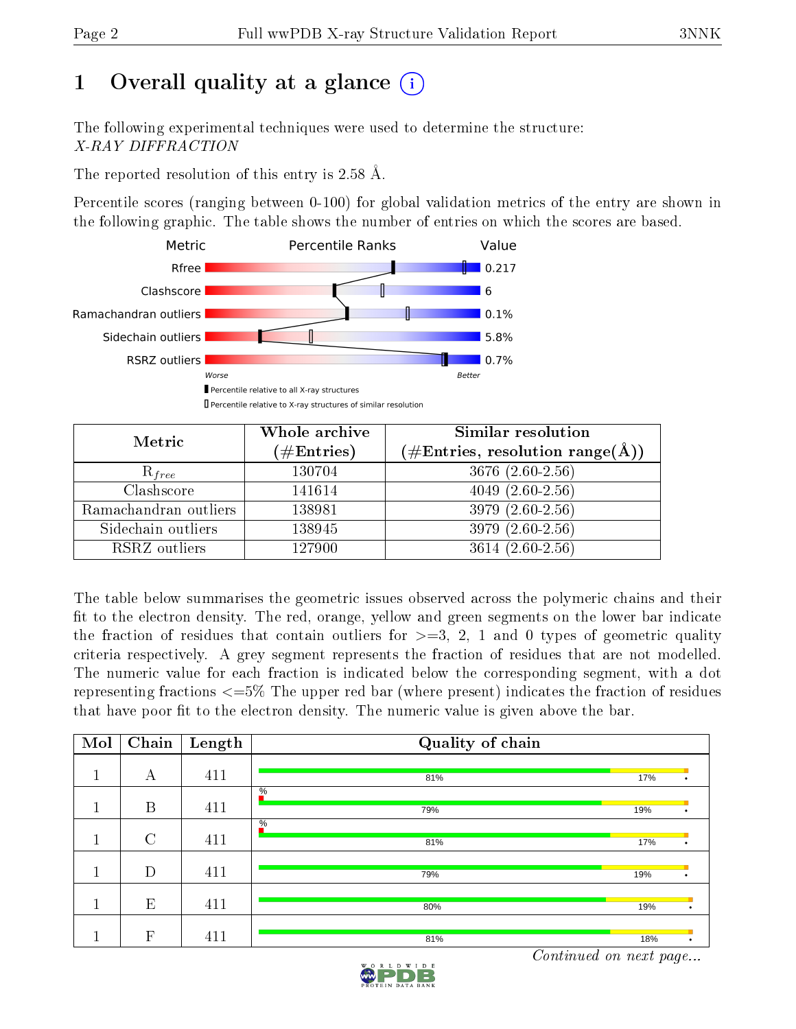# 1 Overall quality at a glance

The following experimental techniques were used to determine the structure:
*X-RAY DIFFRACTION*

The reported resolution of this entry is 2.58 Å.

Percentile scores (ranging between 0-100) for global validation metrics of the entry are shown in the following graphic. The table shows the number of entries on which the scores are based.

| Metric | Value |
|---|---|
| Rfree | 0.217 |
| Clashscore | 6 |
| Ramachandran outliers | 0.1% |
| Sidechain outliers | 5.8% |
| RSRZ outliers | 0.7% |

Worse — Better

▮ Percentile relative to all X-ray structures
▯ Percentile relative to X-ray structures of similar resolution

| Metric | Whole archive (#Entries) | Similar resolution (#Entries, resolution range(Å)) |
|---|---|---|
| $R_{free}$ | 130704 | 3676 (2.60-2.56) |
| Clashscore | 141614 | 4049 (2.60-2.56) |
| Ramachandran outliers | 138981 | 3979 (2.60-2.56) |
| Sidechain outliers | 138945 | 3979 (2.60-2.56) |
| RSRZ outliers | 127900 | 3614 (2.60-2.56) |

The table below summarises the geometric issues observed across the polymeric chains and their fit to the electron density. The red, orange, yellow and green segments on the lower bar indicate the fraction of residues that contain outliers for >=3, 2, 1 and 0 types of geometric quality criteria respectively. A grey segment represents the fraction of residues that are not modelled. The numeric value for each fraction is indicated below the corresponding segment, with a dot representing fractions <=5% The upper red bar (where present) indicates the fraction of residues that have poor fit to the electron density. The numeric value is given above the bar.

| Mol | Chain | Length | Quality of chain |
|---|---|---|---|
| 1 | A | 411 | 81% 17% • |
| 1 | B | 411 | % ; 79% 19% • |
| 1 | C | 411 | % ; 81% 17% • |
| 1 | D | 411 | 79% 19% • |
| 1 | E | 411 | 80% 19% • |
| 1 | F | 411 | 81% 18% • |

*Continued on next page...*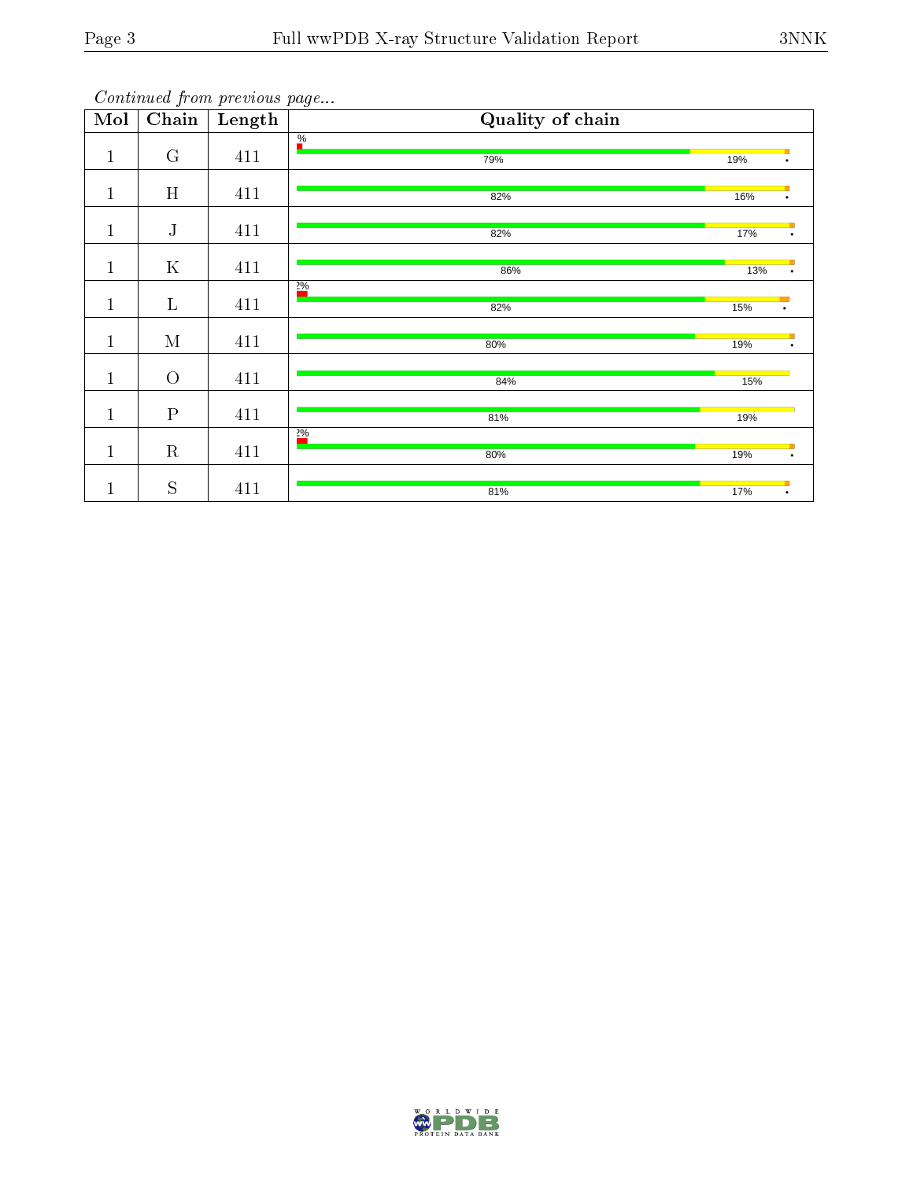*Continued from previous page...*

| Mol | Chain | Length | Quality of chain |
|---|---|---|---|
| 1 | G | 411 | % 79% 19% • |
| 1 | H | 411 | 82% 16% • |
| 1 | J | 411 | 82% 17% • |
| 1 | K | 411 | 86% 13% • |
| 1 | L | 411 | 2% 82% 15% • |
| 1 | M | 411 | 80% 19% • |
| 1 | O | 411 | 84% 15% |
| 1 | P | 411 | 81% 19% |
| 1 | R | 411 | 2% 80% 19% • |
| 1 | S | 411 | 81% 17% • |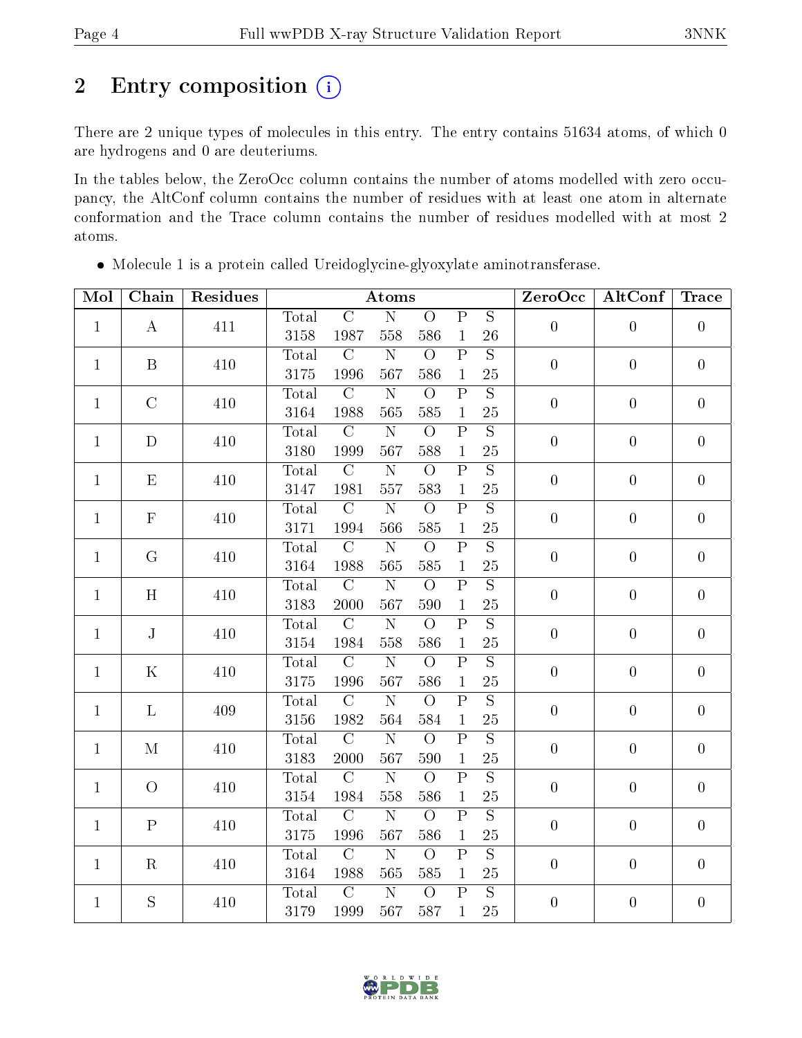## 2 Entry composition

There are 2 unique types of molecules in this entry. The entry contains 51634 atoms, of which 0 are hydrogens and 0 are deuteriums.

In the tables below, the ZeroOcc column contains the number of atoms modelled with zero occupancy, the AltConf column contains the number of residues with at least one atom in alternate conformation and the Trace column contains the number of residues modelled with at most 2 atoms.

- Molecule 1 is a protein called Ureidoglycine-glyoxylate aminotransferase.

| Mol | Chain | Residues | Atoms | | | | | | ZeroOcc | AltConf | Trace |
|---|---|---|---|---|---|---|---|---|---|---|---|
| | | | Total | C | N | O | P | S | | | |
| 1 | A | 411 | 3158 | 1987 | 558 | 586 | 1 | 26 | 0 | 0 | 0 |
| 1 | B | 410 | 3175 | 1996 | 567 | 586 | 1 | 25 | 0 | 0 | 0 |
| 1 | C | 410 | 3164 | 1988 | 565 | 585 | 1 | 25 | 0 | 0 | 0 |
| 1 | D | 410 | 3180 | 1999 | 567 | 588 | 1 | 25 | 0 | 0 | 0 |
| 1 | E | 410 | 3147 | 1981 | 557 | 583 | 1 | 25 | 0 | 0 | 0 |
| 1 | F | 410 | 3171 | 1994 | 566 | 585 | 1 | 25 | 0 | 0 | 0 |
| 1 | G | 410 | 3164 | 1988 | 565 | 585 | 1 | 25 | 0 | 0 | 0 |
| 1 | H | 410 | 3183 | 2000 | 567 | 590 | 1 | 25 | 0 | 0 | 0 |
| 1 | J | 410 | 3154 | 1984 | 558 | 586 | 1 | 25 | 0 | 0 | 0 |
| 1 | K | 410 | 3175 | 1996 | 567 | 586 | 1 | 25 | 0 | 0 | 0 |
| 1 | L | 409 | 3156 | 1982 | 564 | 584 | 1 | 25 | 0 | 0 | 0 |
| 1 | M | 410 | 3183 | 2000 | 567 | 590 | 1 | 25 | 0 | 0 | 0 |
| 1 | O | 410 | 3154 | 1984 | 558 | 586 | 1 | 25 | 0 | 0 | 0 |
| 1 | P | 410 | 3175 | 1996 | 567 | 586 | 1 | 25 | 0 | 0 | 0 |
| 1 | R | 410 | 3164 | 1988 | 565 | 585 | 1 | 25 | 0 | 0 | 0 |
| 1 | S | 410 | 3179 | 1999 | 567 | 587 | 1 | 25 | 0 | 0 | 0 |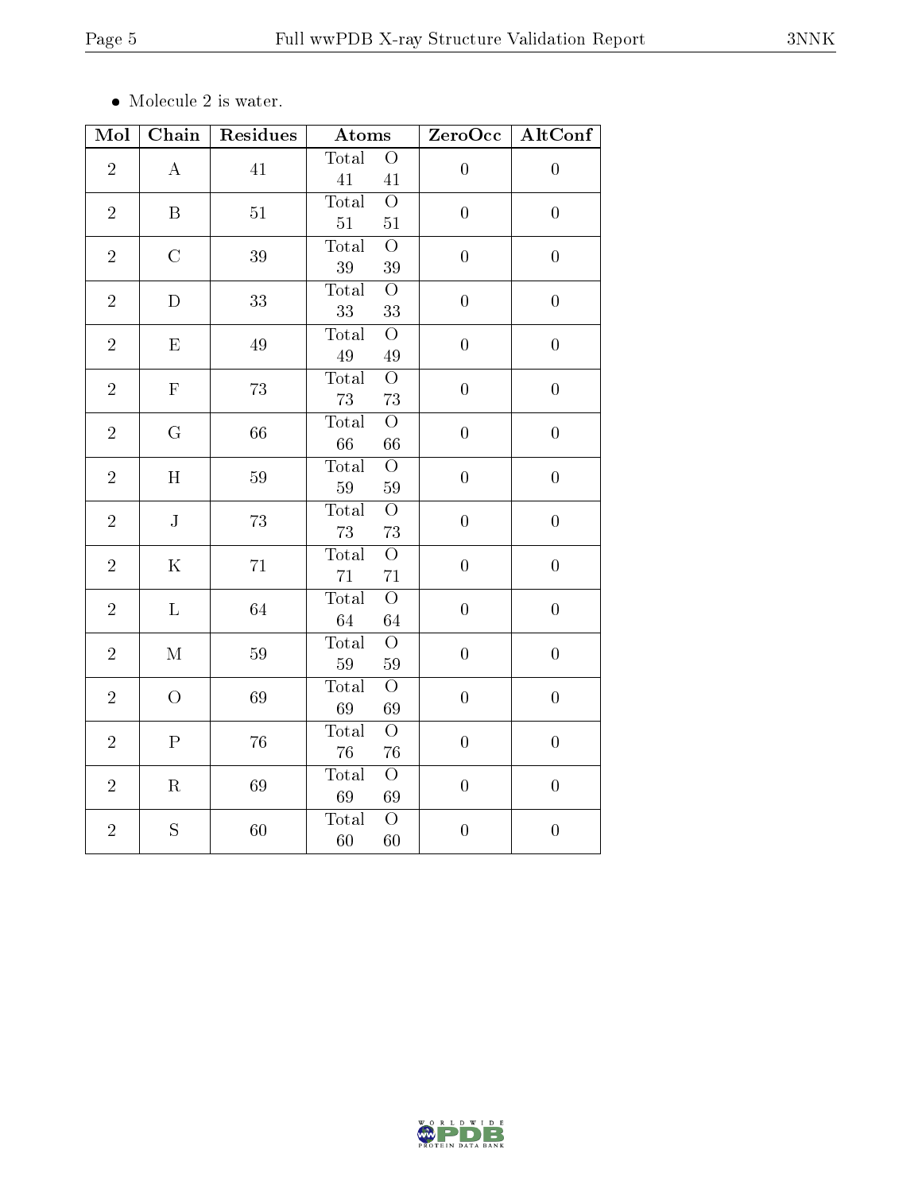- Molecule 2 is water.

| Mol | Chain | Residues | Atoms | ZeroOcc | AltConf |
|---|---|---|---|---|---|
| 2 | A | 41 | Total O<br>41 41 | 0 | 0 |
| 2 | B | 51 | Total O<br>51 51 | 0 | 0 |
| 2 | C | 39 | Total O<br>39 39 | 0 | 0 |
| 2 | D | 33 | Total O<br>33 33 | 0 | 0 |
| 2 | E | 49 | Total O<br>49 49 | 0 | 0 |
| 2 | F | 73 | Total O<br>73 73 | 0 | 0 |
| 2 | G | 66 | Total O<br>66 66 | 0 | 0 |
| 2 | H | 59 | Total O<br>59 59 | 0 | 0 |
| 2 | J | 73 | Total O<br>73 73 | 0 | 0 |
| 2 | K | 71 | Total O<br>71 71 | 0 | 0 |
| 2 | L | 64 | Total O<br>64 64 | 0 | 0 |
| 2 | M | 59 | Total O<br>59 59 | 0 | 0 |
| 2 | O | 69 | Total O<br>69 69 | 0 | 0 |
| 2 | P | 76 | Total O<br>76 76 | 0 | 0 |
| 2 | R | 69 | Total O<br>69 69 | 0 | 0 |
| 2 | S | 60 | Total O<br>60 60 | 0 | 0 |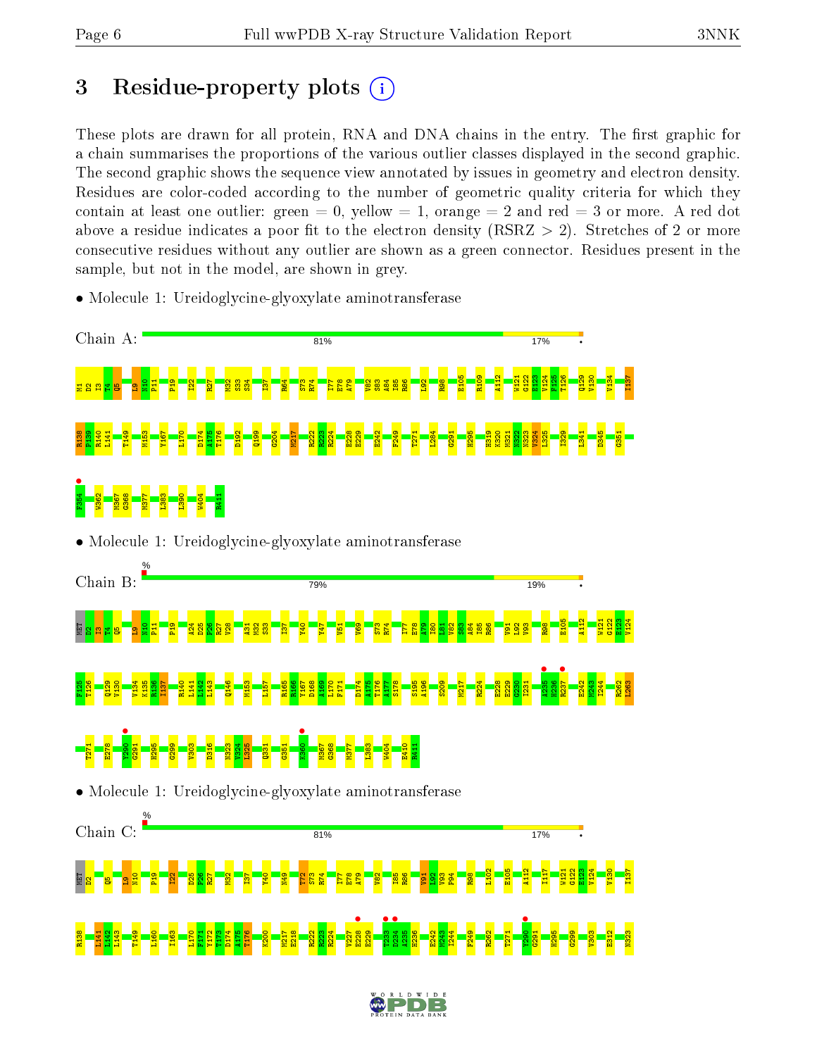# 3 Residue-property plots

These plots are drawn for all protein, RNA and DNA chains in the entry. The first graphic for a chain summarises the proportions of the various outlier classes displayed in the second graphic. The second graphic shows the sequence view annotated by issues in geometry and electron density. Residues are color-coded according to the number of geometric quality criteria for which they contain at least one outlier: green = 0, yellow = 1, orange = 2 and red = 3 or more. A red dot above a residue indicates a poor fit to the electron density (RSRZ > 2). Stretches of 2 or more consecutive residues without any outlier are shown as a green connector. Residues present in the sample, but not in the model, are shown in grey.

- Molecule 1: Ureidoglycine-glyoxylate aminotransferase

Chain A: 81% 17% •

M1 D2 I3 T4 Q5 L9 N10 P11 P19 I22 R27 M32 S33 S34 I37 R64 S73 R74 I77 E78 A79 V82 S83 A84 I85 R86 L92 R98 E105 R109 A112 W121 G122 E123 V124 F125 T126 Q129 V130 V134 I137 R138 R139 R140 L141 T149 M153 Y167 L170 D174 A175 T176 D192 Q199 G204 M217 R222 R223 R224 E228 E229 E242 F249 T271 L284 G291 H295 H319 K320 M321 N322 N323 V324 L325 I329 L341 D345 G351 F354 W362 M367 G368 M377 L383 L390 W404 R411

- Molecule 1: Ureidoglycine-glyoxylate aminotransferase

Chain B: % 79% 19% •

MET I2 I3 T4 Q5 L9 N10 P11 P19 A24 D25 P26 R27 V28 A31 M32 S33 I37 Y40 Y47 V51 V69 S73 R74 I77 E78 A79 I80 L81 V82 S83 A84 I85 R86 V91 L92 V93 R98 E105 A112 W121 G122 E123 V124 F125 T126 Q129 V130 V134 K135 R136 I137 R140 L141 L142 L143 Q146 M153 L157 R165 R166 Y167 D168 A169 L170 F171 D174 A175 T176 A177 S178 S195 A196 S209 M217 R224 E228 E229 G230 I231 A235 R236 R237 E242 M243 I244 R262 L263 T271 E278 Y290 G291 H295 G299 V303 D316 N323 V324 L325 Q331 G351 K360 M367 G368 M377 L383 W404 E410 R411

- Molecule 1: Ureidoglycine-glyoxylate aminotransferase

Chain C: % 81% 17% •

MET D2 Q5 L9 N10 P19 I22 D25 P26 R27 M32 I37 Y40 N49 T72 S73 R74 I77 E78 A79 V82 I85 R86 V91 L92 V93 F94 R98 L102 E105 A112 I117 W121 G122 E123 V124 V130 I137 R138 I141 L142 L143 T149 L160 I163 L170 F171 V172 T173 D174 A175 T176 K200 M217 E218 R222 R223 R224 V227 E228 E229 T233 D234 I235 R236 E242 M243 I244 F249 R262 T271 Y290 G291 H295 G299 V303 E312 N323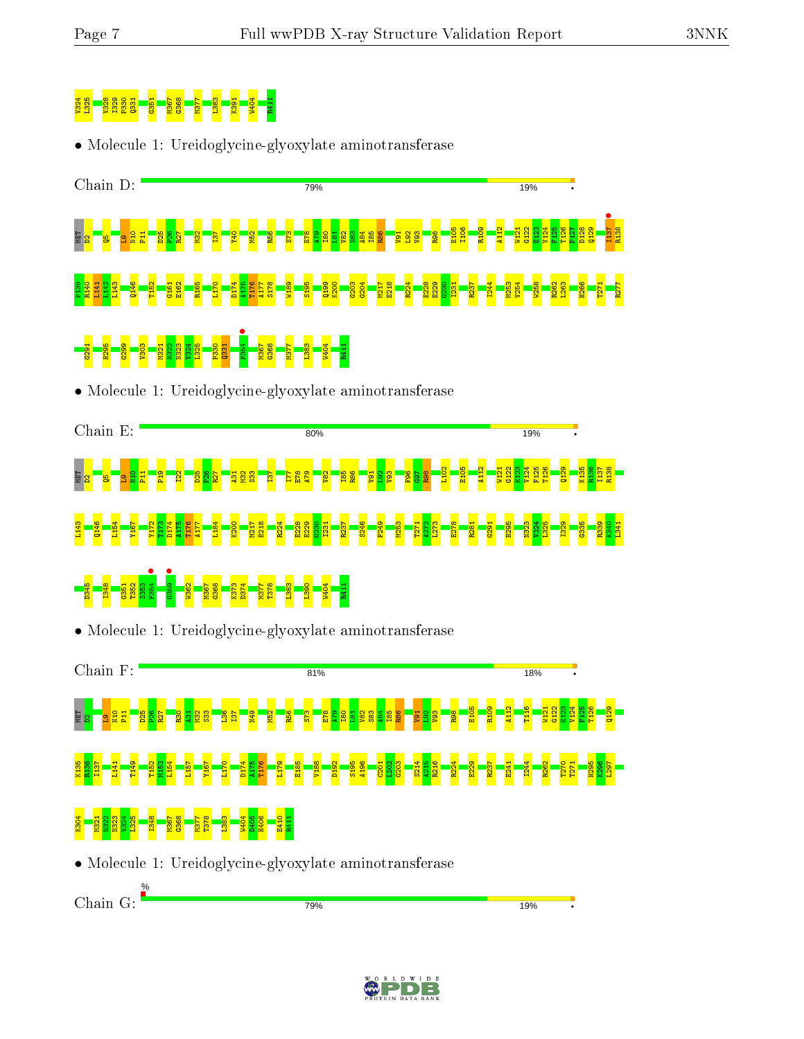V324 L325 V328 I329 P330 Q331 G351 M367 G368 M377 L383 K391 W404 R411

• Molecule 1: Ureidoglycine-glyoxylate aminotransferase

Chain D: 79% 19%

MET D2 Q5 L9 N10 P11 D25 P26 R27 M32 I37 V40 M52 R56 S73 E78 A79 I80 L81 V82 S83 A84 I85 R86 V91 L92 V93 R98 E105 I106 R109 A112 W121 G122 E123 V124 F125 T126 P127 D128 Q129 I137 R138 F139 R140 L141 L142 L143 Q146 T152 G161 E162 R165 L170 D174 A175 T176 A177 S178 W189 S195 Q199 K200 G203 G204 M217 E218 R224 E228 E229 G230 I231 R237 I244 M253 V254 W258 R262 L263 H266 T271 R277 G291 H295 G299 V303 M321 N322 N323 V324 L325 P330 Q331 F354 M367 G368 M377 L383 W404 R411

• Molecule 1: Ureidoglycine-glyoxylate aminotransferase

Chain E: 80% 19%

MET D2 Q5 L9 N10 P11 F19 I22 D25 P26 R27 A31 M32 S33 I37 I77 E78 A79 V82 I85 R86 V91 L92 V93 F96 G97 R98 L102 E105 A112 W121 G122 E123 V124 F125 T126 Q129 K135 R136 I137 R138 L143 Q146 L154 Y167 Y172 T173 D174 A175 T176 A177 L184 K200 M217 E218 R224 E228 E229 G230 I231 R237 S246 F249 M253 T271 A272 L273 E278 R281 G291 H295 N323 V324 L325 I329 G335 R339 K340 L341 D345 I348 G351 T352 S353 F354 G359 W362 M367 G368 K373 D374 M377 T378 L383 L390 W404 R411

• Molecule 1: Ureidoglycine-glyoxylate aminotransferase

Chain F: 81% 18%

MET D2 L9 N10 P11 D25 P26 R27 R30 A31 M32 S33 L36 I37 N49 M52 R56 S73 E78 A79 I80 L81 V82 S83 A84 I85 R86 V91 L92 V93 R98 E105 R109 A112 T116 W121 G122 E123 V124 F125 T126 Q129 K135 R136 I137 L141 T149 T152 M153 L154 L157 Y167 L170 D174 A175 T176 L179 E185 V188 D192 S195 A196 C201 L202 G203 S214 A215 R216 R224 E229 R237 E241 I244 R262 T270 T271 H295 K296 L297 K304 M321 N322 N323 V324 L325 I348 M367 G368 M377 T378 L383 W404 W405 H406 E410 R411

• Molecule 1: Ureidoglycine-glyoxylate aminotransferase

Chain G: % 79% 19%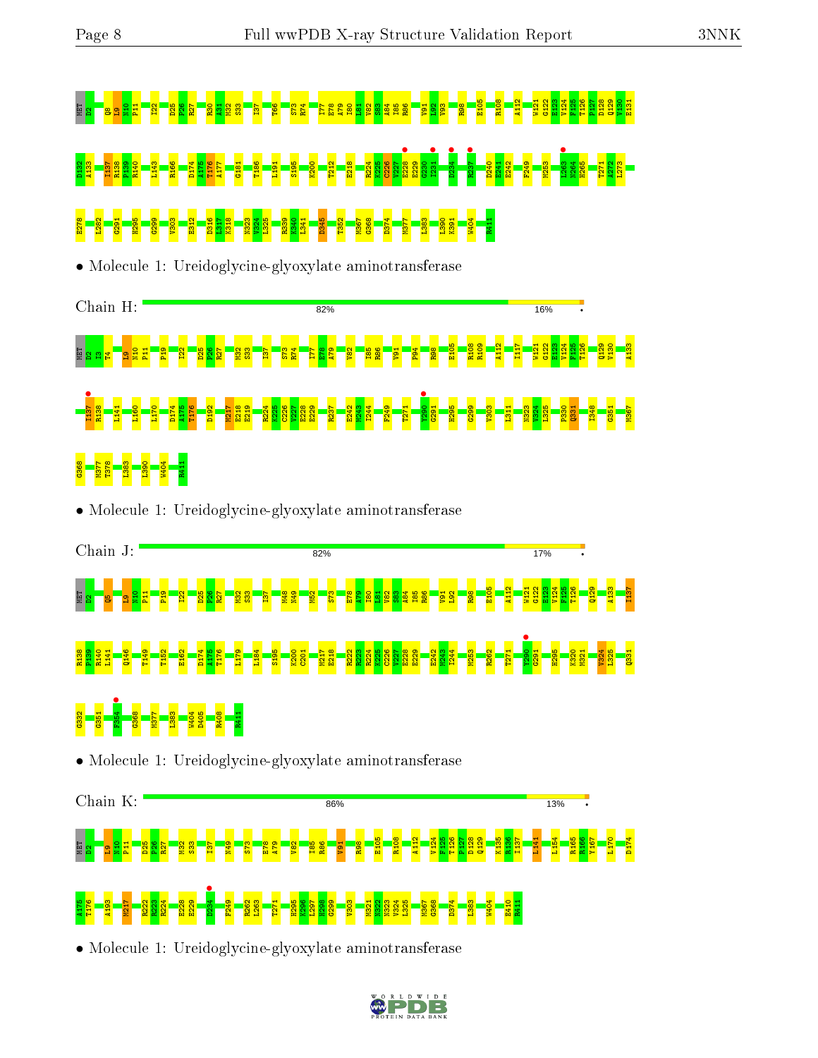MET D2 Q8 L9 N10 P11 I22 D25 F26 R27 R30 A31 M32 S33 I37 T66 S73 R74 I77 E78 A79 I80 L81 V82 S83 A84 I85 R86 V91 L92 V93 R98 E105 R108 A112 W121 G122 E123 V124 F125 T126 P127 D128 Q129 V130 E131

D132 A133 I137 R138 P139 R140 L143 R166 D174 A175 T176 A177 G181 T186 L191 S195 K200 T212 E218 R224 K225 C226 V227 E228 E229 G230 I231 D234 R237 D240 E241 E242 F249 M253 L263 W264 H265 T271 A272 L273

E278 L282 G291 H295 G299 V303 E312 D316 L317 K318 N323 V324 L325 R339 K340 L341 D345 T352 M367 G368 D374 M377 L383 L390 K391 W404 R411

• Molecule 1: Ureidoglycine-glyoxylate aminotransferase

Chain H: 82% 16% •

MET D2 I3 T4 L9 N10 P11 P19 I22 D25 F26 R27 M32 S33 I37 S73 R74 I77 E78 A79 V82 I85 R86 V91 P94 R98 E105 R108 R109 A112 I117 W121 G122 E123 V124 F125 T126 Q129 V130 A133

I137 R138 L141 L160 L170 D174 A175 T176 D192 M217 E218 E219 R224 K225 C226 V227 E228 E229 R237 E242 M243 I244 F249 T271 V290 G291 H295 G299 V303 L311 N323 V324 L325 P330 Q331 I348 G351 M367

G368 M377 T378 L383 L390 W404 R411

• Molecule 1: Ureidoglycine-glyoxylate aminotransferase

Chain J: 82% 17% •

MET D2 Q5 L9 N10 P11 P19 I22 D25 F26 R27 M32 S33 I37 M48 N49 M52 S73 E78 A79 I80 L81 V82 S83 A84 I85 R86 V91 L92 R98 E105 A112 W121 G122 E123 V124 F125 T126 Q129 A133 I137

R138 P139 R140 L141 Q146 T149 T152 E162 D174 A175 T176 L179 L184 S195 K200 C201 M217 E218 R222 R223 R224 K225 C226 V227 E228 E229 E242 M243 I244 M253 R262 T271 V290 G291 H295 K320 M321 V324 L325 Q331

G332 G351 F354 G368 M377 L383 W404 D405 R408 R411

• Molecule 1: Ureidoglycine-glyoxylate aminotransferase

Chain K: 86% 13% •

MET D2 L9 N10 P11 D25 F26 R27 M32 S33 I37 N49 S73 E78 A79 V82 I85 R86 V91 R98 E105 R108 A112 V124 F125 T126 P127 D128 Q129 K135 R136 I137 L141 L154 R165 R166 Y167 L170 D174

A175 T176 A193 M217 R222 R223 R224 E228 E229 D234 F249 R262 L263 T271 H295 K296 L297 H298 G299 V303 M321 N322 N323 V324 L325 M367 G368 D374 L383 W404 E410 R411

• Molecule 1: Ureidoglycine-glyoxylate aminotransferase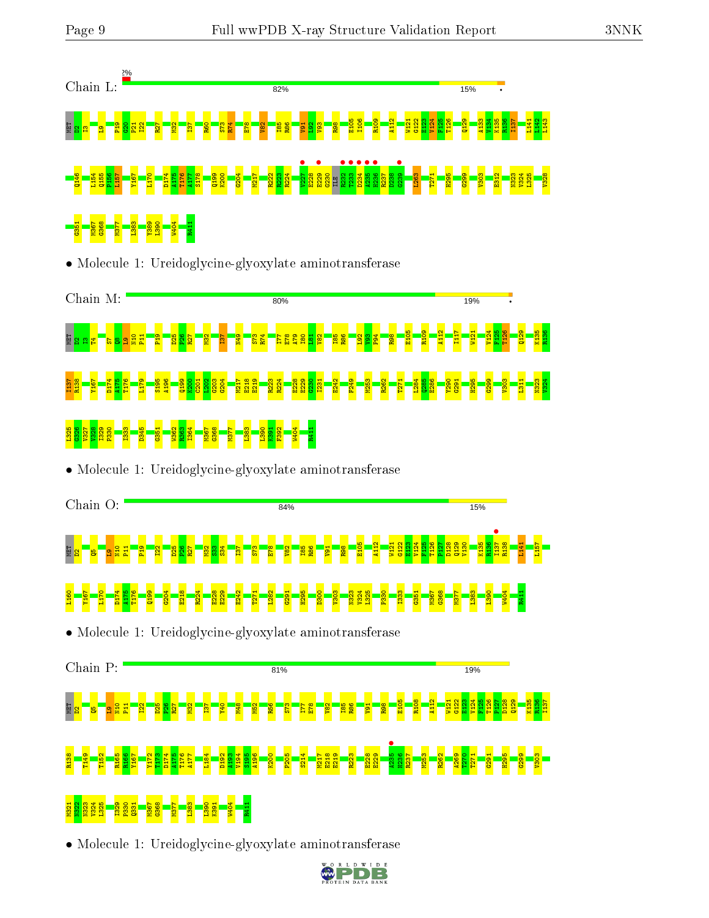Chain L: 2% 82% 15% •

MET D2 I3 L9 P19 G20 P21 I22 R27 M32 I37 R60 S73 R74 E78 V82 I85 R86 V91 L92 V93 R98 E105 I106 R109 A112 W121 G122 E123 V124 F125 T126 Q129 A133 V134 K135 R136 I137 L141 L142 L143

Q146 L154 Q155 P156 L157 Y167 L170 D174 A175 T176 A177 S178 Q199 K200 G204 M217 R222 R223 R224 V227 E228 E229 G230 ILE R232 T233 D234 A235 H236 R237 D238 G239 L263 T271 H295 G299 V303 E312 N323 V324 L325 V328

G351 M367 G368 M377 L383 Y389 L390 W404 R411

• Molecule 1: Ureidoglycine-glyoxylate aminotransferase

Chain M: 80% 19% •

MET D2 I3 T4 S7 Q8 L9 N10 P11 P19 D25 P26 R27 M32 I37 M49 S73 R74 I77 E78 A79 I80 L81 V82 I85 R86 L92 V93 F94 R98 E105 R109 A112 I117 W121 V124 F125 T126 Q129 K135 R136

I137 R138 Y167 D174 A175 T176 L179 S195 A196 Q199 K200 C201 L202 G203 G204 M217 E218 E219 R223 R224 E228 E229 G230 I231 E242 F249 M253 R262 T271 L284 Q285 E286 Y290 G291 H295 G299 V303 L311 N323 V324

L325 G326 V327 V328 I329 P330 I333 D345 G351 W362 R363 I364 M367 G368 M377 L383 L390 K391 F392 W404 R411

• Molecule 1: Ureidoglycine-glyoxylate aminotransferase

Chain O: 84% 15%

MET D2 Q5 L9 N10 P11 P19 I22 D25 P26 R27 M32 S33 S34 I37 S73 E78 V82 I85 R86 V91 R98 E105 A112 W121 G122 E123 V124 F125 T126 P127 D128 Q129 V130 K135 R136 I137 R138 L141 L157

L160 Y167 L170 D174 A175 T176 Q199 G204 E218 R224 E228 E229 E242 T271 L282 G291 H295 D300 V303 N323 V324 L325 P330 I333 G351 M367 G368 M377 L383 L390 W404 R411

• Molecule 1: Ureidoglycine-glyoxylate aminotransferase

Chain P: 81% 19%

MET D2 Q5 L9 N10 P11 I22 D25 P26 R27 M32 I37 Y40 M48 M52 R56 S73 I77 E78 V82 I85 R86 V91 R98 E105 R108 A112 W121 G122 E123 V124 F125 T126 P127 D128 Q129 K135 R136 I137

R138 T149 T152 R165 R166 Y167 Y172 T173 D174 A175 T176 A177 L184 D192 A193 V194 S195 A196 K200 P205 S214 M217 E218 E219 R223 E228 E229 A235 H236 R237 M253 R262 A269 T270 T271 G291 H295 G299 V303

M321 M322 N323 V324 L325 I329 P330 Q331 M367 G368 M377 L383 L390 K391 W404 R411

• Molecule 1: Ureidoglycine-glyoxylate aminotransferase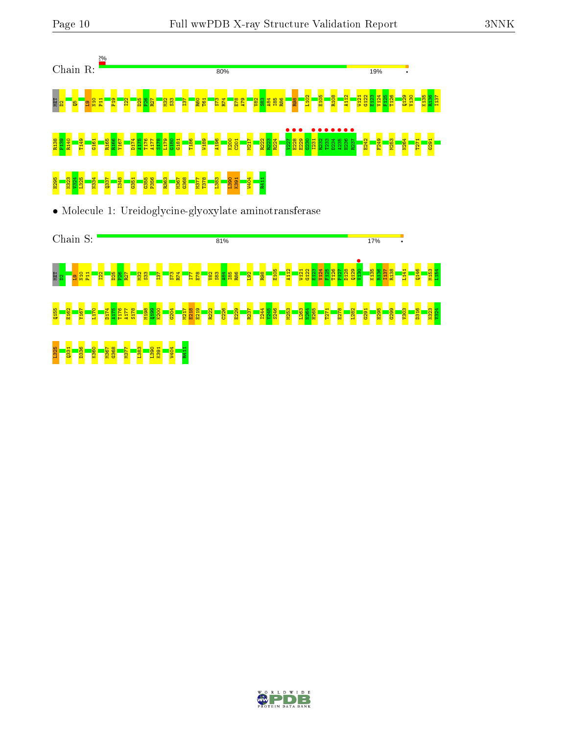Chain R: 2% 80% 19%

MET D2 Q5 L9 N10 P11 P19 I22 D25 P26 R27 M32 S33 I37 R60 T61 S73 R74 E78 A79 V82 S83 A84 I85 R86 R98 L102 E105 R108 A112 W121 G122 E123 V124 F125 T126 Q129 V130 K135 R136 I137

R138 P139 R140 T149 G161 R165 R166 Y167 D174 A175 T176 A177 S178 L179 G180 G181 T186 W189 A196 K200 C201 M217 R222 R223 R224 V227 E228 E229 G230 I231 R232 T233 D234 A235 H236 R237 E242 F249 M253 N264 T271 G291

H295 N323 V324 L325 N334 Q337 I348 G351 G355 P356 R363 M367 G368 M377 T378 L383 L390 K391 W404 R411

• Molecule 1: Ureidoglycine-glyoxylate aminotransferase

Chain S: 81% 17%

MET D2 L9 N10 P11 I22 D25 P26 R27 M32 S33 I37 S73 R74 I77 E78 V82 S83 A84 I85 R86 L92 R98 E105 A112 W121 G122 E123 V124 F125 T126 P127 D128 Q129 V130 K135 R136 I137 R138 I141 Q146 M153 L154

Q155 E162 Y167 L170 D174 A175 T176 A177 S178 M198 Q199 K200 G204 M217 E218 E219 R222 C226 E229 R237 I244 V245 S246 M253 L263 N264 H265 T271 E278 L282 G291 H295 G299 V303 D316 N323 V324

L325 Q331 D336 K360 M367 G368 M377 L383 L390 K391 W404 R411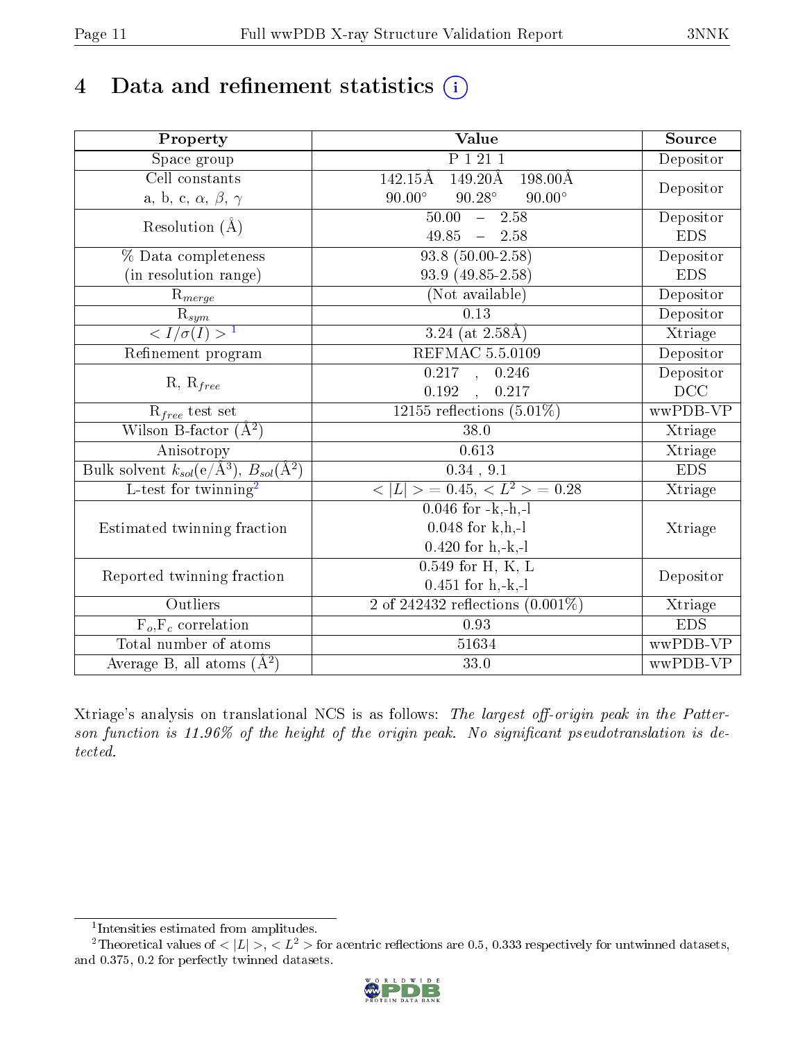# 4 Data and refinement statistics (i)

| Property | Value | Source |
|---|---|---|
| Space group | P 1 21 1 | Depositor |
| Cell constants<br>a, b, c, $\alpha$, $\beta$, $\gamma$ | 142.15Å 149.20Å 198.00Å<br>90.00° 90.28° 90.00° | Depositor |
| Resolution (Å) | 50.00 – 2.58<br>49.85 – 2.58 | Depositor<br>EDS |
| % Data completeness<br>(in resolution range) | 93.8 (50.00-2.58)<br>93.9 (49.85-2.58) | Depositor<br>EDS |
| $R_{merge}$ | (Not available) | Depositor |
| $R_{sym}$ | 0.13 | Depositor |
| $< I/\sigma(I) >$ [1] | 3.24 (at 2.58Å) | Xtriage |
| Refinement program | REFMAC 5.5.0109 | Depositor |
| R, $R_{free}$ | 0.217 , 0.246<br>0.192 , 0.217 | Depositor<br>DCC |
| $R_{free}$ test set | 12155 reflections (5.01%) | wwPDB-VP |
| Wilson B-factor (Å$^2$) | 38.0 | Xtriage |
| Anisotropy | 0.613 | Xtriage |
| Bulk solvent $k_{sol}$(e/Å$^3$), $B_{sol}$(Å$^2$) | 0.34 , 9.1 | EDS |
| L-test for twinning[2] | $< \|L\| > = 0.45$, $< L^2 > = 0.28$ | Xtriage |
| Estimated twinning fraction | 0.046 for -k,-h,-l<br>0.048 for k,h,-l<br>0.420 for h,-k,-l | Xtriage |
| Reported twinning fraction | 0.549 for H, K, L<br>0.451 for h,-k,-l | Depositor |
| Outliers | 2 of 242432 reflections (0.001%) | Xtriage |
| $F_o$,$F_c$ correlation | 0.93 | EDS |
| Total number of atoms | 51634 | wwPDB-VP |
| Average B, all atoms (Å$^2$) | 33.0 | wwPDB-VP |

Xtriage's analysis on translational NCS is as follows: *The largest off-origin peak in the Patterson function is 11.96% of the height of the origin peak. No significant pseudotranslation is detected.*

[1] Intensities estimated from amplitudes.

[2] Theoretical values of $< |L| >$, $< L^2 >$ for acentric reflections are 0.5, 0.333 respectively for untwinned datasets, and 0.375, 0.2 for perfectly twinned datasets.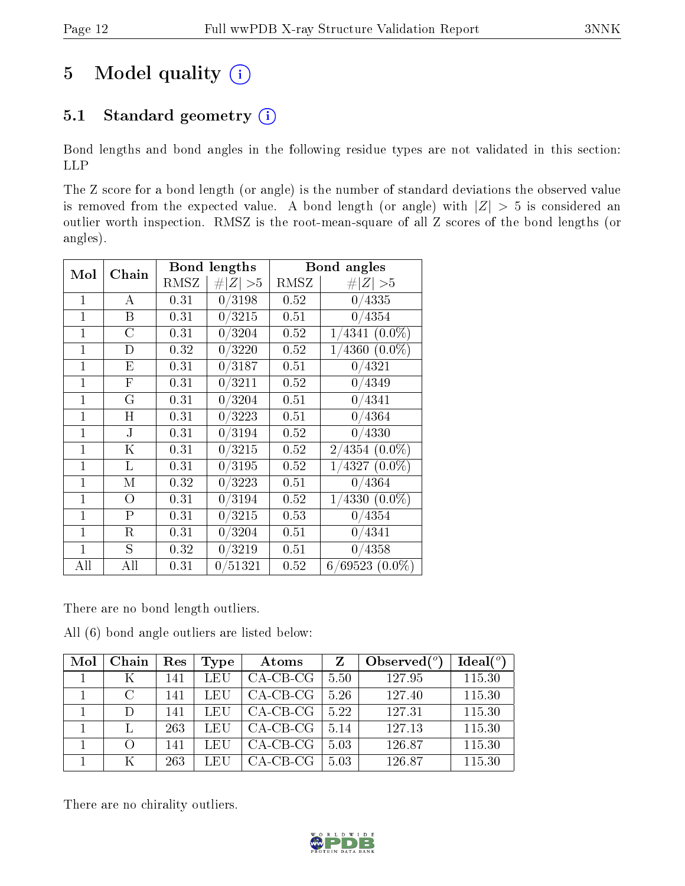# 5 Model quality

## 5.1 Standard geometry

Bond lengths and bond angles in the following residue types are not validated in this section: LLP

The Z score for a bond length (or angle) is the number of standard deviations the observed value is removed from the expected value. A bond length (or angle) with $|Z| > 5$ is considered an outlier worth inspection. RMSZ is the root-mean-square of all Z scores of the bond lengths (or angles).

| Mol | Chain | Bond lengths | | Bond angles | |
|---|---|---|---|---|---|
| | | RMSZ | $\#\|Z\| > 5$ | RMSZ | $\#\|Z\| > 5$ |
| 1 | A | 0.31 | 0/3198 | 0.52 | 0/4335 |
| 1 | B | 0.31 | 0/3215 | 0.51 | 0/4354 |
| 1 | C | 0.31 | 0/3204 | 0.52 | 1/4341 (0.0%) |
| 1 | D | 0.32 | 0/3220 | 0.52 | 1/4360 (0.0%) |
| 1 | E | 0.31 | 0/3187 | 0.51 | 0/4321 |
| 1 | F | 0.31 | 0/3211 | 0.52 | 0/4349 |
| 1 | G | 0.31 | 0/3204 | 0.51 | 0/4341 |
| 1 | H | 0.31 | 0/3223 | 0.51 | 0/4364 |
| 1 | J | 0.31 | 0/3194 | 0.52 | 0/4330 |
| 1 | K | 0.31 | 0/3215 | 0.52 | 2/4354 (0.0%) |
| 1 | L | 0.31 | 0/3195 | 0.52 | 1/4327 (0.0%) |
| 1 | M | 0.32 | 0/3223 | 0.51 | 0/4364 |
| 1 | O | 0.31 | 0/3194 | 0.52 | 1/4330 (0.0%) |
| 1 | P | 0.31 | 0/3215 | 0.53 | 0/4354 |
| 1 | R | 0.31 | 0/3204 | 0.51 | 0/4341 |
| 1 | S | 0.32 | 0/3219 | 0.51 | 0/4358 |
| All | All | 0.31 | 0/51321 | 0.52 | 6/69523 (0.0%) |

There are no bond length outliers.

All (6) bond angle outliers are listed below:

| Mol | Chain | Res | Type | Atoms | Z | Observed($^o$) | Ideal($^o$) |
|---|---|---|---|---|---|---|---|
| 1 | K | 141 | LEU | CA-CB-CG | 5.50 | 127.95 | 115.30 |
| 1 | C | 141 | LEU | CA-CB-CG | 5.26 | 127.40 | 115.30 |
| 1 | D | 141 | LEU | CA-CB-CG | 5.22 | 127.31 | 115.30 |
| 1 | L | 263 | LEU | CA-CB-CG | 5.14 | 127.13 | 115.30 |
| 1 | O | 141 | LEU | CA-CB-CG | 5.03 | 126.87 | 115.30 |
| 1 | K | 263 | LEU | CA-CB-CG | 5.03 | 126.87 | 115.30 |

There are no chirality outliers.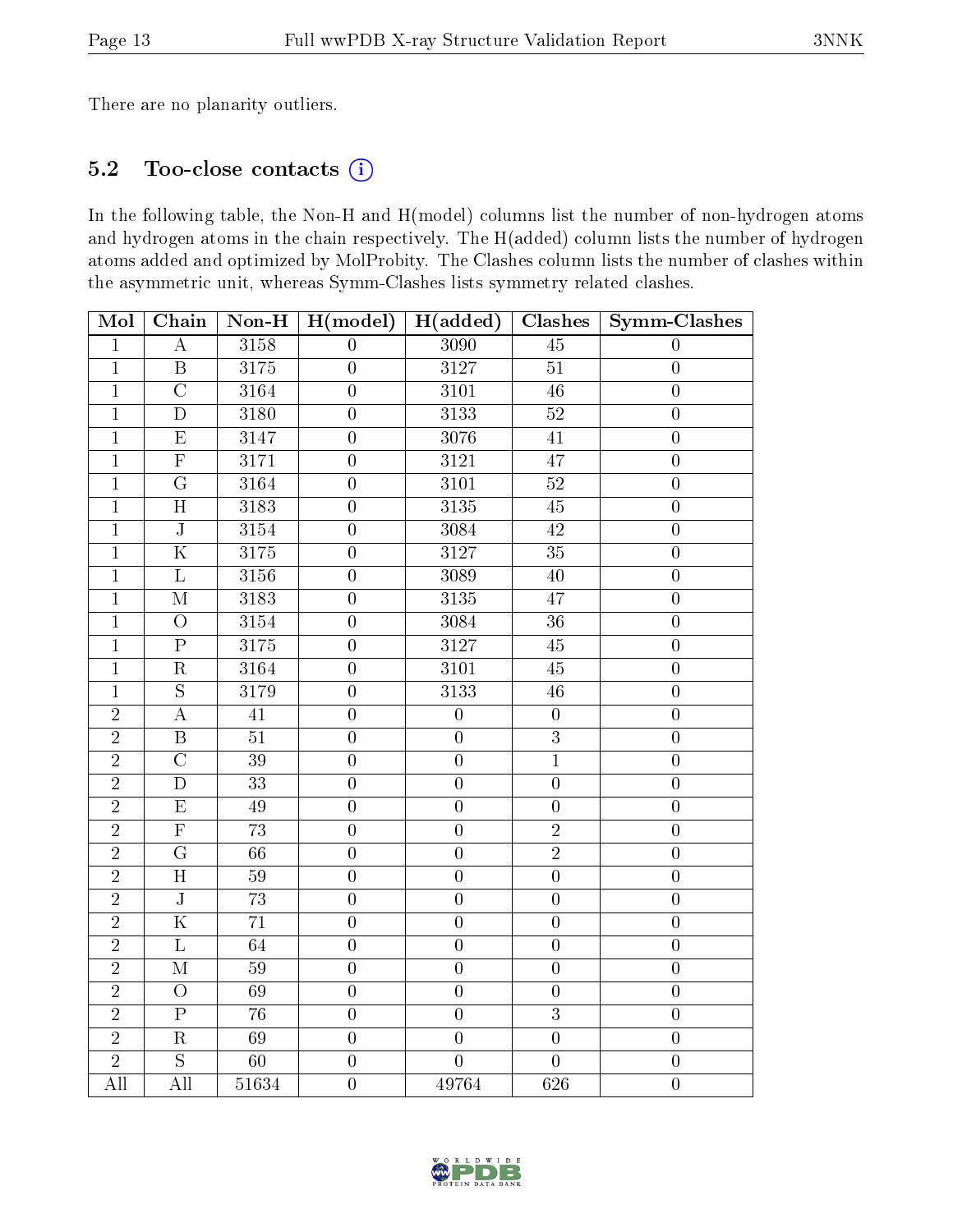There are no planarity outliers.

### 5.2 Too-close contacts (i)

In the following table, the Non-H and H(model) columns list the number of non-hydrogen atoms and hydrogen atoms in the chain respectively. The H(added) column lists the number of hydrogen atoms added and optimized by MolProbity. The Clashes column lists the number of clashes within the asymmetric unit, whereas Symm-Clashes lists symmetry related clashes.

| Mol | Chain | Non-H | H(model) | H(added) | Clashes | Symm-Clashes |
|---|---|---|---|---|---|---|
| 1 | A | 3158 | 0 | 3090 | 45 | 0 |
| 1 | B | 3175 | 0 | 3127 | 51 | 0 |
| 1 | C | 3164 | 0 | 3101 | 46 | 0 |
| 1 | D | 3180 | 0 | 3133 | 52 | 0 |
| 1 | E | 3147 | 0 | 3076 | 41 | 0 |
| 1 | F | 3171 | 0 | 3121 | 47 | 0 |
| 1 | G | 3164 | 0 | 3101 | 52 | 0 |
| 1 | H | 3183 | 0 | 3135 | 45 | 0 |
| 1 | J | 3154 | 0 | 3084 | 42 | 0 |
| 1 | K | 3175 | 0 | 3127 | 35 | 0 |
| 1 | L | 3156 | 0 | 3089 | 40 | 0 |
| 1 | M | 3183 | 0 | 3135 | 47 | 0 |
| 1 | O | 3154 | 0 | 3084 | 36 | 0 |
| 1 | P | 3175 | 0 | 3127 | 45 | 0 |
| 1 | R | 3164 | 0 | 3101 | 45 | 0 |
| 1 | S | 3179 | 0 | 3133 | 46 | 0 |
| 2 | A | 41 | 0 | 0 | 0 | 0 |
| 2 | B | 51 | 0 | 0 | 3 | 0 |
| 2 | C | 39 | 0 | 0 | 1 | 0 |
| 2 | D | 33 | 0 | 0 | 0 | 0 |
| 2 | E | 49 | 0 | 0 | 0 | 0 |
| 2 | F | 73 | 0 | 0 | 2 | 0 |
| 2 | G | 66 | 0 | 0 | 2 | 0 |
| 2 | H | 59 | 0 | 0 | 0 | 0 |
| 2 | J | 73 | 0 | 0 | 0 | 0 |
| 2 | K | 71 | 0 | 0 | 0 | 0 |
| 2 | L | 64 | 0 | 0 | 0 | 0 |
| 2 | M | 59 | 0 | 0 | 0 | 0 |
| 2 | O | 69 | 0 | 0 | 0 | 0 |
| 2 | P | 76 | 0 | 0 | 3 | 0 |
| 2 | R | 69 | 0 | 0 | 0 | 0 |
| 2 | S | 60 | 0 | 0 | 0 | 0 |
| All | All | 51634 | 0 | 49764 | 626 | 0 |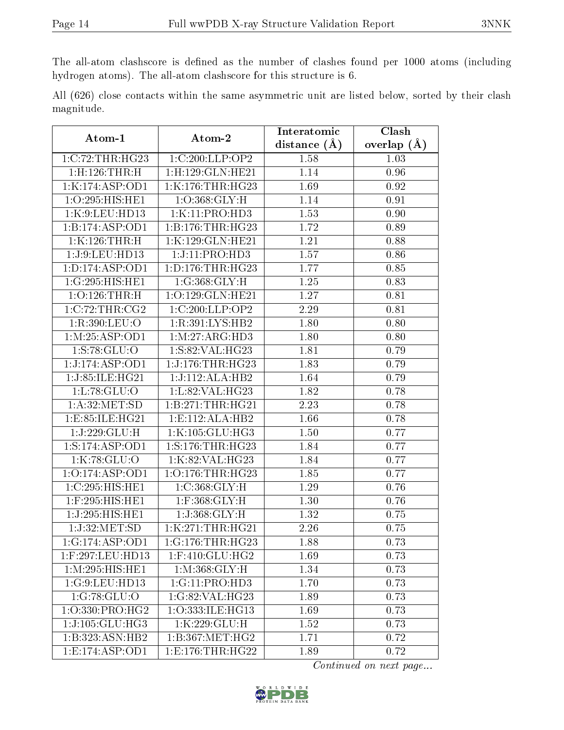The all-atom clashscore is defined as the number of clashes found per 1000 atoms (including hydrogen atoms). The all-atom clashscore for this structure is 6.

All (626) close contacts within the same asymmetric unit are listed below, sorted by their clash magnitude.

| Atom-1 | Atom-2 | Interatomic distance (Å) | Clash overlap (Å) |
|---|---|---|---|
| 1:C:72:THR:HG23 | 1:C:200:LLP:OP2 | 1.58 | 1.03 |
| 1:H:126:THR:H | 1:H:129:GLN:HE21 | 1.14 | 0.96 |
| 1:K:174:ASP:OD1 | 1:K:176:THR:HG23 | 1.69 | 0.92 |
| 1:O:295:HIS:HE1 | 1:O:368:GLY:H | 1.14 | 0.91 |
| 1:K:9:LEU:HD13 | 1:K:11:PRO:HD3 | 1.53 | 0.90 |
| 1:B:174:ASP:OD1 | 1:B:176:THR:HG23 | 1.72 | 0.89 |
| 1:K:126:THR:H | 1:K:129:GLN:HE21 | 1.21 | 0.88 |
| 1:J:9:LEU:HD13 | 1:J:11:PRO:HD3 | 1.57 | 0.86 |
| 1:D:174:ASP:OD1 | 1:D:176:THR:HG23 | 1.77 | 0.85 |
| 1:G:295:HIS:HE1 | 1:G:368:GLY:H | 1.25 | 0.83 |
| 1:O:126:THR:H | 1:O:129:GLN:HE21 | 1.27 | 0.81 |
| 1:C:72:THR:CG2 | 1:C:200:LLP:OP2 | 2.29 | 0.81 |
| 1:R:390:LEU:O | 1:R:391:LYS:HB2 | 1.80 | 0.80 |
| 1:M:25:ASP:OD1 | 1:M:27:ARG:HD3 | 1.80 | 0.80 |
| 1:S:78:GLU:O | 1:S:82:VAL:HG23 | 1.81 | 0.79 |
| 1:J:174:ASP:OD1 | 1:J:176:THR:HG23 | 1.83 | 0.79 |
| 1:J:85:ILE:HG21 | 1:J:112:ALA:HB2 | 1.64 | 0.79 |
| 1:L:78:GLU:O | 1:L:82:VAL:HG23 | 1.82 | 0.78 |
| 1:A:32:MET:SD | 1:B:271:THR:HG21 | 2.23 | 0.78 |
| 1:E:85:ILE:HG21 | 1:E:112:ALA:HB2 | 1.66 | 0.78 |
| 1:J:229:GLU:H | 1:K:105:GLU:HG3 | 1.50 | 0.77 |
| 1:S:174:ASP:OD1 | 1:S:176:THR:HG23 | 1.84 | 0.77 |
| 1:K:78:GLU:O | 1:K:82:VAL:HG23 | 1.84 | 0.77 |
| 1:O:174:ASP:OD1 | 1:O:176:THR:HG23 | 1.85 | 0.77 |
| 1:C:295:HIS:HE1 | 1:C:368:GLY:H | 1.29 | 0.76 |
| 1:F:295:HIS:HE1 | 1:F:368:GLY:H | 1.30 | 0.76 |
| 1:J:295:HIS:HE1 | 1:J:368:GLY:H | 1.32 | 0.75 |
| 1:J:32:MET:SD | 1:K:271:THR:HG21 | 2.26 | 0.75 |
| 1:G:174:ASP:OD1 | 1:G:176:THR:HG23 | 1.88 | 0.73 |
| 1:F:297:LEU:HD13 | 1:F:410:GLU:HG2 | 1.69 | 0.73 |
| 1:M:295:HIS:HE1 | 1:M:368:GLY:H | 1.34 | 0.73 |
| 1:G:9:LEU:HD13 | 1:G:11:PRO:HD3 | 1.70 | 0.73 |
| 1:G:78:GLU:O | 1:G:82:VAL:HG23 | 1.89 | 0.73 |
| 1:O:330:PRO:HG2 | 1:O:333:ILE:HG13 | 1.69 | 0.73 |
| 1:J:105:GLU:HG3 | 1:K:229:GLU:H | 1.52 | 0.73 |
| 1:B:323:ASN:HB2 | 1:B:367:MET:HG2 | 1.71 | 0.72 |
| 1:E:174:ASP:OD1 | 1:E:176:THR:HG22 | 1.89 | 0.72 |

*Continued on next page...*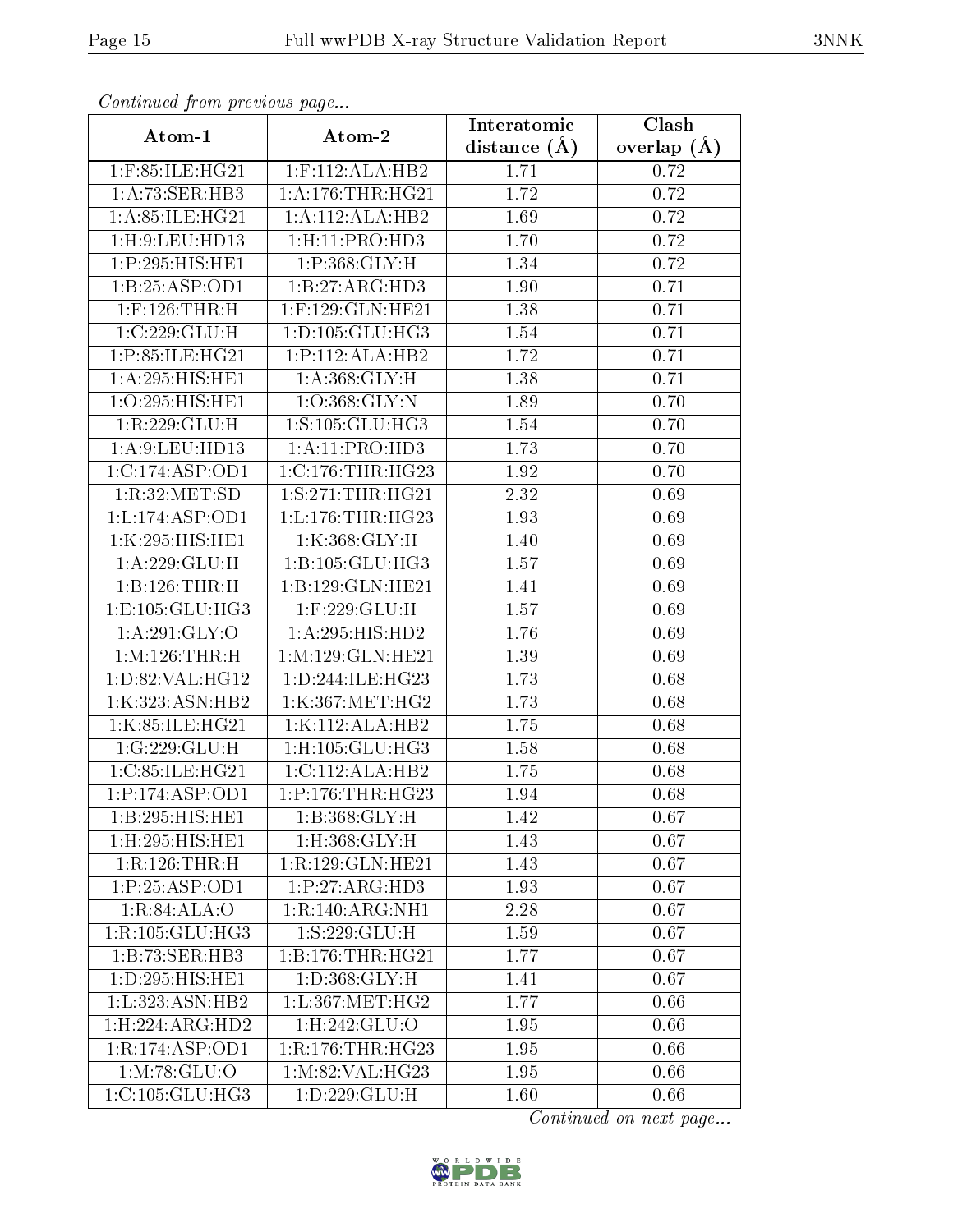*Continued from previous page...*

| Atom-1 | Atom-2 | Interatomic distance (Å) | Clash overlap (Å) |
|---|---|---|---|
| 1:F:85:ILE:HG21 | 1:F:112:ALA:HB2 | 1.71 | 0.72 |
| 1:A:73:SER:HB3 | 1:A:176:THR:HG21 | 1.72 | 0.72 |
| 1:A:85:ILE:HG21 | 1:A:112:ALA:HB2 | 1.69 | 0.72 |
| 1:H:9:LEU:HD13 | 1:H:11:PRO:HD3 | 1.70 | 0.72 |
| 1:P:295:HIS:HE1 | 1:P:368:GLY:H | 1.34 | 0.72 |
| 1:B:25:ASP:OD1 | 1:B:27:ARG:HD3 | 1.90 | 0.71 |
| 1:F:126:THR:H | 1:F:129:GLN:HE21 | 1.38 | 0.71 |
| 1:C:229:GLU:H | 1:D:105:GLU:HG3 | 1.54 | 0.71 |
| 1:P:85:ILE:HG21 | 1:P:112:ALA:HB2 | 1.72 | 0.71 |
| 1:A:295:HIS:HE1 | 1:A:368:GLY:H | 1.38 | 0.71 |
| 1:O:295:HIS:HE1 | 1:O:368:GLY:N | 1.89 | 0.70 |
| 1:R:229:GLU:H | 1:S:105:GLU:HG3 | 1.54 | 0.70 |
| 1:A:9:LEU:HD13 | 1:A:11:PRO:HD3 | 1.73 | 0.70 |
| 1:C:174:ASP:OD1 | 1:C:176:THR:HG23 | 1.92 | 0.70 |
| 1:R:32:MET:SD | 1:S:271:THR:HG21 | 2.32 | 0.69 |
| 1:L:174:ASP:OD1 | 1:L:176:THR:HG23 | 1.93 | 0.69 |
| 1:K:295:HIS:HE1 | 1:K:368:GLY:H | 1.40 | 0.69 |
| 1:A:229:GLU:H | 1:B:105:GLU:HG3 | 1.57 | 0.69 |
| 1:B:126:THR:H | 1:B:129:GLN:HE21 | 1.41 | 0.69 |
| 1:E:105:GLU:HG3 | 1:F:229:GLU:H | 1.57 | 0.69 |
| 1:A:291:GLY:O | 1:A:295:HIS:HD2 | 1.76 | 0.69 |
| 1:M:126:THR:H | 1:M:129:GLN:HE21 | 1.39 | 0.69 |
| 1:D:82:VAL:HG12 | 1:D:244:ILE:HG23 | 1.73 | 0.68 |
| 1:K:323:ASN:HB2 | 1:K:367:MET:HG2 | 1.73 | 0.68 |
| 1:K:85:ILE:HG21 | 1:K:112:ALA:HB2 | 1.75 | 0.68 |
| 1:G:229:GLU:H | 1:H:105:GLU:HG3 | 1.58 | 0.68 |
| 1:C:85:ILE:HG21 | 1:C:112:ALA:HB2 | 1.75 | 0.68 |
| 1:P:174:ASP:OD1 | 1:P:176:THR:HG23 | 1.94 | 0.68 |
| 1:B:295:HIS:HE1 | 1:B:368:GLY:H | 1.42 | 0.67 |
| 1:H:295:HIS:HE1 | 1:H:368:GLY:H | 1.43 | 0.67 |
| 1:R:126:THR:H | 1:R:129:GLN:HE21 | 1.43 | 0.67 |
| 1:P:25:ASP:OD1 | 1:P:27:ARG:HD3 | 1.93 | 0.67 |
| 1:R:84:ALA:O | 1:R:140:ARG:NH1 | 2.28 | 0.67 |
| 1:R:105:GLU:HG3 | 1:S:229:GLU:H | 1.59 | 0.67 |
| 1:B:73:SER:HB3 | 1:B:176:THR:HG21 | 1.77 | 0.67 |
| 1:D:295:HIS:HE1 | 1:D:368:GLY:H | 1.41 | 0.67 |
| 1:L:323:ASN:HB2 | 1:L:367:MET:HG2 | 1.77 | 0.66 |
| 1:H:224:ARG:HD2 | 1:H:242:GLU:O | 1.95 | 0.66 |
| 1:R:174:ASP:OD1 | 1:R:176:THR:HG23 | 1.95 | 0.66 |
| 1:M:78:GLU:O | 1:M:82:VAL:HG23 | 1.95 | 0.66 |
| 1:C:105:GLU:HG3 | 1:D:229:GLU:H | 1.60 | 0.66 |

*Continued on next page...*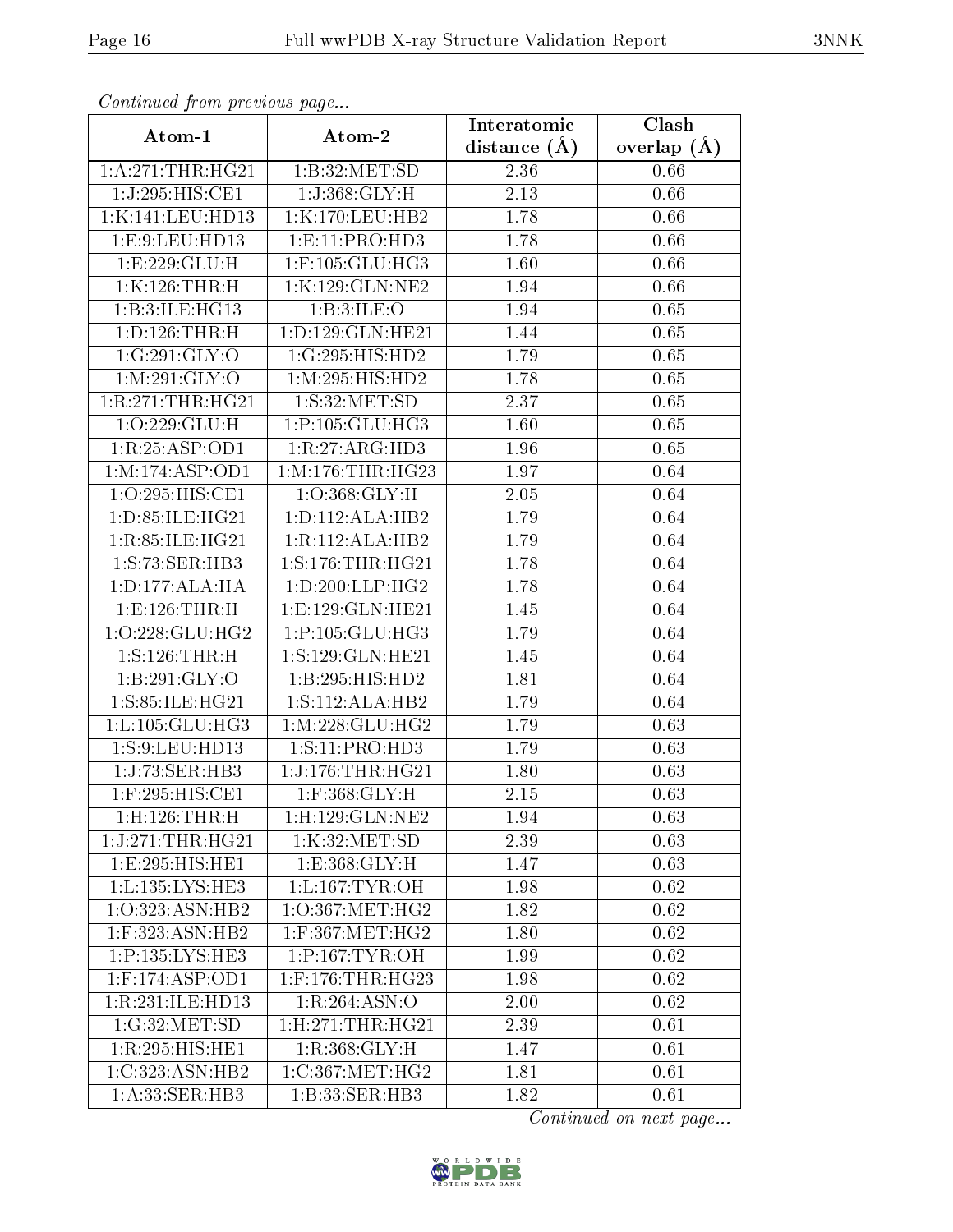*Continued from previous page...*

| Atom-1 | Atom-2 | Interatomic distance (Å) | Clash overlap (Å) |
|---|---|---|---|
| 1:A:271:THR:HG21 | 1:B:32:MET:SD | 2.36 | 0.66 |
| 1:J:295:HIS:CE1 | 1:J:368:GLY:H | 2.13 | 0.66 |
| 1:K:141:LEU:HD13 | 1:K:170:LEU:HB2 | 1.78 | 0.66 |
| 1:E:9:LEU:HD13 | 1:E:11:PRO:HD3 | 1.78 | 0.66 |
| 1:E:229:GLU:H | 1:F:105:GLU:HG3 | 1.60 | 0.66 |
| 1:K:126:THR:H | 1:K:129:GLN:NE2 | 1.94 | 0.66 |
| 1:B:3:ILE:HG13 | 1:B:3:ILE:O | 1.94 | 0.65 |
| 1:D:126:THR:H | 1:D:129:GLN:HE21 | 1.44 | 0.65 |
| 1:G:291:GLY:O | 1:G:295:HIS:HD2 | 1.79 | 0.65 |
| 1:M:291:GLY:O | 1:M:295:HIS:HD2 | 1.78 | 0.65 |
| 1:R:271:THR:HG21 | 1:S:32:MET:SD | 2.37 | 0.65 |
| 1:O:229:GLU:H | 1:P:105:GLU:HG3 | 1.60 | 0.65 |
| 1:R:25:ASP:OD1 | 1:R:27:ARG:HD3 | 1.96 | 0.65 |
| 1:M:174:ASP:OD1 | 1:M:176:THR:HG23 | 1.97 | 0.64 |
| 1:O:295:HIS:CE1 | 1:O:368:GLY:H | 2.05 | 0.64 |
| 1:D:85:ILE:HG21 | 1:D:112:ALA:HB2 | 1.79 | 0.64 |
| 1:R:85:ILE:HG21 | 1:R:112:ALA:HB2 | 1.79 | 0.64 |
| 1:S:73:SER:HB3 | 1:S:176:THR:HG21 | 1.78 | 0.64 |
| 1:D:177:ALA:HA | 1:D:200:LLP:HG2 | 1.78 | 0.64 |
| 1:E:126:THR:H | 1:E:129:GLN:HE21 | 1.45 | 0.64 |
| 1:O:228:GLU:HG2 | 1:P:105:GLU:HG3 | 1.79 | 0.64 |
| 1:S:126:THR:H | 1:S:129:GLN:HE21 | 1.45 | 0.64 |
| 1:B:291:GLY:O | 1:B:295:HIS:HD2 | 1.81 | 0.64 |
| 1:S:85:ILE:HG21 | 1:S:112:ALA:HB2 | 1.79 | 0.64 |
| 1:L:105:GLU:HG3 | 1:M:228:GLU:HG2 | 1.79 | 0.63 |
| 1:S:9:LEU:HD13 | 1:S:11:PRO:HD3 | 1.79 | 0.63 |
| 1:J:73:SER:HB3 | 1:J:176:THR:HG21 | 1.80 | 0.63 |
| 1:F:295:HIS:CE1 | 1:F:368:GLY:H | 2.15 | 0.63 |
| 1:H:126:THR:H | 1:H:129:GLN:NE2 | 1.94 | 0.63 |
| 1:J:271:THR:HG21 | 1:K:32:MET:SD | 2.39 | 0.63 |
| 1:E:295:HIS:HE1 | 1:E:368:GLY:H | 1.47 | 0.63 |
| 1:L:135:LYS:HE3 | 1:L:167:TYR:OH | 1.98 | 0.62 |
| 1:O:323:ASN:HB2 | 1:O:367:MET:HG2 | 1.82 | 0.62 |
| 1:F:323:ASN:HB2 | 1:F:367:MET:HG2 | 1.80 | 0.62 |
| 1:P:135:LYS:HE3 | 1:P:167:TYR:OH | 1.99 | 0.62 |
| 1:F:174:ASP:OD1 | 1:F:176:THR:HG23 | 1.98 | 0.62 |
| 1:R:231:ILE:HD13 | 1:R:264:ASN:O | 2.00 | 0.62 |
| 1:G:32:MET:SD | 1:H:271:THR:HG21 | 2.39 | 0.61 |
| 1:R:295:HIS:HE1 | 1:R:368:GLY:H | 1.47 | 0.61 |
| 1:C:323:ASN:HB2 | 1:C:367:MET:HG2 | 1.81 | 0.61 |
| 1:A:33:SER:HB3 | 1:B:33:SER:HB3 | 1.82 | 0.61 |

*Continued on next page...*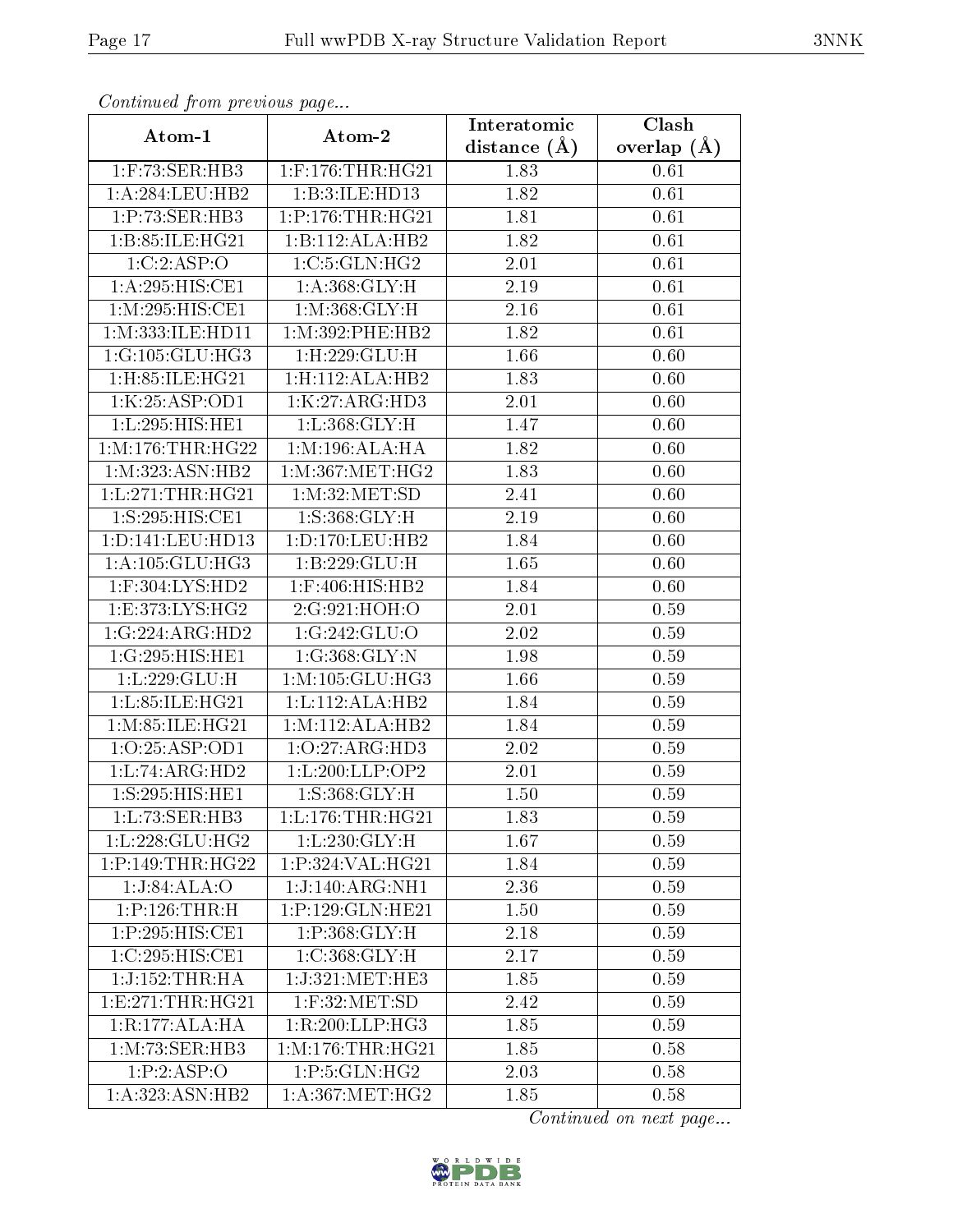*Continued from previous page...*

| Atom-1 | Atom-2 | Interatomic distance (Å) | Clash overlap (Å) |
|---|---|---|---|
| 1:F:73:SER:HB3 | 1:F:176:THR:HG21 | 1.83 | 0.61 |
| 1:A:284:LEU:HB2 | 1:B:3:ILE:HD13 | 1.82 | 0.61 |
| 1:P:73:SER:HB3 | 1:P:176:THR:HG21 | 1.81 | 0.61 |
| 1:B:85:ILE:HG21 | 1:B:112:ALA:HB2 | 1.82 | 0.61 |
| 1:C:2:ASP:O | 1:C:5:GLN:HG2 | 2.01 | 0.61 |
| 1:A:295:HIS:CE1 | 1:A:368:GLY:H | 2.19 | 0.61 |
| 1:M:295:HIS:CE1 | 1:M:368:GLY:H | 2.16 | 0.61 |
| 1:M:333:ILE:HD11 | 1:M:392:PHE:HB2 | 1.82 | 0.61 |
| 1:G:105:GLU:HG3 | 1:H:229:GLU:H | 1.66 | 0.60 |
| 1:H:85:ILE:HG21 | 1:H:112:ALA:HB2 | 1.83 | 0.60 |
| 1:K:25:ASP:OD1 | 1:K:27:ARG:HD3 | 2.01 | 0.60 |
| 1:L:295:HIS:HE1 | 1:L:368:GLY:H | 1.47 | 0.60 |
| 1:M:176:THR:HG22 | 1:M:196:ALA:HA | 1.82 | 0.60 |
| 1:M:323:ASN:HB2 | 1:M:367:MET:HG2 | 1.83 | 0.60 |
| 1:L:271:THR:HG21 | 1:M:32:MET:SD | 2.41 | 0.60 |
| 1:S:295:HIS:CE1 | 1:S:368:GLY:H | 2.19 | 0.60 |
| 1:D:141:LEU:HD13 | 1:D:170:LEU:HB2 | 1.84 | 0.60 |
| 1:A:105:GLU:HG3 | 1:B:229:GLU:H | 1.65 | 0.60 |
| 1:F:304:LYS:HD2 | 1:F:406:HIS:HB2 | 1.84 | 0.60 |
| 1:E:373:LYS:HG2 | 2:G:921:HOH:O | 2.01 | 0.59 |
| 1:G:224:ARG:HD2 | 1:G:242:GLU:O | 2.02 | 0.59 |
| 1:G:295:HIS:HE1 | 1:G:368:GLY:N | 1.98 | 0.59 |
| 1:L:229:GLU:H | 1:M:105:GLU:HG3 | 1.66 | 0.59 |
| 1:L:85:ILE:HG21 | 1:L:112:ALA:HB2 | 1.84 | 0.59 |
| 1:M:85:ILE:HG21 | 1:M:112:ALA:HB2 | 1.84 | 0.59 |
| 1:O:25:ASP:OD1 | 1:O:27:ARG:HD3 | 2.02 | 0.59 |
| 1:L:74:ARG:HD2 | 1:L:200:LLP:OP2 | 2.01 | 0.59 |
| 1:S:295:HIS:HE1 | 1:S:368:GLY:H | 1.50 | 0.59 |
| 1:L:73:SER:HB3 | 1:L:176:THR:HG21 | 1.83 | 0.59 |
| 1:L:228:GLU:HG2 | 1:L:230:GLY:H | 1.67 | 0.59 |
| 1:P:149:THR:HG22 | 1:P:324:VAL:HG21 | 1.84 | 0.59 |
| 1:J:84:ALA:O | 1:J:140:ARG:NH1 | 2.36 | 0.59 |
| 1:P:126:THR:H | 1:P:129:GLN:HE21 | 1.50 | 0.59 |
| 1:P:295:HIS:CE1 | 1:P:368:GLY:H | 2.18 | 0.59 |
| 1:C:295:HIS:CE1 | 1:C:368:GLY:H | 2.17 | 0.59 |
| 1:J:152:THR:HA | 1:J:321:MET:HE3 | 1.85 | 0.59 |
| 1:E:271:THR:HG21 | 1:F:32:MET:SD | 2.42 | 0.59 |
| 1:R:177:ALA:HA | 1:R:200:LLP:HG3 | 1.85 | 0.59 |
| 1:M:73:SER:HB3 | 1:M:176:THR:HG21 | 1.85 | 0.58 |
| 1:P:2:ASP:O | 1:P:5:GLN:HG2 | 2.03 | 0.58 |
| 1:A:323:ASN:HB2 | 1:A:367:MET:HG2 | 1.85 | 0.58 |

*Continued on next page...*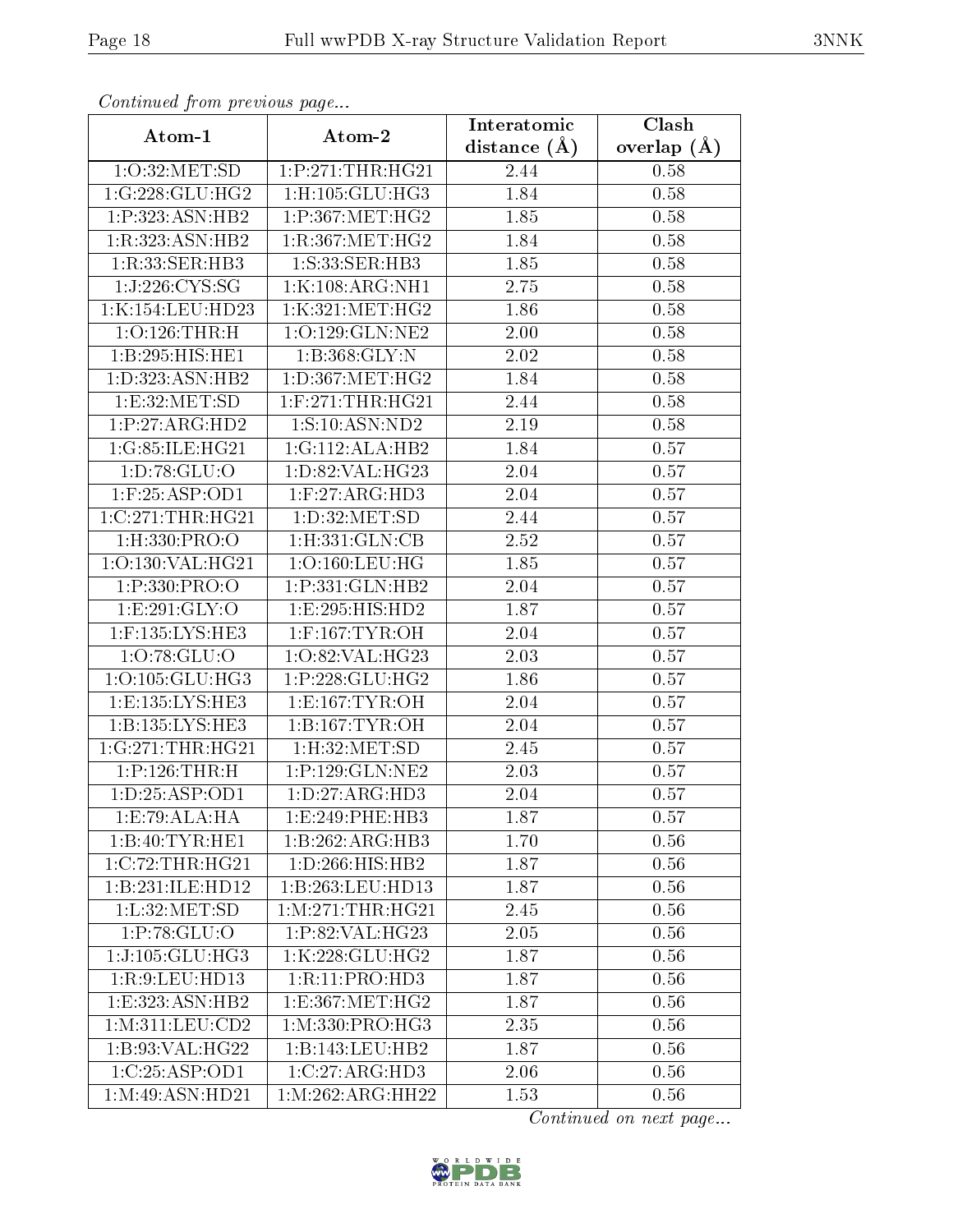*Continued from previous page...*

| Atom-1 | Atom-2 | Interatomic distance (Å) | Clash overlap (Å) |
|---|---|---|---|
| 1:O:32:MET:SD | 1:P:271:THR:HG21 | 2.44 | 0.58 |
| 1:G:228:GLU:HG2 | 1:H:105:GLU:HG3 | 1.84 | 0.58 |
| 1:P:323:ASN:HB2 | 1:P:367:MET:HG2 | 1.85 | 0.58 |
| 1:R:323:ASN:HB2 | 1:R:367:MET:HG2 | 1.84 | 0.58 |
| 1:R:33:SER:HB3 | 1:S:33:SER:HB3 | 1.85 | 0.58 |
| 1:J:226:CYS:SG | 1:K:108:ARG:NH1 | 2.75 | 0.58 |
| 1:K:154:LEU:HD23 | 1:K:321:MET:HG2 | 1.86 | 0.58 |
| 1:O:126:THR:H | 1:O:129:GLN:NE2 | 2.00 | 0.58 |
| 1:B:295:HIS:HE1 | 1:B:368:GLY:N | 2.02 | 0.58 |
| 1:D:323:ASN:HB2 | 1:D:367:MET:HG2 | 1.84 | 0.58 |
| 1:E:32:MET:SD | 1:F:271:THR:HG21 | 2.44 | 0.58 |
| 1:P:27:ARG:HD2 | 1:S:10:ASN:ND2 | 2.19 | 0.58 |
| 1:G:85:ILE:HG21 | 1:G:112:ALA:HB2 | 1.84 | 0.57 |
| 1:D:78:GLU:O | 1:D:82:VAL:HG23 | 2.04 | 0.57 |
| 1:F:25:ASP:OD1 | 1:F:27:ARG:HD3 | 2.04 | 0.57 |
| 1:C:271:THR:HG21 | 1:D:32:MET:SD | 2.44 | 0.57 |
| 1:H:330:PRO:O | 1:H:331:GLN:CB | 2.52 | 0.57 |
| 1:O:130:VAL:HG21 | 1:O:160:LEU:HG | 1.85 | 0.57 |
| 1:P:330:PRO:O | 1:P:331:GLN:HB2 | 2.04 | 0.57 |
| 1:E:291:GLY:O | 1:E:295:HIS:HD2 | 1.87 | 0.57 |
| 1:F:135:LYS:HE3 | 1:F:167:TYR:OH | 2.04 | 0.57 |
| 1:O:78:GLU:O | 1:O:82:VAL:HG23 | 2.03 | 0.57 |
| 1:O:105:GLU:HG3 | 1:P:228:GLU:HG2 | 1.86 | 0.57 |
| 1:E:135:LYS:HE3 | 1:E:167:TYR:OH | 2.04 | 0.57 |
| 1:B:135:LYS:HE3 | 1:B:167:TYR:OH | 2.04 | 0.57 |
| 1:G:271:THR:HG21 | 1:H:32:MET:SD | 2.45 | 0.57 |
| 1:P:126:THR:H | 1:P:129:GLN:NE2 | 2.03 | 0.57 |
| 1:D:25:ASP:OD1 | 1:D:27:ARG:HD3 | 2.04 | 0.57 |
| 1:E:79:ALA:HA | 1:E:249:PHE:HB3 | 1.87 | 0.57 |
| 1:B:40:TYR:HE1 | 1:B:262:ARG:HB3 | 1.70 | 0.56 |
| 1:C:72:THR:HG21 | 1:D:266:HIS:HB2 | 1.87 | 0.56 |
| 1:B:231:ILE:HD12 | 1:B:263:LEU:HD13 | 1.87 | 0.56 |
| 1:L:32:MET:SD | 1:M:271:THR:HG21 | 2.45 | 0.56 |
| 1:P:78:GLU:O | 1:P:82:VAL:HG23 | 2.05 | 0.56 |
| 1:J:105:GLU:HG3 | 1:K:228:GLU:HG2 | 1.87 | 0.56 |
| 1:R:9:LEU:HD13 | 1:R:11:PRO:HD3 | 1.87 | 0.56 |
| 1:E:323:ASN:HB2 | 1:E:367:MET:HG2 | 1.87 | 0.56 |
| 1:M:311:LEU:CD2 | 1:M:330:PRO:HG3 | 2.35 | 0.56 |
| 1:B:93:VAL:HG22 | 1:B:143:LEU:HB2 | 1.87 | 0.56 |
| 1:C:25:ASP:OD1 | 1:C:27:ARG:HD3 | 2.06 | 0.56 |
| 1:M:49:ASN:HD21 | 1:M:262:ARG:HH22 | 1.53 | 0.56 |

*Continued on next page...*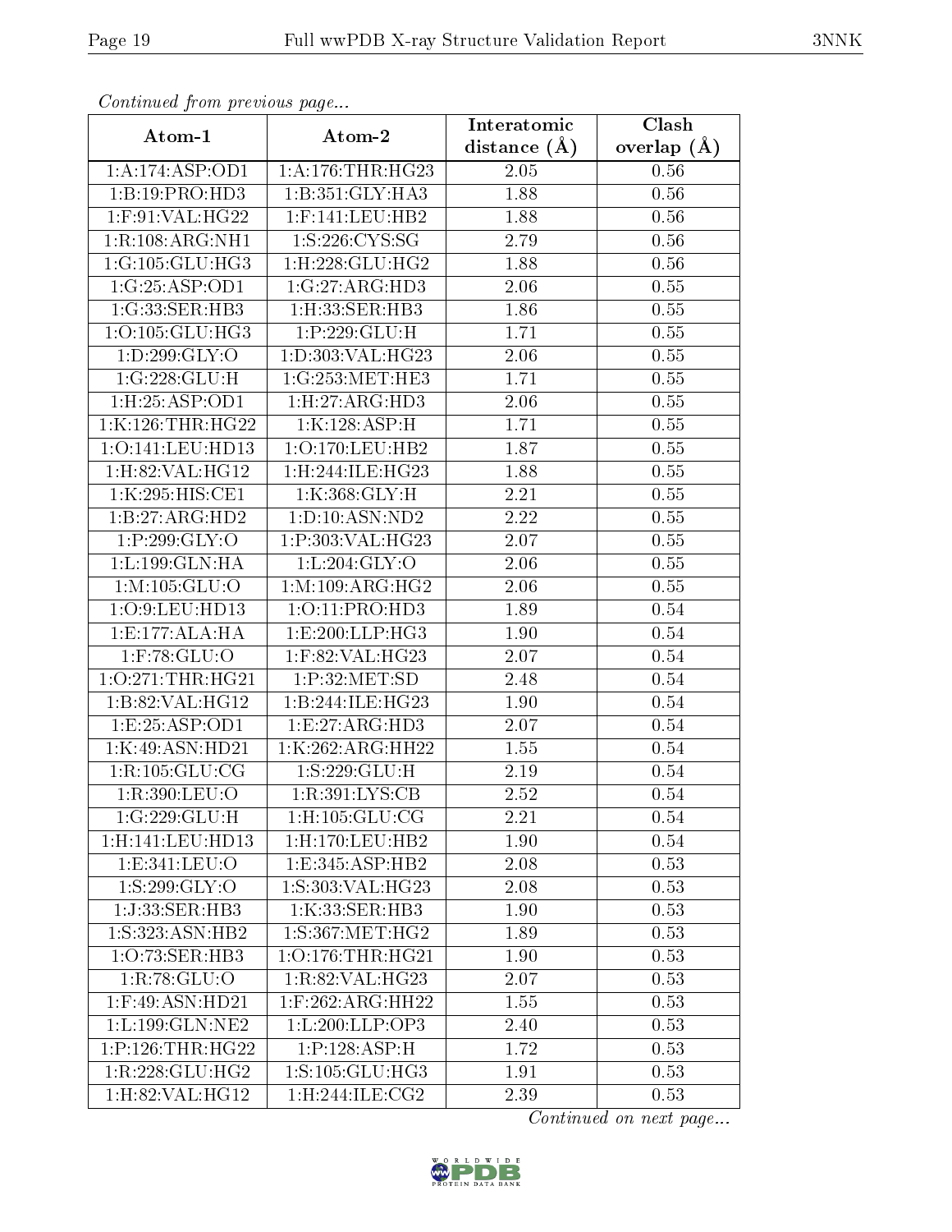*Continued from previous page...*

| Atom-1 | Atom-2 | Interatomic distance (Å) | Clash overlap (Å) |
|---|---|---|---|
| 1:A:174:ASP:OD1 | 1:A:176:THR:HG23 | 2.05 | 0.56 |
| 1:B:19:PRO:HD3 | 1:B:351:GLY:HA3 | 1.88 | 0.56 |
| 1:F:91:VAL:HG22 | 1:F:141:LEU:HB2 | 1.88 | 0.56 |
| 1:R:108:ARG:NH1 | 1:S:226:CYS:SG | 2.79 | 0.56 |
| 1:G:105:GLU:HG3 | 1:H:228:GLU:HG2 | 1.88 | 0.56 |
| 1:G:25:ASP:OD1 | 1:G:27:ARG:HD3 | 2.06 | 0.55 |
| 1:G:33:SER:HB3 | 1:H:33:SER:HB3 | 1.86 | 0.55 |
| 1:O:105:GLU:HG3 | 1:P:229:GLU:H | 1.71 | 0.55 |
| 1:D:299:GLY:O | 1:D:303:VAL:HG23 | 2.06 | 0.55 |
| 1:G:228:GLU:H | 1:G:253:MET:HE3 | 1.71 | 0.55 |
| 1:H:25:ASP:OD1 | 1:H:27:ARG:HD3 | 2.06 | 0.55 |
| 1:K:126:THR:HG22 | 1:K:128:ASP:H | 1.71 | 0.55 |
| 1:O:141:LEU:HD13 | 1:O:170:LEU:HB2 | 1.87 | 0.55 |
| 1:H:82:VAL:HG12 | 1:H:244:ILE:HG23 | 1.88 | 0.55 |
| 1:K:295:HIS:CE1 | 1:K:368:GLY:H | 2.21 | 0.55 |
| 1:B:27:ARG:HD2 | 1:D:10:ASN:ND2 | 2.22 | 0.55 |
| 1:P:299:GLY:O | 1:P:303:VAL:HG23 | 2.07 | 0.55 |
| 1:L:199:GLN:HA | 1:L:204:GLY:O | 2.06 | 0.55 |
| 1:M:105:GLU:O | 1:M:109:ARG:HG2 | 2.06 | 0.55 |
| 1:O:9:LEU:HD13 | 1:O:11:PRO:HD3 | 1.89 | 0.54 |
| 1:E:177:ALA:HA | 1:E:200:LLP:HG3 | 1.90 | 0.54 |
| 1:F:78:GLU:O | 1:F:82:VAL:HG23 | 2.07 | 0.54 |
| 1:O:271:THR:HG21 | 1:P:32:MET:SD | 2.48 | 0.54 |
| 1:B:82:VAL:HG12 | 1:B:244:ILE:HG23 | 1.90 | 0.54 |
| 1:E:25:ASP:OD1 | 1:E:27:ARG:HD3 | 2.07 | 0.54 |
| 1:K:49:ASN:HD21 | 1:K:262:ARG:HH22 | 1.55 | 0.54 |
| 1:R:105:GLU:CG | 1:S:229:GLU:H | 2.19 | 0.54 |
| 1:R:390:LEU:O | 1:R:391:LYS:CB | 2.52 | 0.54 |
| 1:G:229:GLU:H | 1:H:105:GLU:CG | 2.21 | 0.54 |
| 1:H:141:LEU:HD13 | 1:H:170:LEU:HB2 | 1.90 | 0.54 |
| 1:E:341:LEU:O | 1:E:345:ASP:HB2 | 2.08 | 0.53 |
| 1:S:299:GLY:O | 1:S:303:VAL:HG23 | 2.08 | 0.53 |
| 1:J:33:SER:HB3 | 1:K:33:SER:HB3 | 1.90 | 0.53 |
| 1:S:323:ASN:HB2 | 1:S:367:MET:HG2 | 1.89 | 0.53 |
| 1:O:73:SER:HB3 | 1:O:176:THR:HG21 | 1.90 | 0.53 |
| 1:R:78:GLU:O | 1:R:82:VAL:HG23 | 2.07 | 0.53 |
| 1:F:49:ASN:HD21 | 1:F:262:ARG:HH22 | 1.55 | 0.53 |
| 1:L:199:GLN:NE2 | 1:L:200:LLP:OP3 | 2.40 | 0.53 |
| 1:P:126:THR:HG22 | 1:P:128:ASP:H | 1.72 | 0.53 |
| 1:R:228:GLU:HG2 | 1:S:105:GLU:HG3 | 1.91 | 0.53 |
| 1:H:82:VAL:HG12 | 1:H:244:ILE:CG2 | 2.39 | 0.53 |

*Continued on next page...*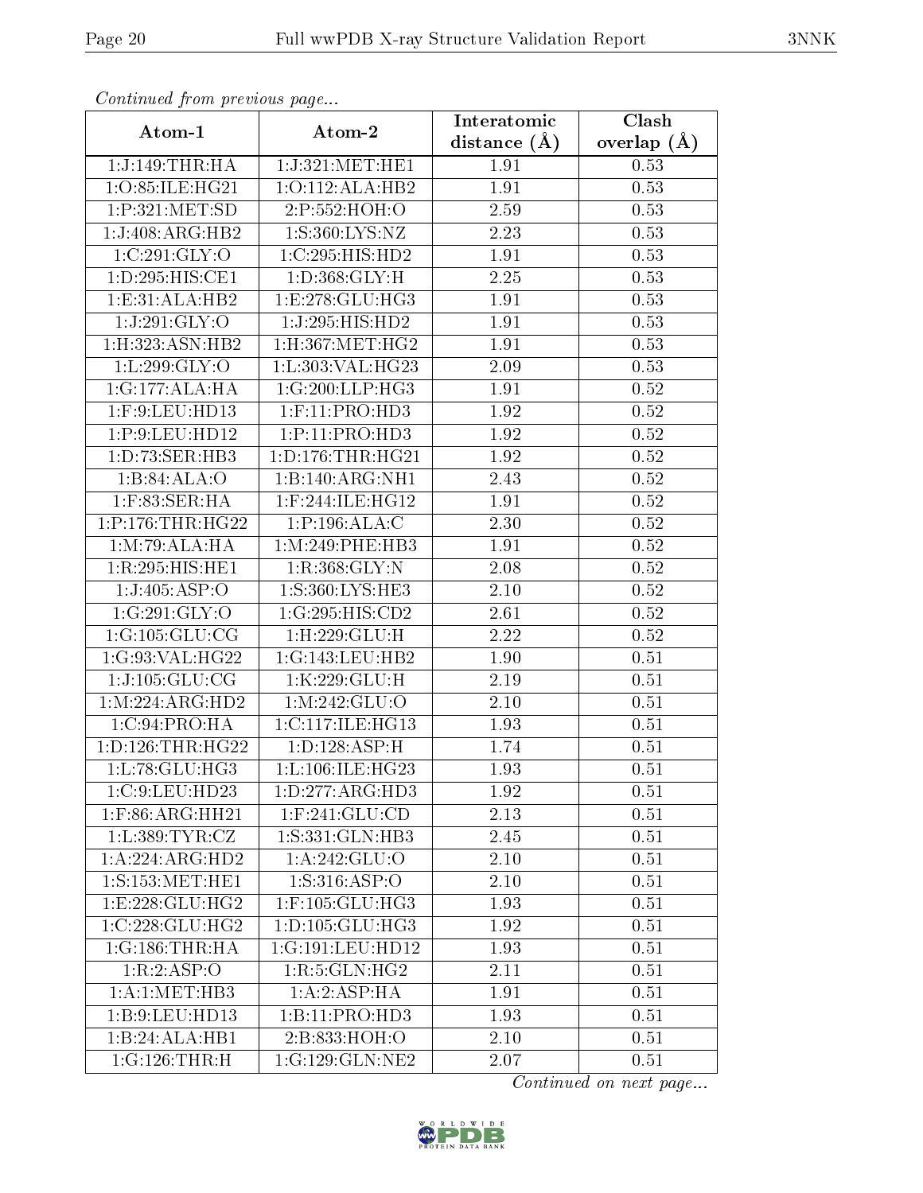*Continued from previous page...*

| Atom-1 | Atom-2 | Interatomic distance (Å) | Clash overlap (Å) |
| --- | --- | --- | --- |
| 1:J:149:THR:HA | 1:J:321:MET:HE1 | 1.91 | 0.53 |
| 1:O:85:ILE:HG21 | 1:O:112:ALA:HB2 | 1.91 | 0.53 |
| 1:P:321:MET:SD | 2:P:552:HOH:O | 2.59 | 0.53 |
| 1:J:408:ARG:HB2 | 1:S:360:LYS:NZ | 2.23 | 0.53 |
| 1:C:291:GLY:O | 1:C:295:HIS:HD2 | 1.91 | 0.53 |
| 1:D:295:HIS:CE1 | 1:D:368:GLY:H | 2.25 | 0.53 |
| 1:E:31:ALA:HB2 | 1:E:278:GLU:HG3 | 1.91 | 0.53 |
| 1:J:291:GLY:O | 1:J:295:HIS:HD2 | 1.91 | 0.53 |
| 1:H:323:ASN:HB2 | 1:H:367:MET:HG2 | 1.91 | 0.53 |
| 1:L:299:GLY:O | 1:L:303:VAL:HG23 | 2.09 | 0.53 |
| 1:G:177:ALA:HA | 1:G:200:LLP:HG3 | 1.91 | 0.52 |
| 1:F:9:LEU:HD13 | 1:F:11:PRO:HD3 | 1.92 | 0.52 |
| 1:P:9:LEU:HD12 | 1:P:11:PRO:HD3 | 1.92 | 0.52 |
| 1:D:73:SER:HB3 | 1:D:176:THR:HG21 | 1.92 | 0.52 |
| 1:B:84:ALA:O | 1:B:140:ARG:NH1 | 2.43 | 0.52 |
| 1:F:83:SER:HA | 1:F:244:ILE:HG12 | 1.91 | 0.52 |
| 1:P:176:THR:HG22 | 1:P:196:ALA:C | 2.30 | 0.52 |
| 1:M:79:ALA:HA | 1:M:249:PHE:HB3 | 1.91 | 0.52 |
| 1:R:295:HIS:HE1 | 1:R:368:GLY:N | 2.08 | 0.52 |
| 1:J:405:ASP:O | 1:S:360:LYS:HE3 | 2.10 | 0.52 |
| 1:G:291:GLY:O | 1:G:295:HIS:CD2 | 2.61 | 0.52 |
| 1:G:105:GLU:CG | 1:H:229:GLU:H | 2.22 | 0.52 |
| 1:G:93:VAL:HG22 | 1:G:143:LEU:HB2 | 1.90 | 0.51 |
| 1:J:105:GLU:CG | 1:K:229:GLU:H | 2.19 | 0.51 |
| 1:M:224:ARG:HD2 | 1:M:242:GLU:O | 2.10 | 0.51 |
| 1:C:94:PRO:HA | 1:C:117:ILE:HG13 | 1.93 | 0.51 |
| 1:D:126:THR:HG22 | 1:D:128:ASP:H | 1.74 | 0.51 |
| 1:L:78:GLU:HG3 | 1:L:106:ILE:HG23 | 1.93 | 0.51 |
| 1:C:9:LEU:HD23 | 1:D:277:ARG:HD3 | 1.92 | 0.51 |
| 1:F:86:ARG:HH21 | 1:F:241:GLU:CD | 2.13 | 0.51 |
| 1:L:389:TYR:CZ | 1:S:331:GLN:HB3 | 2.45 | 0.51 |
| 1:A:224:ARG:HD2 | 1:A:242:GLU:O | 2.10 | 0.51 |
| 1:S:153:MET:HE1 | 1:S:316:ASP:O | 2.10 | 0.51 |
| 1:E:228:GLU:HG2 | 1:F:105:GLU:HG3 | 1.93 | 0.51 |
| 1:C:228:GLU:HG2 | 1:D:105:GLU:HG3 | 1.92 | 0.51 |
| 1:G:186:THR:HA | 1:G:191:LEU:HD12 | 1.93 | 0.51 |
| 1:R:2:ASP:O | 1:R:5:GLN:HG2 | 2.11 | 0.51 |
| 1:A:1:MET:HB3 | 1:A:2:ASP:HA | 1.91 | 0.51 |
| 1:B:9:LEU:HD13 | 1:B:11:PRO:HD3 | 1.93 | 0.51 |
| 1:B:24:ALA:HB1 | 2:B:833:HOH:O | 2.10 | 0.51 |
| 1:G:126:THR:H | 1:G:129:GLN:NE2 | 2.07 | 0.51 |

*Continued on next page...*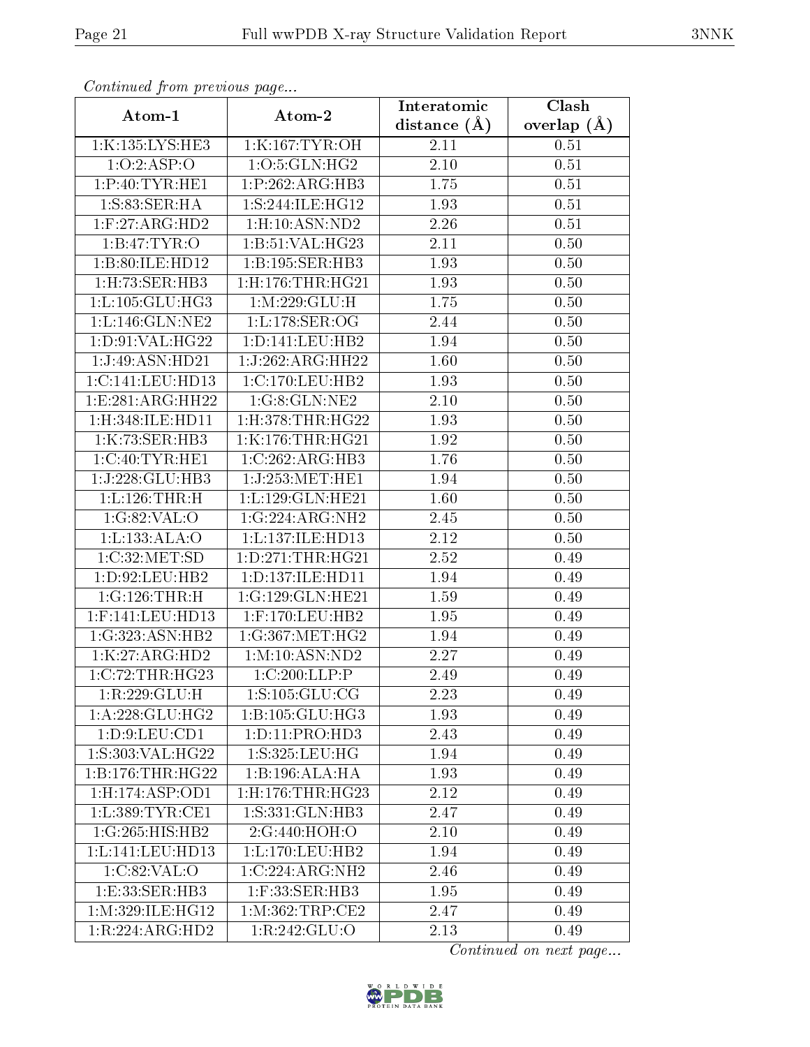*Continued from previous page...*

| Atom-1 | Atom-2 | Interatomic distance (Å) | Clash overlap (Å) |
|---|---|---|---|
| 1:K:135:LYS:HE3 | 1:K:167:TYR:OH | 2.11 | 0.51 |
| 1:O:2:ASP:O | 1:O:5:GLN:HG2 | 2.10 | 0.51 |
| 1:P:40:TYR:HE1 | 1:P:262:ARG:HB3 | 1.75 | 0.51 |
| 1:S:83:SER:HA | 1:S:244:ILE:HG12 | 1.93 | 0.51 |
| 1:F:27:ARG:HD2 | 1:H:10:ASN:ND2 | 2.26 | 0.51 |
| 1:B:47:TYR:O | 1:B:51:VAL:HG23 | 2.11 | 0.50 |
| 1:B:80:ILE:HD12 | 1:B:195:SER:HB3 | 1.93 | 0.50 |
| 1:H:73:SER:HB3 | 1:H:176:THR:HG21 | 1.93 | 0.50 |
| 1:L:105:GLU:HG3 | 1:M:229:GLU:H | 1.75 | 0.50 |
| 1:L:146:GLN:NE2 | 1:L:178:SER:OG | 2.44 | 0.50 |
| 1:D:91:VAL:HG22 | 1:D:141:LEU:HB2 | 1.94 | 0.50 |
| 1:J:49:ASN:HD21 | 1:J:262:ARG:HH22 | 1.60 | 0.50 |
| 1:C:141:LEU:HD13 | 1:C:170:LEU:HB2 | 1.93 | 0.50 |
| 1:E:281:ARG:HH22 | 1:G:8:GLN:NE2 | 2.10 | 0.50 |
| 1:H:348:ILE:HD11 | 1:H:378:THR:HG22 | 1.93 | 0.50 |
| 1:K:73:SER:HB3 | 1:K:176:THR:HG21 | 1.92 | 0.50 |
| 1:C:40:TYR:HE1 | 1:C:262:ARG:HB3 | 1.76 | 0.50 |
| 1:J:228:GLU:HB3 | 1:J:253:MET:HE1 | 1.94 | 0.50 |
| 1:L:126:THR:H | 1:L:129:GLN:HE21 | 1.60 | 0.50 |
| 1:G:82:VAL:O | 1:G:224:ARG:NH2 | 2.45 | 0.50 |
| 1:L:133:ALA:O | 1:L:137:ILE:HD13 | 2.12 | 0.50 |
| 1:C:32:MET:SD | 1:D:271:THR:HG21 | 2.52 | 0.49 |
| 1:D:92:LEU:HB2 | 1:D:137:ILE:HD11 | 1.94 | 0.49 |
| 1:G:126:THR:H | 1:G:129:GLN:HE21 | 1.59 | 0.49 |
| 1:F:141:LEU:HD13 | 1:F:170:LEU:HB2 | 1.95 | 0.49 |
| 1:G:323:ASN:HB2 | 1:G:367:MET:HG2 | 1.94 | 0.49 |
| 1:K:27:ARG:HD2 | 1:M:10:ASN:ND2 | 2.27 | 0.49 |
| 1:C:72:THR:HG23 | 1:C:200:LLP:P | 2.49 | 0.49 |
| 1:R:229:GLU:H | 1:S:105:GLU:CG | 2.23 | 0.49 |
| 1:A:228:GLU:HG2 | 1:B:105:GLU:HG3 | 1.93 | 0.49 |
| 1:D:9:LEU:CD1 | 1:D:11:PRO:HD3 | 2.43 | 0.49 |
| 1:S:303:VAL:HG22 | 1:S:325:LEU:HG | 1.94 | 0.49 |
| 1:B:176:THR:HG22 | 1:B:196:ALA:HA | 1.93 | 0.49 |
| 1:H:174:ASP:OD1 | 1:H:176:THR:HG23 | 2.12 | 0.49 |
| 1:L:389:TYR:CE1 | 1:S:331:GLN:HB3 | 2.47 | 0.49 |
| 1:G:265:HIS:HB2 | 2:G:440:HOH:O | 2.10 | 0.49 |
| 1:L:141:LEU:HD13 | 1:L:170:LEU:HB2 | 1.94 | 0.49 |
| 1:C:82:VAL:O | 1:C:224:ARG:NH2 | 2.46 | 0.49 |
| 1:E:33:SER:HB3 | 1:F:33:SER:HB3 | 1.95 | 0.49 |
| 1:M:329:ILE:HG12 | 1:M:362:TRP:CE2 | 2.47 | 0.49 |
| 1:R:224:ARG:HD2 | 1:R:242:GLU:O | 2.13 | 0.49 |

*Continued on next page...*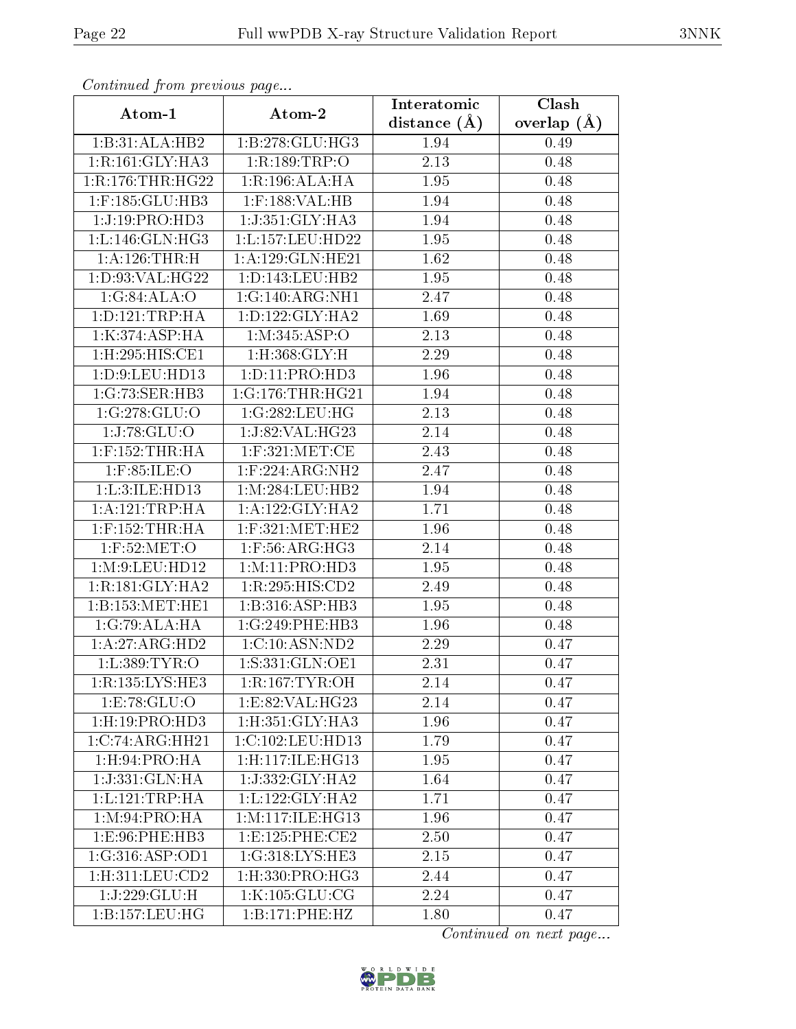*Continued from previous page...*

| Atom-1 | Atom-2 | Interatomic distance (Å) | Clash overlap (Å) |
| --- | --- | --- | --- |
| 1:B:31:ALA:HB2 | 1:B:278:GLU:HG3 | 1.94 | 0.49 |
| 1:R:161:GLY:HA3 | 1:R:189:TRP:O | 2.13 | 0.48 |
| 1:R:176:THR:HG22 | 1:R:196:ALA:HA | 1.95 | 0.48 |
| 1:F:185:GLU:HB3 | 1:F:188:VAL:HB | 1.94 | 0.48 |
| 1:J:19:PRO:HD3 | 1:J:351:GLY:HA3 | 1.94 | 0.48 |
| 1:L:146:GLN:HG3 | 1:L:157:LEU:HD22 | 1.95 | 0.48 |
| 1:A:126:THR:H | 1:A:129:GLN:HE21 | 1.62 | 0.48 |
| 1:D:93:VAL:HG22 | 1:D:143:LEU:HB2 | 1.95 | 0.48 |
| 1:G:84:ALA:O | 1:G:140:ARG:NH1 | 2.47 | 0.48 |
| 1:D:121:TRP:HA | 1:D:122:GLY:HA2 | 1.69 | 0.48 |
| 1:K:374:ASP:HA | 1:M:345:ASP:O | 2.13 | 0.48 |
| 1:H:295:HIS:CE1 | 1:H:368:GLY:H | 2.29 | 0.48 |
| 1:D:9:LEU:HD13 | 1:D:11:PRO:HD3 | 1.96 | 0.48 |
| 1:G:73:SER:HB3 | 1:G:176:THR:HG21 | 1.94 | 0.48 |
| 1:G:278:GLU:O | 1:G:282:LEU:HG | 2.13 | 0.48 |
| 1:J:78:GLU:O | 1:J:82:VAL:HG23 | 2.14 | 0.48 |
| 1:F:152:THR:HA | 1:F:321:MET:CE | 2.43 | 0.48 |
| 1:F:85:ILE:O | 1:F:224:ARG:NH2 | 2.47 | 0.48 |
| 1:L:3:ILE:HD13 | 1:M:284:LEU:HB2 | 1.94 | 0.48 |
| 1:A:121:TRP:HA | 1:A:122:GLY:HA2 | 1.71 | 0.48 |
| 1:F:152:THR:HA | 1:F:321:MET:HE2 | 1.96 | 0.48 |
| 1:F:52:MET:O | 1:F:56:ARG:HG3 | 2.14 | 0.48 |
| 1:M:9:LEU:HD12 | 1:M:11:PRO:HD3 | 1.95 | 0.48 |
| 1:R:181:GLY:HA2 | 1:R:295:HIS:CD2 | 2.49 | 0.48 |
| 1:B:153:MET:HE1 | 1:B:316:ASP:HB3 | 1.95 | 0.48 |
| 1:G:79:ALA:HA | 1:G:249:PHE:HB3 | 1.96 | 0.48 |
| 1:A:27:ARG:HD2 | 1:C:10:ASN:ND2 | 2.29 | 0.47 |
| 1:L:389:TYR:O | 1:S:331:GLN:OE1 | 2.31 | 0.47 |
| 1:R:135:LYS:HE3 | 1:R:167:TYR:OH | 2.14 | 0.47 |
| 1:E:78:GLU:O | 1:E:82:VAL:HG23 | 2.14 | 0.47 |
| 1:H:19:PRO:HD3 | 1:H:351:GLY:HA3 | 1.96 | 0.47 |
| 1:C:74:ARG:HH21 | 1:C:102:LEU:HD13 | 1.79 | 0.47 |
| 1:H:94:PRO:HA | 1:H:117:ILE:HG13 | 1.95 | 0.47 |
| 1:J:331:GLN:HA | 1:J:332:GLY:HA2 | 1.64 | 0.47 |
| 1:L:121:TRP:HA | 1:L:122:GLY:HA2 | 1.71 | 0.47 |
| 1:M:94:PRO:HA | 1:M:117:ILE:HG13 | 1.96 | 0.47 |
| 1:E:96:PHE:HB3 | 1:E:125:PHE:CE2 | 2.50 | 0.47 |
| 1:G:316:ASP:OD1 | 1:G:318:LYS:HE3 | 2.15 | 0.47 |
| 1:H:311:LEU:CD2 | 1:H:330:PRO:HG3 | 2.44 | 0.47 |
| 1:J:229:GLU:H | 1:K:105:GLU:CG | 2.24 | 0.47 |
| 1:B:157:LEU:HG | 1:B:171:PHE:HZ | 1.80 | 0.47 |

*Continued on next page...*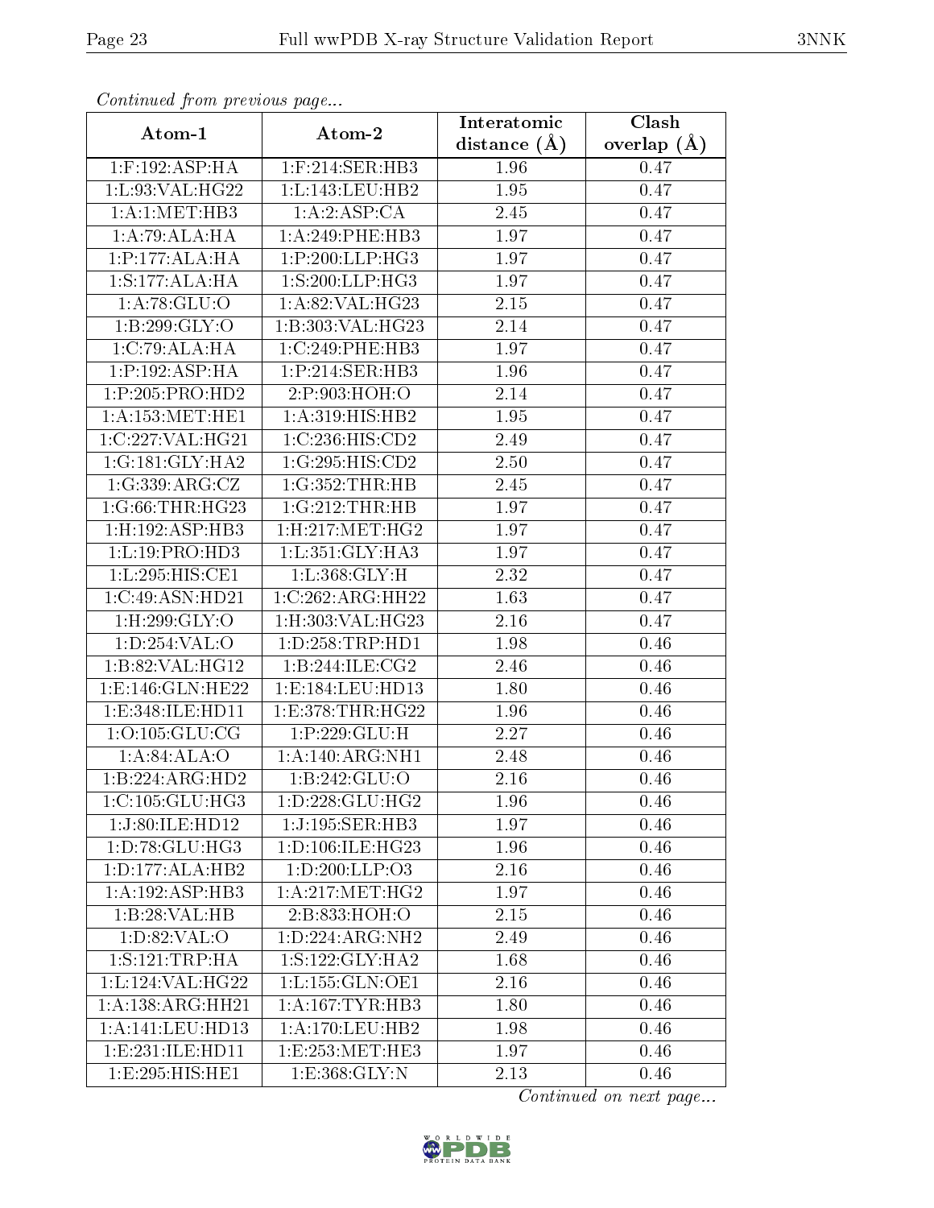*Continued from previous page...*

| Atom-1 | Atom-2 | Interatomic distance (Å) | Clash overlap (Å) |
|---|---|---|---|
| 1:F:192:ASP:HA | 1:F:214:SER:HB3 | 1.96 | 0.47 |
| 1:L:93:VAL:HG22 | 1:L:143:LEU:HB2 | 1.95 | 0.47 |
| 1:A:1:MET:HB3 | 1:A:2:ASP:CA | 2.45 | 0.47 |
| 1:A:79:ALA:HA | 1:A:249:PHE:HB3 | 1.97 | 0.47 |
| 1:P:177:ALA:HA | 1:P:200:LLP:HG3 | 1.97 | 0.47 |
| 1:S:177:ALA:HA | 1:S:200:LLP:HG3 | 1.97 | 0.47 |
| 1:A:78:GLU:O | 1:A:82:VAL:HG23 | 2.15 | 0.47 |
| 1:B:299:GLY:O | 1:B:303:VAL:HG23 | 2.14 | 0.47 |
| 1:C:79:ALA:HA | 1:C:249:PHE:HB3 | 1.97 | 0.47 |
| 1:P:192:ASP:HA | 1:P:214:SER:HB3 | 1.96 | 0.47 |
| 1:P:205:PRO:HD2 | 2:P:903:HOH:O | 2.14 | 0.47 |
| 1:A:153:MET:HE1 | 1:A:319:HIS:HB2 | 1.95 | 0.47 |
| 1:C:227:VAL:HG21 | 1:C:236:HIS:CD2 | 2.49 | 0.47 |
| 1:G:181:GLY:HA2 | 1:G:295:HIS:CD2 | 2.50 | 0.47 |
| 1:G:339:ARG:CZ | 1:G:352:THR:HB | 2.45 | 0.47 |
| 1:G:66:THR:HG23 | 1:G:212:THR:HB | 1.97 | 0.47 |
| 1:H:192:ASP:HB3 | 1:H:217:MET:HG2 | 1.97 | 0.47 |
| 1:L:19:PRO:HD3 | 1:L:351:GLY:HA3 | 1.97 | 0.47 |
| 1:L:295:HIS:CE1 | 1:L:368:GLY:H | 2.32 | 0.47 |
| 1:C:49:ASN:HD21 | 1:C:262:ARG:HH22 | 1.63 | 0.47 |
| 1:H:299:GLY:O | 1:H:303:VAL:HG23 | 2.16 | 0.47 |
| 1:D:254:VAL:O | 1:D:258:TRP:HD1 | 1.98 | 0.46 |
| 1:B:82:VAL:HG12 | 1:B:244:ILE:CG2 | 2.46 | 0.46 |
| 1:E:146:GLN:HE22 | 1:E:184:LEU:HD13 | 1.80 | 0.46 |
| 1:E:348:ILE:HD11 | 1:E:378:THR:HG22 | 1.96 | 0.46 |
| 1:O:105:GLU:CG | 1:P:229:GLU:H | 2.27 | 0.46 |
| 1:A:84:ALA:O | 1:A:140:ARG:NH1 | 2.48 | 0.46 |
| 1:B:224:ARG:HD2 | 1:B:242:GLU:O | 2.16 | 0.46 |
| 1:C:105:GLU:HG3 | 1:D:228:GLU:HG2 | 1.96 | 0.46 |
| 1:J:80:ILE:HD12 | 1:J:195:SER:HB3 | 1.97 | 0.46 |
| 1:D:78:GLU:HG3 | 1:D:106:ILE:HG23 | 1.96 | 0.46 |
| 1:D:177:ALA:HB2 | 1:D:200:LLP:O3 | 2.16 | 0.46 |
| 1:A:192:ASP:HB3 | 1:A:217:MET:HG2 | 1.97 | 0.46 |
| 1:B:28:VAL:HB | 2:B:833:HOH:O | 2.15 | 0.46 |
| 1:D:82:VAL:O | 1:D:224:ARG:NH2 | 2.49 | 0.46 |
| 1:S:121:TRP:HA | 1:S:122:GLY:HA2 | 1.68 | 0.46 |
| 1:L:124:VAL:HG22 | 1:L:155:GLN:OE1 | 2.16 | 0.46 |
| 1:A:138:ARG:HH21 | 1:A:167:TYR:HB3 | 1.80 | 0.46 |
| 1:A:141:LEU:HD13 | 1:A:170:LEU:HB2 | 1.98 | 0.46 |
| 1:E:231:ILE:HD11 | 1:E:253:MET:HE3 | 1.97 | 0.46 |
| 1:E:295:HIS:HE1 | 1:E:368:GLY:N | 2.13 | 0.46 |

*Continued on next page...*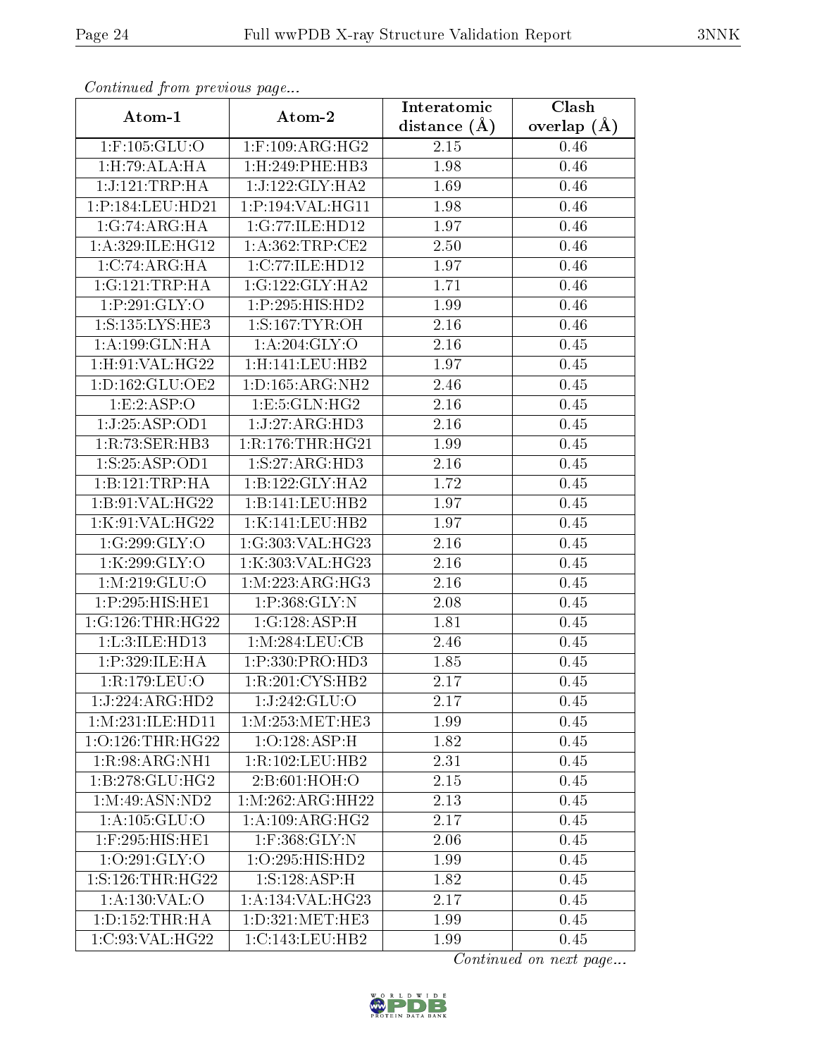*Continued from previous page...*

| Atom-1 | Atom-2 | Interatomic distance (Å) | Clash overlap (Å) |
|---|---|---|---|
| 1:F:105:GLU:O | 1:F:109:ARG:HG2 | 2.15 | 0.46 |
| 1:H:79:ALA:HA | 1:H:249:PHE:HB3 | 1.98 | 0.46 |
| 1:J:121:TRP:HA | 1:J:122:GLY:HA2 | 1.69 | 0.46 |
| 1:P:184:LEU:HD21 | 1:P:194:VAL:HG11 | 1.98 | 0.46 |
| 1:G:74:ARG:HA | 1:G:77:ILE:HD12 | 1.97 | 0.46 |
| 1:A:329:ILE:HG12 | 1:A:362:TRP:CE2 | 2.50 | 0.46 |
| 1:C:74:ARG:HA | 1:C:77:ILE:HD12 | 1.97 | 0.46 |
| 1:G:121:TRP:HA | 1:G:122:GLY:HA2 | 1.71 | 0.46 |
| 1:P:291:GLY:O | 1:P:295:HIS:HD2 | 1.99 | 0.46 |
| 1:S:135:LYS:HE3 | 1:S:167:TYR:OH | 2.16 | 0.46 |
| 1:A:199:GLN:HA | 1:A:204:GLY:O | 2.16 | 0.45 |
| 1:H:91:VAL:HG22 | 1:H:141:LEU:HB2 | 1.97 | 0.45 |
| 1:D:162:GLU:OE2 | 1:D:165:ARG:NH2 | 2.46 | 0.45 |
| 1:E:2:ASP:O | 1:E:5:GLN:HG2 | 2.16 | 0.45 |
| 1:J:25:ASP:OD1 | 1:J:27:ARG:HD3 | 2.16 | 0.45 |
| 1:R:73:SER:HB3 | 1:R:176:THR:HG21 | 1.99 | 0.45 |
| 1:S:25:ASP:OD1 | 1:S:27:ARG:HD3 | 2.16 | 0.45 |
| 1:B:121:TRP:HA | 1:B:122:GLY:HA2 | 1.72 | 0.45 |
| 1:B:91:VAL:HG22 | 1:B:141:LEU:HB2 | 1.97 | 0.45 |
| 1:K:91:VAL:HG22 | 1:K:141:LEU:HB2 | 1.97 | 0.45 |
| 1:G:299:GLY:O | 1:G:303:VAL:HG23 | 2.16 | 0.45 |
| 1:K:299:GLY:O | 1:K:303:VAL:HG23 | 2.16 | 0.45 |
| 1:M:219:GLU:O | 1:M:223:ARG:HG3 | 2.16 | 0.45 |
| 1:P:295:HIS:HE1 | 1:P:368:GLY:N | 2.08 | 0.45 |
| 1:G:126:THR:HG22 | 1:G:128:ASP:H | 1.81 | 0.45 |
| 1:L:3:ILE:HD13 | 1:M:284:LEU:CB | 2.46 | 0.45 |
| 1:P:329:ILE:HA | 1:P:330:PRO:HD3 | 1.85 | 0.45 |
| 1:R:179:LEU:O | 1:R:201:CYS:HB2 | 2.17 | 0.45 |
| 1:J:224:ARG:HD2 | 1:J:242:GLU:O | 2.17 | 0.45 |
| 1:M:231:ILE:HD11 | 1:M:253:MET:HE3 | 1.99 | 0.45 |
| 1:O:126:THR:HG22 | 1:O:128:ASP:H | 1.82 | 0.45 |
| 1:R:98:ARG:NH1 | 1:R:102:LEU:HB2 | 2.31 | 0.45 |
| 1:B:278:GLU:HG2 | 2:B:601:HOH:O | 2.15 | 0.45 |
| 1:M:49:ASN:ND2 | 1:M:262:ARG:HH22 | 2.13 | 0.45 |
| 1:A:105:GLU:O | 1:A:109:ARG:HG2 | 2.17 | 0.45 |
| 1:F:295:HIS:HE1 | 1:F:368:GLY:N | 2.06 | 0.45 |
| 1:O:291:GLY:O | 1:O:295:HIS:HD2 | 1.99 | 0.45 |
| 1:S:126:THR:HG22 | 1:S:128:ASP:H | 1.82 | 0.45 |
| 1:A:130:VAL:O | 1:A:134:VAL:HG23 | 2.17 | 0.45 |
| 1:D:152:THR:HA | 1:D:321:MET:HE3 | 1.99 | 0.45 |
| 1:C:93:VAL:HG22 | 1:C:143:LEU:HB2 | 1.99 | 0.45 |

*Continued on next page...*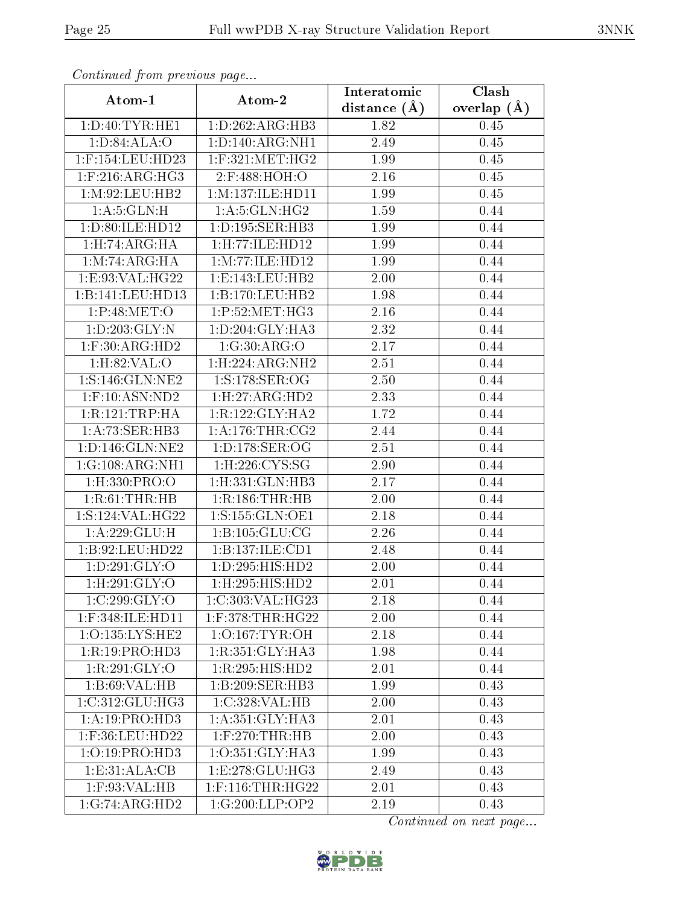*Continued from previous page...*

| Atom-1 | Atom-2 | Interatomic distance (Å) | Clash overlap (Å) |
|---|---|---|---|
| 1:D:40:TYR:HE1 | 1:D:262:ARG:HB3 | 1.82 | 0.45 |
| 1:D:84:ALA:O | 1:D:140:ARG:NH1 | 2.49 | 0.45 |
| 1:F:154:LEU:HD23 | 1:F:321:MET:HG2 | 1.99 | 0.45 |
| 1:F:216:ARG:HG3 | 2:F:488:HOH:O | 2.16 | 0.45 |
| 1:M:92:LEU:HB2 | 1:M:137:ILE:HD11 | 1.99 | 0.45 |
| 1:A:5:GLN:H | 1:A:5:GLN:HG2 | 1.59 | 0.44 |
| 1:D:80:ILE:HD12 | 1:D:195:SER:HB3 | 1.99 | 0.44 |
| 1:H:74:ARG:HA | 1:H:77:ILE:HD12 | 1.99 | 0.44 |
| 1:M:74:ARG:HA | 1:M:77:ILE:HD12 | 1.99 | 0.44 |
| 1:E:93:VAL:HG22 | 1:E:143:LEU:HB2 | 2.00 | 0.44 |
| 1:B:141:LEU:HD13 | 1:B:170:LEU:HB2 | 1.98 | 0.44 |
| 1:P:48:MET:O | 1:P:52:MET:HG3 | 2.16 | 0.44 |
| 1:D:203:GLY:N | 1:D:204:GLY:HA3 | 2.32 | 0.44 |
| 1:F:30:ARG:HD2 | 1:G:30:ARG:O | 2.17 | 0.44 |
| 1:H:82:VAL:O | 1:H:224:ARG:NH2 | 2.51 | 0.44 |
| 1:S:146:GLN:NE2 | 1:S:178:SER:OG | 2.50 | 0.44 |
| 1:F:10:ASN:ND2 | 1:H:27:ARG:HD2 | 2.33 | 0.44 |
| 1:R:121:TRP:HA | 1:R:122:GLY:HA2 | 1.72 | 0.44 |
| 1:A:73:SER:HB3 | 1:A:176:THR:CG2 | 2.44 | 0.44 |
| 1:D:146:GLN:NE2 | 1:D:178:SER:OG | 2.51 | 0.44 |
| 1:G:108:ARG:NH1 | 1:H:226:CYS:SG | 2.90 | 0.44 |
| 1:H:330:PRO:O | 1:H:331:GLN:HB3 | 2.17 | 0.44 |
| 1:R:61:THR:HB | 1:R:186:THR:HB | 2.00 | 0.44 |
| 1:S:124:VAL:HG22 | 1:S:155:GLN:OE1 | 2.18 | 0.44 |
| 1:A:229:GLU:H | 1:B:105:GLU:CG | 2.26 | 0.44 |
| 1:B:92:LEU:HD22 | 1:B:137:ILE:CD1 | 2.48 | 0.44 |
| 1:D:291:GLY:O | 1:D:295:HIS:HD2 | 2.00 | 0.44 |
| 1:H:291:GLY:O | 1:H:295:HIS:HD2 | 2.01 | 0.44 |
| 1:C:299:GLY:O | 1:C:303:VAL:HG23 | 2.18 | 0.44 |
| 1:F:348:ILE:HD11 | 1:F:378:THR:HG22 | 2.00 | 0.44 |
| 1:O:135:LYS:HE2 | 1:O:167:TYR:OH | 2.18 | 0.44 |
| 1:R:19:PRO:HD3 | 1:R:351:GLY:HA3 | 1.98 | 0.44 |
| 1:R:291:GLY:O | 1:R:295:HIS:HD2 | 2.01 | 0.44 |
| 1:B:69:VAL:HB | 1:B:209:SER:HB3 | 1.99 | 0.43 |
| 1:C:312:GLU:HG3 | 1:C:328:VAL:HB | 2.00 | 0.43 |
| 1:A:19:PRO:HD3 | 1:A:351:GLY:HA3 | 2.01 | 0.43 |
| 1:F:36:LEU:HD22 | 1:F:270:THR:HB | 2.00 | 0.43 |
| 1:O:19:PRO:HD3 | 1:O:351:GLY:HA3 | 1.99 | 0.43 |
| 1:E:31:ALA:CB | 1:E:278:GLU:HG3 | 2.49 | 0.43 |
| 1:F:93:VAL:HB | 1:F:116:THR:HG22 | 2.01 | 0.43 |
| 1:G:74:ARG:HD2 | 1:G:200:LLP:OP2 | 2.19 | 0.43 |

*Continued on next page...*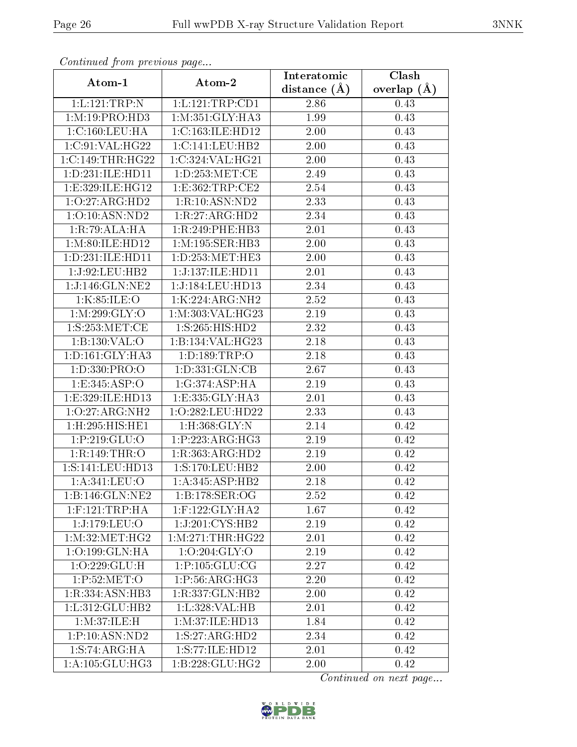*Continued from previous page...*

| Atom-1 | Atom-2 | Interatomic distance (Å) | Clash overlap (Å) |
| --- | --- | --- | --- |
| 1:L:121:TRP:N | 1:L:121:TRP:CD1 | 2.86 | 0.43 |
| 1:M:19:PRO:HD3 | 1:M:351:GLY:HA3 | 1.99 | 0.43 |
| 1:C:160:LEU:HA | 1:C:163:ILE:HD12 | 2.00 | 0.43 |
| 1:C:91:VAL:HG22 | 1:C:141:LEU:HB2 | 2.00 | 0.43 |
| 1:C:149:THR:HG22 | 1:C:324:VAL:HG21 | 2.00 | 0.43 |
| 1:D:231:ILE:HD11 | 1:D:253:MET:CE | 2.49 | 0.43 |
| 1:E:329:ILE:HG12 | 1:E:362:TRP:CE2 | 2.54 | 0.43 |
| 1:O:27:ARG:HD2 | 1:R:10:ASN:ND2 | 2.33 | 0.43 |
| 1:O:10:ASN:ND2 | 1:R:27:ARG:HD2 | 2.34 | 0.43 |
| 1:R:79:ALA:HA | 1:R:249:PHE:HB3 | 2.01 | 0.43 |
| 1:M:80:ILE:HD12 | 1:M:195:SER:HB3 | 2.00 | 0.43 |
| 1:D:231:ILE:HD11 | 1:D:253:MET:HE3 | 2.00 | 0.43 |
| 1:J:92:LEU:HB2 | 1:J:137:ILE:HD11 | 2.01 | 0.43 |
| 1:J:146:GLN:NE2 | 1:J:184:LEU:HD13 | 2.34 | 0.43 |
| 1:K:85:ILE:O | 1:K:224:ARG:NH2 | 2.52 | 0.43 |
| 1:M:299:GLY:O | 1:M:303:VAL:HG23 | 2.19 | 0.43 |
| 1:S:253:MET:CE | 1:S:265:HIS:HD2 | 2.32 | 0.43 |
| 1:B:130:VAL:O | 1:B:134:VAL:HG23 | 2.18 | 0.43 |
| 1:D:161:GLY:HA3 | 1:D:189:TRP:O | 2.18 | 0.43 |
| 1:D:330:PRO:O | 1:D:331:GLN:CB | 2.67 | 0.43 |
| 1:E:345:ASP:O | 1:G:374:ASP:HA | 2.19 | 0.43 |
| 1:E:329:ILE:HD13 | 1:E:335:GLY:HA3 | 2.01 | 0.43 |
| 1:O:27:ARG:NH2 | 1:O:282:LEU:HD22 | 2.33 | 0.43 |
| 1:H:295:HIS:HE1 | 1:H:368:GLY:N | 2.14 | 0.42 |
| 1:P:219:GLU:O | 1:P:223:ARG:HG3 | 2.19 | 0.42 |
| 1:R:149:THR:O | 1:R:363:ARG:HD2 | 2.19 | 0.42 |
| 1:S:141:LEU:HD13 | 1:S:170:LEU:HB2 | 2.00 | 0.42 |
| 1:A:341:LEU:O | 1:A:345:ASP:HB2 | 2.18 | 0.42 |
| 1:B:146:GLN:NE2 | 1:B:178:SER:OG | 2.52 | 0.42 |
| 1:F:121:TRP:HA | 1:F:122:GLY:HA2 | 1.67 | 0.42 |
| 1:J:179:LEU:O | 1:J:201:CYS:HB2 | 2.19 | 0.42 |
| 1:M:32:MET:HG2 | 1:M:271:THR:HG22 | 2.01 | 0.42 |
| 1:O:199:GLN:HA | 1:O:204:GLY:O | 2.19 | 0.42 |
| 1:O:229:GLU:H | 1:P:105:GLU:CG | 2.27 | 0.42 |
| 1:P:52:MET:O | 1:P:56:ARG:HG3 | 2.20 | 0.42 |
| 1:R:334:ASN:HB3 | 1:R:337:GLN:HB2 | 2.00 | 0.42 |
| 1:L:312:GLU:HB2 | 1:L:328:VAL:HB | 2.01 | 0.42 |
| 1:M:37:ILE:H | 1:M:37:ILE:HD13 | 1.84 | 0.42 |
| 1:P:10:ASN:ND2 | 1:S:27:ARG:HD2 | 2.34 | 0.42 |
| 1:S:74:ARG:HA | 1:S:77:ILE:HD12 | 2.01 | 0.42 |
| 1:A:105:GLU:HG3 | 1:B:228:GLU:HG2 | 2.00 | 0.42 |

*Continued on next page...*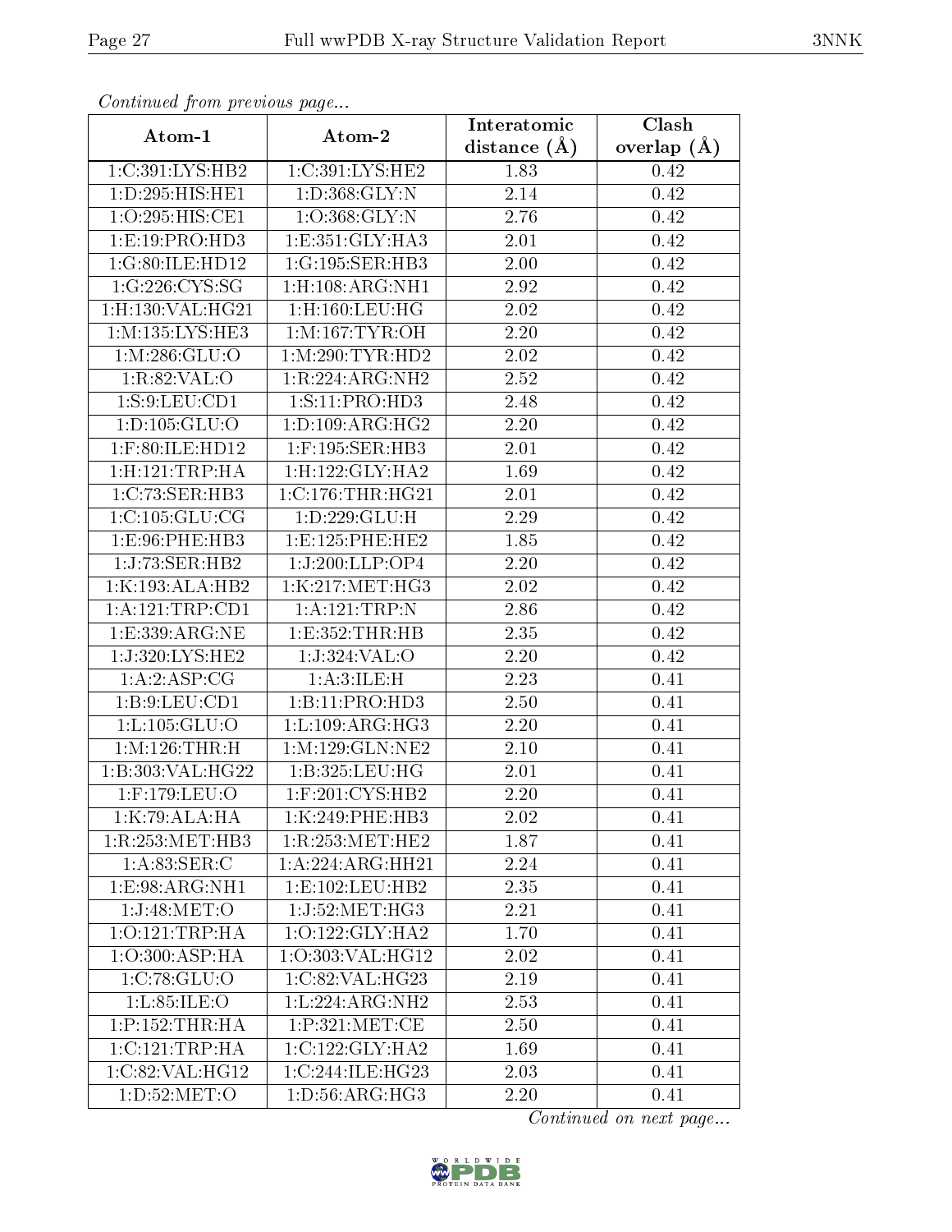*Continued from previous page...*

| Atom-1 | Atom-2 | Interatomic distance (Å) | Clash overlap (Å) |
|---|---|---|---|
| 1:C:391:LYS:HB2 | 1:C:391:LYS:HE2 | 1.83 | 0.42 |
| 1:D:295:HIS:HE1 | 1:D:368:GLY:N | 2.14 | 0.42 |
| 1:O:295:HIS:CE1 | 1:O:368:GLY:N | 2.76 | 0.42 |
| 1:E:19:PRO:HD3 | 1:E:351:GLY:HA3 | 2.01 | 0.42 |
| 1:G:80:ILE:HD12 | 1:G:195:SER:HB3 | 2.00 | 0.42 |
| 1:G:226:CYS:SG | 1:H:108:ARG:NH1 | 2.92 | 0.42 |
| 1:H:130:VAL:HG21 | 1:H:160:LEU:HG | 2.02 | 0.42 |
| 1:M:135:LYS:HE3 | 1:M:167:TYR:OH | 2.20 | 0.42 |
| 1:M:286:GLU:O | 1:M:290:TYR:HD2 | 2.02 | 0.42 |
| 1:R:82:VAL:O | 1:R:224:ARG:NH2 | 2.52 | 0.42 |
| 1:S:9:LEU:CD1 | 1:S:11:PRO:HD3 | 2.48 | 0.42 |
| 1:D:105:GLU:O | 1:D:109:ARG:HG2 | 2.20 | 0.42 |
| 1:F:80:ILE:HD12 | 1:F:195:SER:HB3 | 2.01 | 0.42 |
| 1:H:121:TRP:HA | 1:H:122:GLY:HA2 | 1.69 | 0.42 |
| 1:C:73:SER:HB3 | 1:C:176:THR:HG21 | 2.01 | 0.42 |
| 1:C:105:GLU:CG | 1:D:229:GLU:H | 2.29 | 0.42 |
| 1:E:96:PHE:HB3 | 1:E:125:PHE:HE2 | 1.85 | 0.42 |
| 1:J:73:SER:HB2 | 1:J:200:LLP:OP4 | 2.20 | 0.42 |
| 1:K:193:ALA:HB2 | 1:K:217:MET:HG3 | 2.02 | 0.42 |
| 1:A:121:TRP:CD1 | 1:A:121:TRP:N | 2.86 | 0.42 |
| 1:E:339:ARG:NE | 1:E:352:THR:HB | 2.35 | 0.42 |
| 1:J:320:LYS:HE2 | 1:J:324:VAL:O | 2.20 | 0.42 |
| 1:A:2:ASP:CG | 1:A:3:ILE:H | 2.23 | 0.41 |
| 1:B:9:LEU:CD1 | 1:B:11:PRO:HD3 | 2.50 | 0.41 |
| 1:L:105:GLU:O | 1:L:109:ARG:HG3 | 2.20 | 0.41 |
| 1:M:126:THR:H | 1:M:129:GLN:NE2 | 2.10 | 0.41 |
| 1:B:303:VAL:HG22 | 1:B:325:LEU:HG | 2.01 | 0.41 |
| 1:F:179:LEU:O | 1:F:201:CYS:HB2 | 2.20 | 0.41 |
| 1:K:79:ALA:HA | 1:K:249:PHE:HB3 | 2.02 | 0.41 |
| 1:R:253:MET:HB3 | 1:R:253:MET:HE2 | 1.87 | 0.41 |
| 1:A:83:SER:C | 1:A:224:ARG:HH21 | 2.24 | 0.41 |
| 1:E:98:ARG:NH1 | 1:E:102:LEU:HB2 | 2.35 | 0.41 |
| 1:J:48:MET:O | 1:J:52:MET:HG3 | 2.21 | 0.41 |
| 1:O:121:TRP:HA | 1:O:122:GLY:HA2 | 1.70 | 0.41 |
| 1:O:300:ASP:HA | 1:O:303:VAL:HG12 | 2.02 | 0.41 |
| 1:C:78:GLU:O | 1:C:82:VAL:HG23 | 2.19 | 0.41 |
| 1:L:85:ILE:O | 1:L:224:ARG:NH2 | 2.53 | 0.41 |
| 1:P:152:THR:HA | 1:P:321:MET:CE | 2.50 | 0.41 |
| 1:C:121:TRP:HA | 1:C:122:GLY:HA2 | 1.69 | 0.41 |
| 1:C:82:VAL:HG12 | 1:C:244:ILE:HG23 | 2.03 | 0.41 |
| 1:D:52:MET:O | 1:D:56:ARG:HG3 | 2.20 | 0.41 |

*Continued on next page...*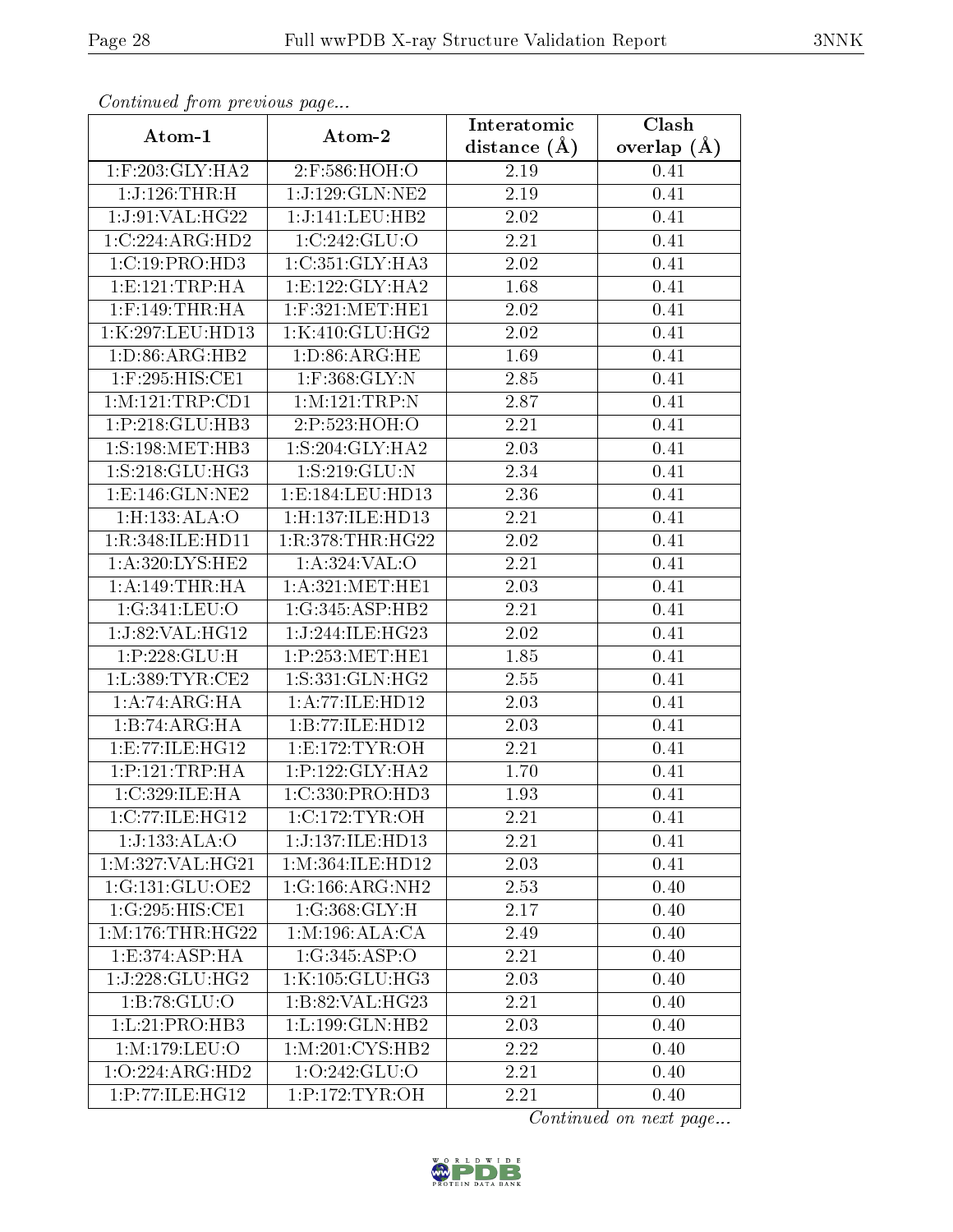*Continued from previous page...*

| Atom-1 | Atom-2 | Interatomic distance (Å) | Clash overlap (Å) |
|---|---|---|---|
| 1:F:203:GLY:HA2 | 2:F:586:HOH:O | 2.19 | 0.41 |
| 1:J:126:THR:H | 1:J:129:GLN:NE2 | 2.19 | 0.41 |
| 1:J:91:VAL:HG22 | 1:J:141:LEU:HB2 | 2.02 | 0.41 |
| 1:C:224:ARG:HD2 | 1:C:242:GLU:O | 2.21 | 0.41 |
| 1:C:19:PRO:HD3 | 1:C:351:GLY:HA3 | 2.02 | 0.41 |
| 1:E:121:TRP:HA | 1:E:122:GLY:HA2 | 1.68 | 0.41 |
| 1:F:149:THR:HA | 1:F:321:MET:HE1 | 2.02 | 0.41 |
| 1:K:297:LEU:HD13 | 1:K:410:GLU:HG2 | 2.02 | 0.41 |
| 1:D:86:ARG:HB2 | 1:D:86:ARG:HE | 1.69 | 0.41 |
| 1:F:295:HIS:CE1 | 1:F:368:GLY:N | 2.85 | 0.41 |
| 1:M:121:TRP:CD1 | 1:M:121:TRP:N | 2.87 | 0.41 |
| 1:P:218:GLU:HB3 | 2:P:523:HOH:O | 2.21 | 0.41 |
| 1:S:198:MET:HB3 | 1:S:204:GLY:HA2 | 2.03 | 0.41 |
| 1:S:218:GLU:HG3 | 1:S:219:GLU:N | 2.34 | 0.41 |
| 1:E:146:GLN:NE2 | 1:E:184:LEU:HD13 | 2.36 | 0.41 |
| 1:H:133:ALA:O | 1:H:137:ILE:HD13 | 2.21 | 0.41 |
| 1:R:348:ILE:HD11 | 1:R:378:THR:HG22 | 2.02 | 0.41 |
| 1:A:320:LYS:HE2 | 1:A:324:VAL:O | 2.21 | 0.41 |
| 1:A:149:THR:HA | 1:A:321:MET:HE1 | 2.03 | 0.41 |
| 1:G:341:LEU:O | 1:G:345:ASP:HB2 | 2.21 | 0.41 |
| 1:J:82:VAL:HG12 | 1:J:244:ILE:HG23 | 2.02 | 0.41 |
| 1:P:228:GLU:H | 1:P:253:MET:HE1 | 1.85 | 0.41 |
| 1:L:389:TYR:CE2 | 1:S:331:GLN:HG2 | 2.55 | 0.41 |
| 1:A:74:ARG:HA | 1:A:77:ILE:HD12 | 2.03 | 0.41 |
| 1:B:74:ARG:HA | 1:B:77:ILE:HD12 | 2.03 | 0.41 |
| 1:E:77:ILE:HG12 | 1:E:172:TYR:OH | 2.21 | 0.41 |
| 1:P:121:TRP:HA | 1:P:122:GLY:HA2 | 1.70 | 0.41 |
| 1:C:329:ILE:HA | 1:C:330:PRO:HD3 | 1.93 | 0.41 |
| 1:C:77:ILE:HG12 | 1:C:172:TYR:OH | 2.21 | 0.41 |
| 1:J:133:ALA:O | 1:J:137:ILE:HD13 | 2.21 | 0.41 |
| 1:M:327:VAL:HG21 | 1:M:364:ILE:HD12 | 2.03 | 0.41 |
| 1:G:131:GLU:OE2 | 1:G:166:ARG:NH2 | 2.53 | 0.40 |
| 1:G:295:HIS:CE1 | 1:G:368:GLY:H | 2.17 | 0.40 |
| 1:M:176:THR:HG22 | 1:M:196:ALA:CA | 2.49 | 0.40 |
| 1:E:374:ASP:HA | 1:G:345:ASP:O | 2.21 | 0.40 |
| 1:J:228:GLU:HG2 | 1:K:105:GLU:HG3 | 2.03 | 0.40 |
| 1:B:78:GLU:O | 1:B:82:VAL:HG23 | 2.21 | 0.40 |
| 1:L:21:PRO:HB3 | 1:L:199:GLN:HB2 | 2.03 | 0.40 |
| 1:M:179:LEU:O | 1:M:201:CYS:HB2 | 2.22 | 0.40 |
| 1:O:224:ARG:HD2 | 1:O:242:GLU:O | 2.21 | 0.40 |
| 1:P:77:ILE:HG12 | 1:P:172:TYR:OH | 2.21 | 0.40 |

*Continued on next page...*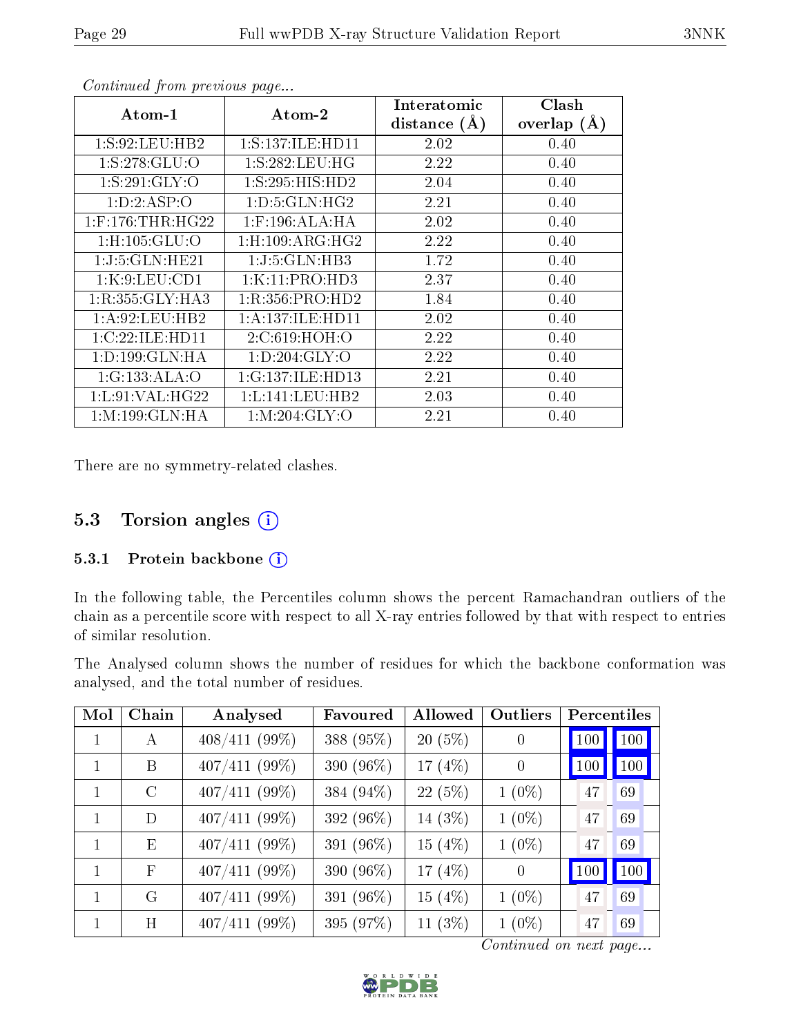*Continued from previous page...*

| Atom-1 | Atom-2 | Interatomic distance (Å) | Clash overlap (Å) |
|---|---|---|---|
| 1:S:92:LEU:HB2 | 1:S:137:ILE:HD11 | 2.02 | 0.40 |
| 1:S:278:GLU:O | 1:S:282:LEU:HG | 2.22 | 0.40 |
| 1:S:291:GLY:O | 1:S:295:HIS:HD2 | 2.04 | 0.40 |
| 1:D:2:ASP:O | 1:D:5:GLN:HG2 | 2.21 | 0.40 |
| 1:F:176:THR:HG22 | 1:F:196:ALA:HA | 2.02 | 0.40 |
| 1:H:105:GLU:O | 1:H:109:ARG:HG2 | 2.22 | 0.40 |
| 1:J:5:GLN:HE21 | 1:J:5:GLN:HB3 | 1.72 | 0.40 |
| 1:K:9:LEU:CD1 | 1:K:11:PRO:HD3 | 2.37 | 0.40 |
| 1:R:355:GLY:HA3 | 1:R:356:PRO:HD2 | 1.84 | 0.40 |
| 1:A:92:LEU:HB2 | 1:A:137:ILE:HD11 | 2.02 | 0.40 |
| 1:C:22:ILE:HD11 | 2:C:619:HOH:O | 2.22 | 0.40 |
| 1:D:199:GLN:HA | 1:D:204:GLY:O | 2.22 | 0.40 |
| 1:G:133:ALA:O | 1:G:137:ILE:HD13 | 2.21 | 0.40 |
| 1:L:91:VAL:HG22 | 1:L:141:LEU:HB2 | 2.03 | 0.40 |
| 1:M:199:GLN:HA | 1:M:204:GLY:O | 2.21 | 0.40 |

There are no symmetry-related clashes.

## 5.3 Torsion angles

### 5.3.1 Protein backbone

In the following table, the Percentiles column shows the percent Ramachandran outliers of the chain as a percentile score with respect to all X-ray entries followed by that with respect to entries of similar resolution.

The Analysed column shows the number of residues for which the backbone conformation was analysed, and the total number of residues.

| Mol | Chain | Analysed | Favoured | Allowed | Outliers | Percentiles | |
|---|---|---|---|---|---|---|---|
| 1 | A | 408/411 (99%) | 388 (95%) | 20 (5%) | 0 | 100 | 100 |
| 1 | B | 407/411 (99%) | 390 (96%) | 17 (4%) | 0 | 100 | 100 |
| 1 | C | 407/411 (99%) | 384 (94%) | 22 (5%) | 1 (0%) | 47 | 69 |
| 1 | D | 407/411 (99%) | 392 (96%) | 14 (3%) | 1 (0%) | 47 | 69 |
| 1 | E | 407/411 (99%) | 391 (96%) | 15 (4%) | 1 (0%) | 47 | 69 |
| 1 | F | 407/411 (99%) | 390 (96%) | 17 (4%) | 0 | 100 | 100 |
| 1 | G | 407/411 (99%) | 391 (96%) | 15 (4%) | 1 (0%) | 47 | 69 |
| 1 | H | 407/411 (99%) | 395 (97%) | 11 (3%) | 1 (0%) | 47 | 69 |

*Continued on next page...*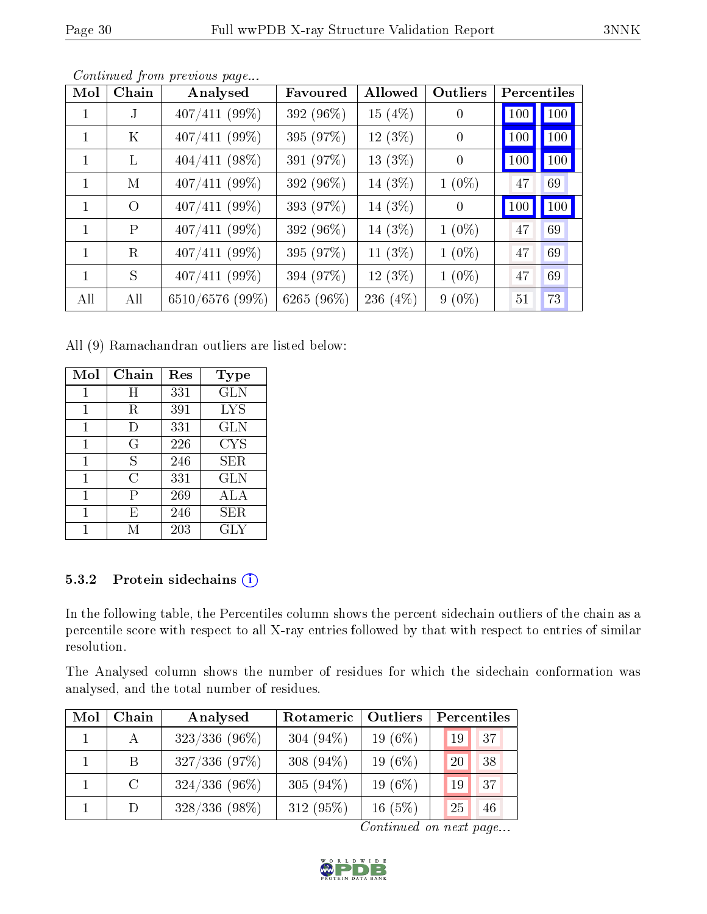*Continued from previous page...*

| Mol | Chain | Analysed | Favoured | Allowed | Outliers | Percentiles | |
|---|---|---|---|---|---|---|---|
| 1 | J | 407/411 (99%) | 392 (96%) | 15 (4%) | 0 | 100 | 100 |
| 1 | K | 407/411 (99%) | 395 (97%) | 12 (3%) | 0 | 100 | 100 |
| 1 | L | 404/411 (98%) | 391 (97%) | 13 (3%) | 0 | 100 | 100 |
| 1 | M | 407/411 (99%) | 392 (96%) | 14 (3%) | 1 (0%) | 47 | 69 |
| 1 | O | 407/411 (99%) | 393 (97%) | 14 (3%) | 0 | 100 | 100 |
| 1 | P | 407/411 (99%) | 392 (96%) | 14 (3%) | 1 (0%) | 47 | 69 |
| 1 | R | 407/411 (99%) | 395 (97%) | 11 (3%) | 1 (0%) | 47 | 69 |
| 1 | S | 407/411 (99%) | 394 (97%) | 12 (3%) | 1 (0%) | 47 | 69 |
| All | All | 6510/6576 (99%) | 6265 (96%) | 236 (4%) | 9 (0%) | 51 | 73 |

All (9) Ramachandran outliers are listed below:

| Mol | Chain | Res | Type |
|---|---|---|---|
| 1 | H | 331 | GLN |
| 1 | R | 391 | LYS |
| 1 | D | 331 | GLN |
| 1 | G | 226 | CYS |
| 1 | S | 246 | SER |
| 1 | C | 331 | GLN |
| 1 | P | 269 | ALA |
| 1 | E | 246 | SER |
| 1 | M | 203 | GLY |

#### 5.3.2 Protein sidechains

In the following table, the Percentiles column shows the percent sidechain outliers of the chain as a percentile score with respect to all X-ray entries followed by that with respect to entries of similar resolution.

The Analysed column shows the number of residues for which the sidechain conformation was analysed, and the total number of residues.

| Mol | Chain | Analysed | Rotameric | Outliers | Percentiles | |
|---|---|---|---|---|---|---|
| 1 | A | 323/336 (96%) | 304 (94%) | 19 (6%) | 19 | 37 |
| 1 | B | 327/336 (97%) | 308 (94%) | 19 (6%) | 20 | 38 |
| 1 | C | 324/336 (96%) | 305 (94%) | 19 (6%) | 19 | 37 |
| 1 | D | 328/336 (98%) | 312 (95%) | 16 (5%) | 25 | 46 |

*Continued on next page...*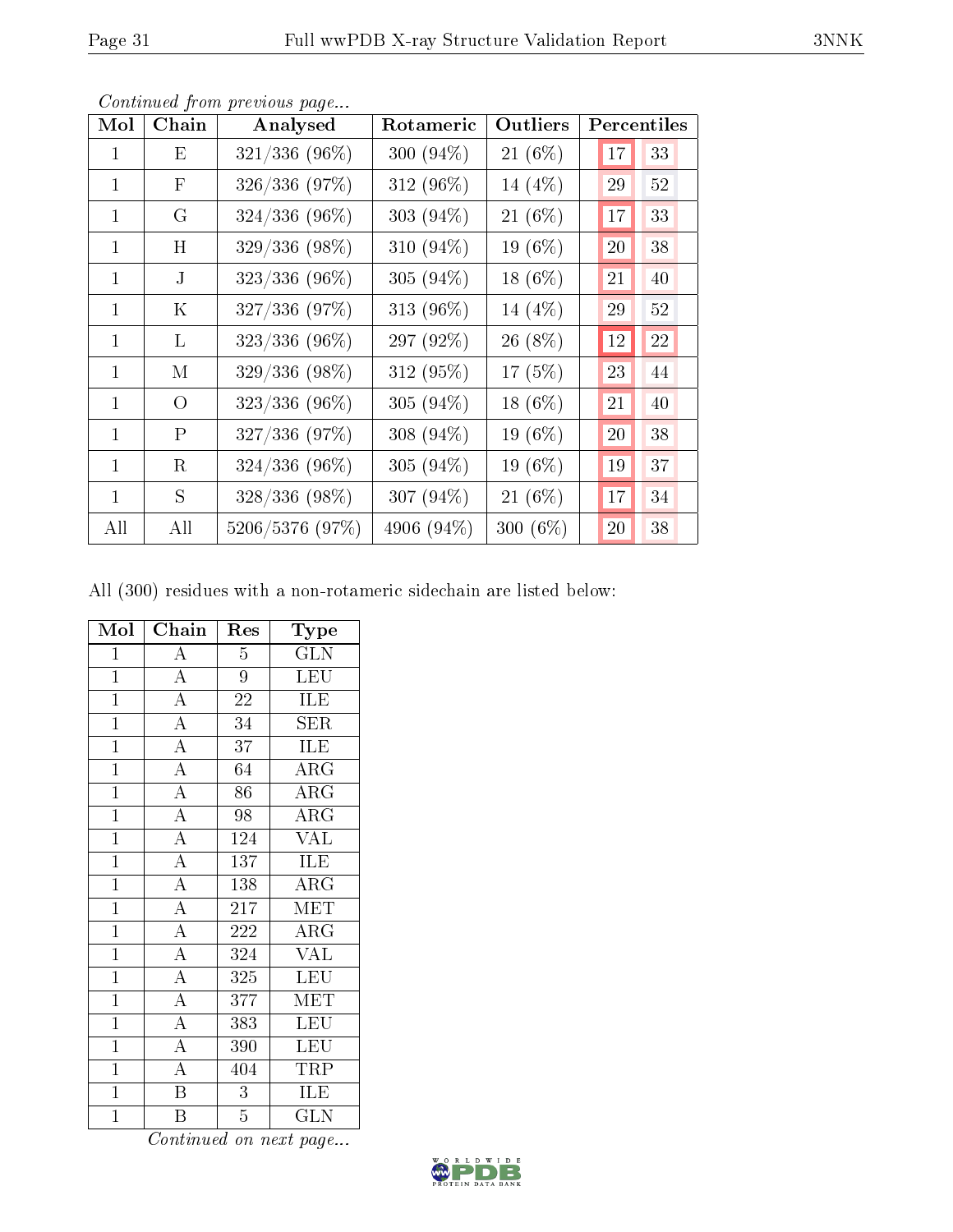*Continued from previous page...*

| Mol | Chain | Analysed | Rotameric | Outliers | Percentiles | |
|---|---|---|---|---|---|---|
| 1 | E | 321/336 (96%) | 300 (94%) | 21 (6%) | 17 | 33 |
| 1 | F | 326/336 (97%) | 312 (96%) | 14 (4%) | 29 | 52 |
| 1 | G | 324/336 (96%) | 303 (94%) | 21 (6%) | 17 | 33 |
| 1 | H | 329/336 (98%) | 310 (94%) | 19 (6%) | 20 | 38 |
| 1 | J | 323/336 (96%) | 305 (94%) | 18 (6%) | 21 | 40 |
| 1 | K | 327/336 (97%) | 313 (96%) | 14 (4%) | 29 | 52 |
| 1 | L | 323/336 (96%) | 297 (92%) | 26 (8%) | 12 | 22 |
| 1 | M | 329/336 (98%) | 312 (95%) | 17 (5%) | 23 | 44 |
| 1 | O | 323/336 (96%) | 305 (94%) | 18 (6%) | 21 | 40 |
| 1 | P | 327/336 (97%) | 308 (94%) | 19 (6%) | 20 | 38 |
| 1 | R | 324/336 (96%) | 305 (94%) | 19 (6%) | 19 | 37 |
| 1 | S | 328/336 (98%) | 307 (94%) | 21 (6%) | 17 | 34 |
| All | All | 5206/5376 (97%) | 4906 (94%) | 300 (6%) | 20 | 38 |

All (300) residues with a non-rotameric sidechain are listed below:

| Mol | Chain | Res | Type |
|---|---|---|---|
| 1 | A | 5 | GLN |
| 1 | A | 9 | LEU |
| 1 | A | 22 | ILE |
| 1 | A | 34 | SER |
| 1 | A | 37 | ILE |
| 1 | A | 64 | ARG |
| 1 | A | 86 | ARG |
| 1 | A | 98 | ARG |
| 1 | A | 124 | VAL |
| 1 | A | 137 | ILE |
| 1 | A | 138 | ARG |
| 1 | A | 217 | MET |
| 1 | A | 222 | ARG |
| 1 | A | 324 | VAL |
| 1 | A | 325 | LEU |
| 1 | A | 377 | MET |
| 1 | A | 383 | LEU |
| 1 | A | 390 | LEU |
| 1 | A | 404 | TRP |
| 1 | B | 3 | ILE |
| 1 | B | 5 | GLN |

*Continued on next page...*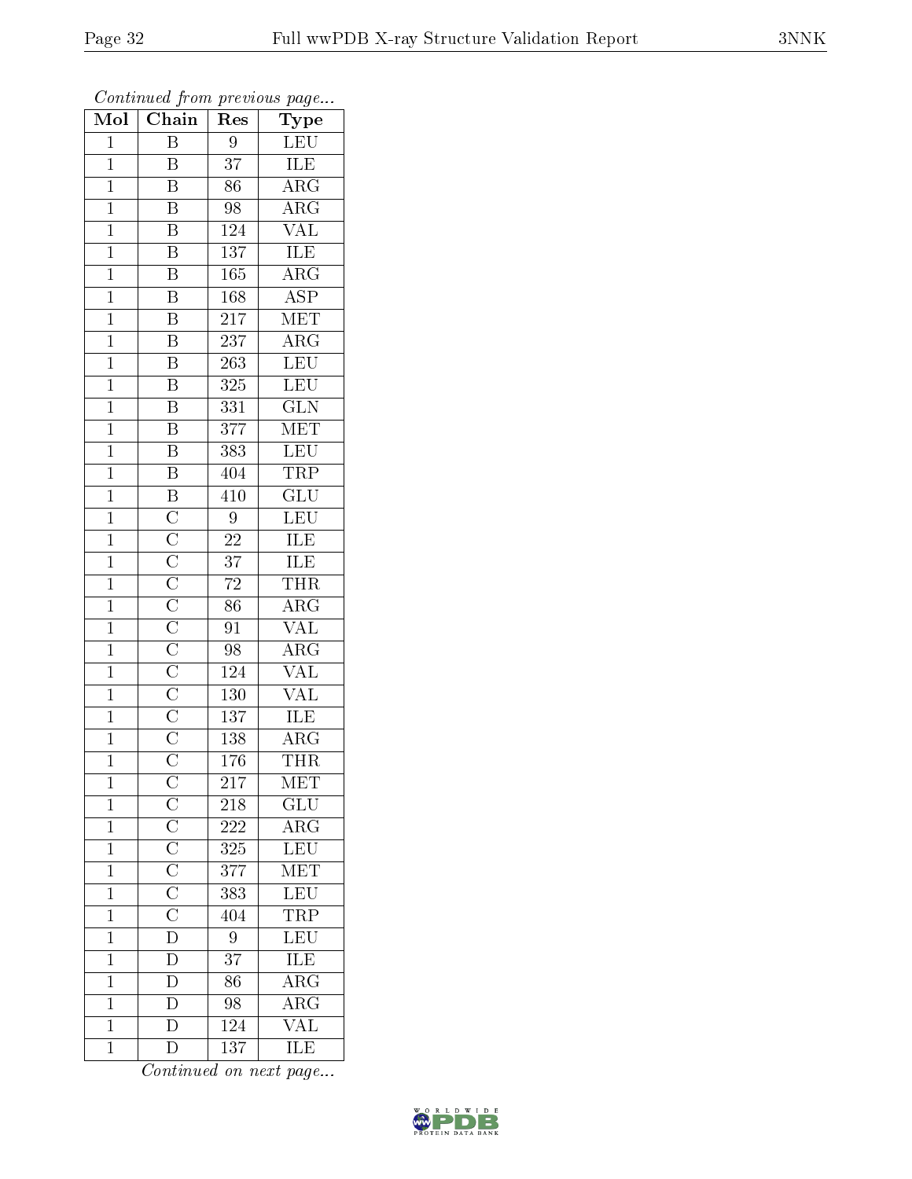*Continued from previous page...*

| Mol | Chain | Res | Type |
|---|---|---|---|
| 1 | B | 9 | LEU |
| 1 | B | 37 | ILE |
| 1 | B | 86 | ARG |
| 1 | B | 98 | ARG |
| 1 | B | 124 | VAL |
| 1 | B | 137 | ILE |
| 1 | B | 165 | ARG |
| 1 | B | 168 | ASP |
| 1 | B | 217 | MET |
| 1 | B | 237 | ARG |
| 1 | B | 263 | LEU |
| 1 | B | 325 | LEU |
| 1 | B | 331 | GLN |
| 1 | B | 377 | MET |
| 1 | B | 383 | LEU |
| 1 | B | 404 | TRP |
| 1 | B | 410 | GLU |
| 1 | C | 9 | LEU |
| 1 | C | 22 | ILE |
| 1 | C | 37 | ILE |
| 1 | C | 72 | THR |
| 1 | C | 86 | ARG |
| 1 | C | 91 | VAL |
| 1 | C | 98 | ARG |
| 1 | C | 124 | VAL |
| 1 | C | 130 | VAL |
| 1 | C | 137 | ILE |
| 1 | C | 138 | ARG |
| 1 | C | 176 | THR |
| 1 | C | 217 | MET |
| 1 | C | 218 | GLU |
| 1 | C | 222 | ARG |
| 1 | C | 325 | LEU |
| 1 | C | 377 | MET |
| 1 | C | 383 | LEU |
| 1 | C | 404 | TRP |
| 1 | D | 9 | LEU |
| 1 | D | 37 | ILE |
| 1 | D | 86 | ARG |
| 1 | D | 98 | ARG |
| 1 | D | 124 | VAL |
| 1 | D | 137 | ILE |

*Continued on next page...*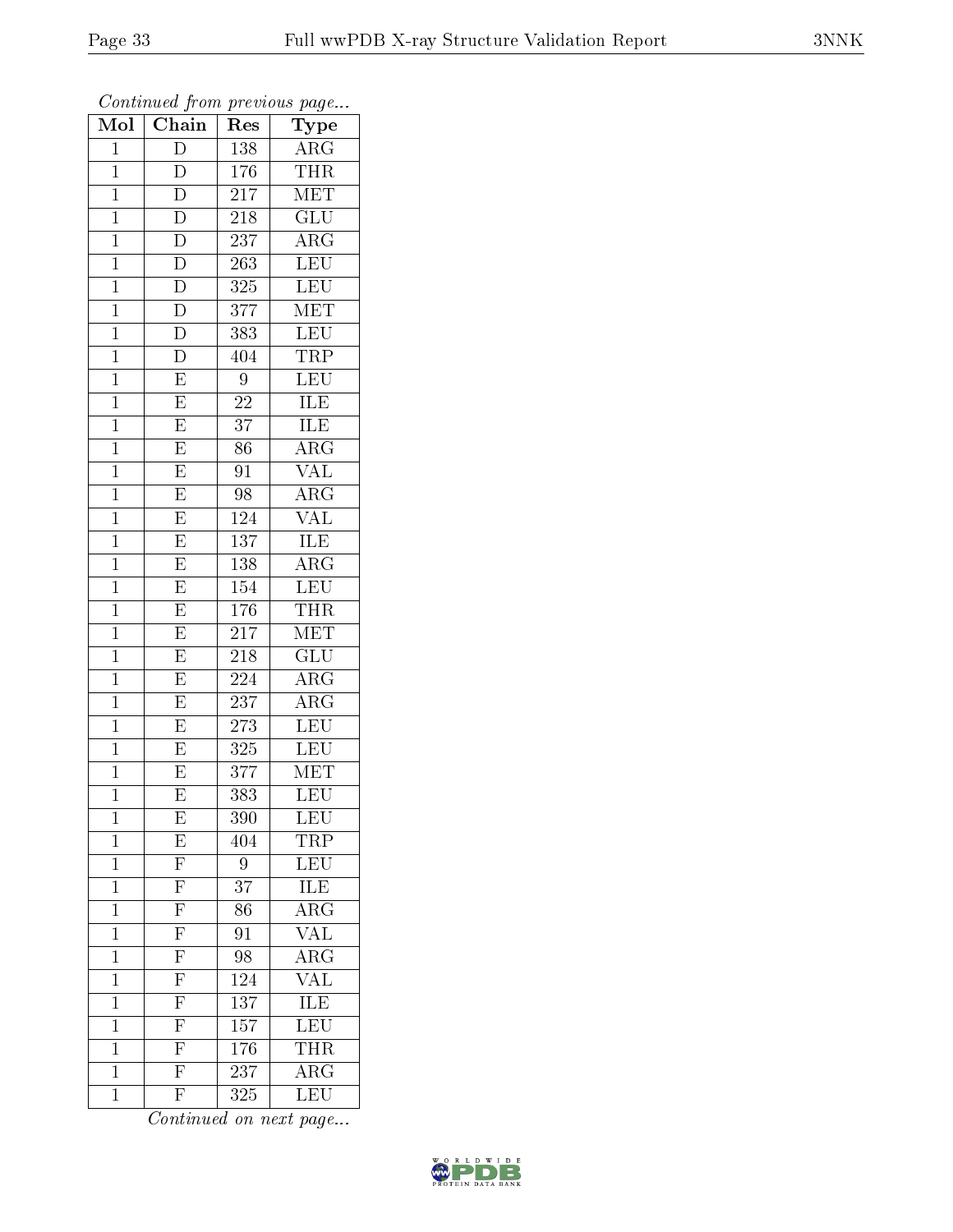*Continued from previous page...*

| Mol | Chain | Res | Type |
| --- | --- | --- | --- |
| 1 | D | 138 | ARG |
| 1 | D | 176 | THR |
| 1 | D | 217 | MET |
| 1 | D | 218 | GLU |
| 1 | D | 237 | ARG |
| 1 | D | 263 | LEU |
| 1 | D | 325 | LEU |
| 1 | D | 377 | MET |
| 1 | D | 383 | LEU |
| 1 | D | 404 | TRP |
| 1 | E | 9 | LEU |
| 1 | E | 22 | ILE |
| 1 | E | 37 | ILE |
| 1 | E | 86 | ARG |
| 1 | E | 91 | VAL |
| 1 | E | 98 | ARG |
| 1 | E | 124 | VAL |
| 1 | E | 137 | ILE |
| 1 | E | 138 | ARG |
| 1 | E | 154 | LEU |
| 1 | E | 176 | THR |
| 1 | E | 217 | MET |
| 1 | E | 218 | GLU |
| 1 | E | 224 | ARG |
| 1 | E | 237 | ARG |
| 1 | E | 273 | LEU |
| 1 | E | 325 | LEU |
| 1 | E | 377 | MET |
| 1 | E | 383 | LEU |
| 1 | E | 390 | LEU |
| 1 | E | 404 | TRP |
| 1 | F | 9 | LEU |
| 1 | F | 37 | ILE |
| 1 | F | 86 | ARG |
| 1 | F | 91 | VAL |
| 1 | F | 98 | ARG |
| 1 | F | 124 | VAL |
| 1 | F | 137 | ILE |
| 1 | F | 157 | LEU |
| 1 | F | 176 | THR |
| 1 | F | 237 | ARG |
| 1 | F | 325 | LEU |

*Continued on next page...*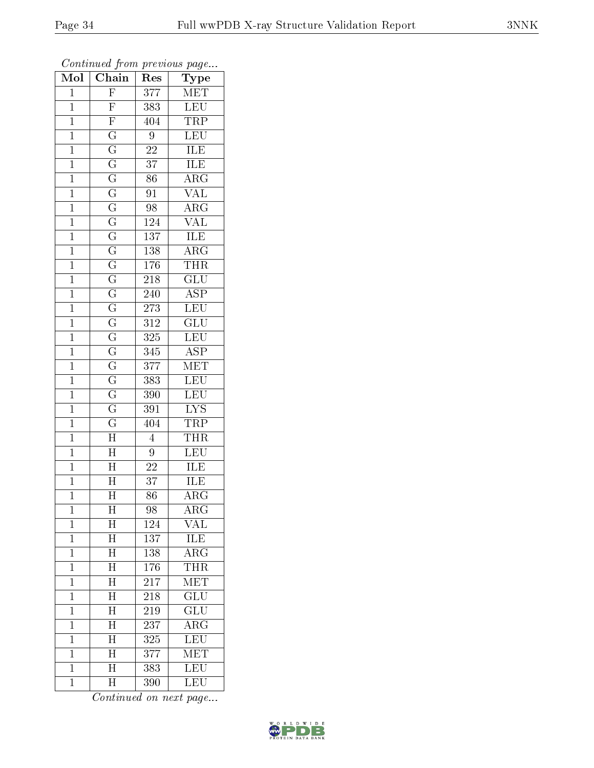*Continued from previous page...*

| Mol | Chain | Res | Type |
|---|---|---|---|
| 1 | F | 377 | MET |
| 1 | F | 383 | LEU |
| 1 | F | 404 | TRP |
| 1 | G | 9 | LEU |
| 1 | G | 22 | ILE |
| 1 | G | 37 | ILE |
| 1 | G | 86 | ARG |
| 1 | G | 91 | VAL |
| 1 | G | 98 | ARG |
| 1 | G | 124 | VAL |
| 1 | G | 137 | ILE |
| 1 | G | 138 | ARG |
| 1 | G | 176 | THR |
| 1 | G | 218 | GLU |
| 1 | G | 240 | ASP |
| 1 | G | 273 | LEU |
| 1 | G | 312 | GLU |
| 1 | G | 325 | LEU |
| 1 | G | 345 | ASP |
| 1 | G | 377 | MET |
| 1 | G | 383 | LEU |
| 1 | G | 390 | LEU |
| 1 | G | 391 | LYS |
| 1 | G | 404 | TRP |
| 1 | H | 4 | THR |
| 1 | H | 9 | LEU |
| 1 | H | 22 | ILE |
| 1 | H | 37 | ILE |
| 1 | H | 86 | ARG |
| 1 | H | 98 | ARG |
| 1 | H | 124 | VAL |
| 1 | H | 137 | ILE |
| 1 | H | 138 | ARG |
| 1 | H | 176 | THR |
| 1 | H | 217 | MET |
| 1 | H | 218 | GLU |
| 1 | H | 219 | GLU |
| 1 | H | 237 | ARG |
| 1 | H | 325 | LEU |
| 1 | H | 377 | MET |
| 1 | H | 383 | LEU |
| 1 | H | 390 | LEU |

*Continued on next page...*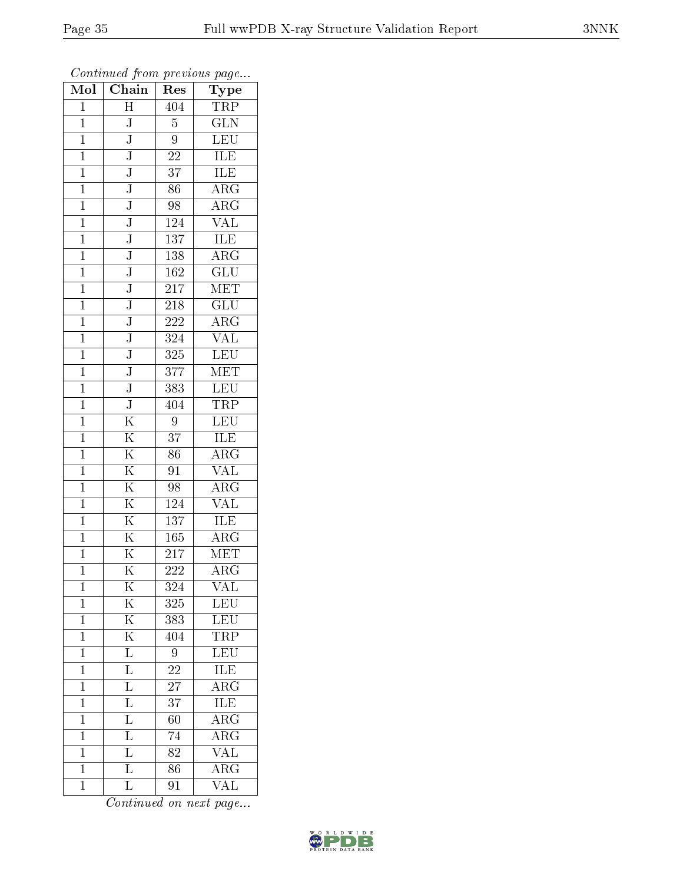*Continued from previous page...*

| Mol | Chain | Res | Type |
|---|---|---|---|
| 1 | H | 404 | TRP |
| 1 | J | 5 | GLN |
| 1 | J | 9 | LEU |
| 1 | J | 22 | ILE |
| 1 | J | 37 | ILE |
| 1 | J | 86 | ARG |
| 1 | J | 98 | ARG |
| 1 | J | 124 | VAL |
| 1 | J | 137 | ILE |
| 1 | J | 138 | ARG |
| 1 | J | 162 | GLU |
| 1 | J | 217 | MET |
| 1 | J | 218 | GLU |
| 1 | J | 222 | ARG |
| 1 | J | 324 | VAL |
| 1 | J | 325 | LEU |
| 1 | J | 377 | MET |
| 1 | J | 383 | LEU |
| 1 | J | 404 | TRP |
| 1 | K | 9 | LEU |
| 1 | K | 37 | ILE |
| 1 | K | 86 | ARG |
| 1 | K | 91 | VAL |
| 1 | K | 98 | ARG |
| 1 | K | 124 | VAL |
| 1 | K | 137 | ILE |
| 1 | K | 165 | ARG |
| 1 | K | 217 | MET |
| 1 | K | 222 | ARG |
| 1 | K | 324 | VAL |
| 1 | K | 325 | LEU |
| 1 | K | 383 | LEU |
| 1 | K | 404 | TRP |
| 1 | L | 9 | LEU |
| 1 | L | 22 | ILE |
| 1 | L | 27 | ARG |
| 1 | L | 37 | ILE |
| 1 | L | 60 | ARG |
| 1 | L | 74 | ARG |
| 1 | L | 82 | VAL |
| 1 | L | 86 | ARG |
| 1 | L | 91 | VAL |

*Continued on next page...*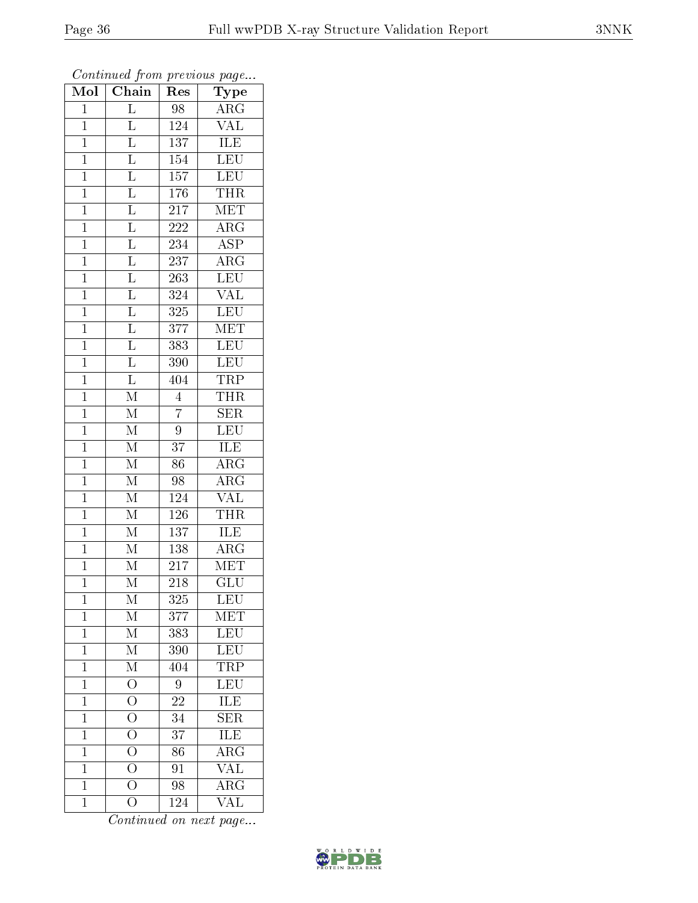*Continued from previous page...*

| Mol | Chain | Res | Type |
|---|---|---|---|
| 1 | L | 98 | ARG |
| 1 | L | 124 | VAL |
| 1 | L | 137 | ILE |
| 1 | L | 154 | LEU |
| 1 | L | 157 | LEU |
| 1 | L | 176 | THR |
| 1 | L | 217 | MET |
| 1 | L | 222 | ARG |
| 1 | L | 234 | ASP |
| 1 | L | 237 | ARG |
| 1 | L | 263 | LEU |
| 1 | L | 324 | VAL |
| 1 | L | 325 | LEU |
| 1 | L | 377 | MET |
| 1 | L | 383 | LEU |
| 1 | L | 390 | LEU |
| 1 | L | 404 | TRP |
| 1 | M | 4 | THR |
| 1 | M | 7 | SER |
| 1 | M | 9 | LEU |
| 1 | M | 37 | ILE |
| 1 | M | 86 | ARG |
| 1 | M | 98 | ARG |
| 1 | M | 124 | VAL |
| 1 | M | 126 | THR |
| 1 | M | 137 | ILE |
| 1 | M | 138 | ARG |
| 1 | M | 217 | MET |
| 1 | M | 218 | GLU |
| 1 | M | 325 | LEU |
| 1 | M | 377 | MET |
| 1 | M | 383 | LEU |
| 1 | M | 390 | LEU |
| 1 | M | 404 | TRP |
| 1 | O | 9 | LEU |
| 1 | O | 22 | ILE |
| 1 | O | 34 | SER |
| 1 | O | 37 | ILE |
| 1 | O | 86 | ARG |
| 1 | O | 91 | VAL |
| 1 | O | 98 | ARG |
| 1 | O | 124 | VAL |

*Continued on next page...*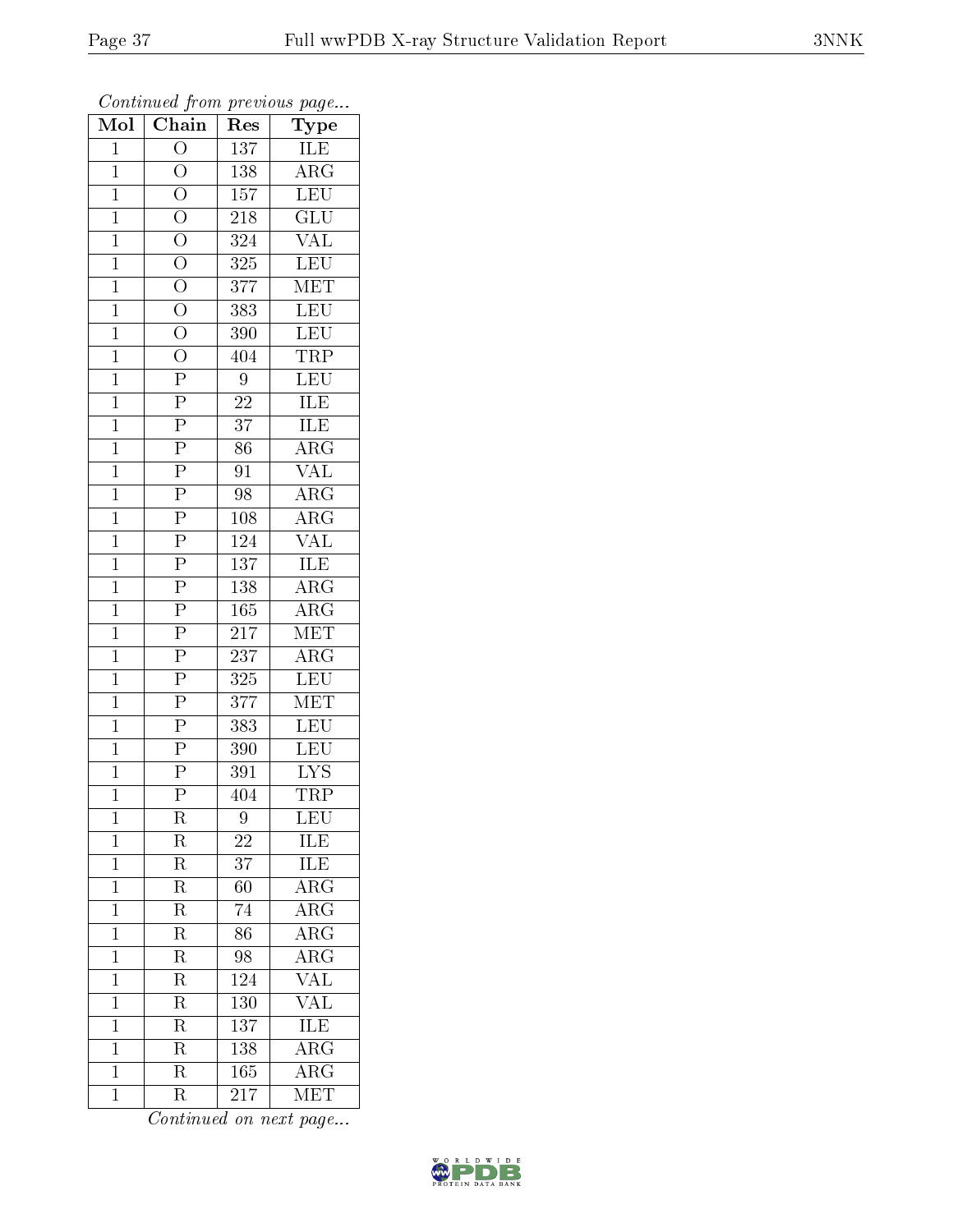*Continued from previous page...*

| Mol | Chain | Res | Type |
|---|---|---|---|
| 1 | O | 137 | ILE |
| 1 | O | 138 | ARG |
| 1 | O | 157 | LEU |
| 1 | O | 218 | GLU |
| 1 | O | 324 | VAL |
| 1 | O | 325 | LEU |
| 1 | O | 377 | MET |
| 1 | O | 383 | LEU |
| 1 | O | 390 | LEU |
| 1 | O | 404 | TRP |
| 1 | P | 9 | LEU |
| 1 | P | 22 | ILE |
| 1 | P | 37 | ILE |
| 1 | P | 86 | ARG |
| 1 | P | 91 | VAL |
| 1 | P | 98 | ARG |
| 1 | P | 108 | ARG |
| 1 | P | 124 | VAL |
| 1 | P | 137 | ILE |
| 1 | P | 138 | ARG |
| 1 | P | 165 | ARG |
| 1 | P | 217 | MET |
| 1 | P | 237 | ARG |
| 1 | P | 325 | LEU |
| 1 | P | 377 | MET |
| 1 | P | 383 | LEU |
| 1 | P | 390 | LEU |
| 1 | P | 391 | LYS |
| 1 | P | 404 | TRP |
| 1 | R | 9 | LEU |
| 1 | R | 22 | ILE |
| 1 | R | 37 | ILE |
| 1 | R | 60 | ARG |
| 1 | R | 74 | ARG |
| 1 | R | 86 | ARG |
| 1 | R | 98 | ARG |
| 1 | R | 124 | VAL |
| 1 | R | 130 | VAL |
| 1 | R | 137 | ILE |
| 1 | R | 138 | ARG |
| 1 | R | 165 | ARG |
| 1 | R | 217 | MET |

*Continued on next page...*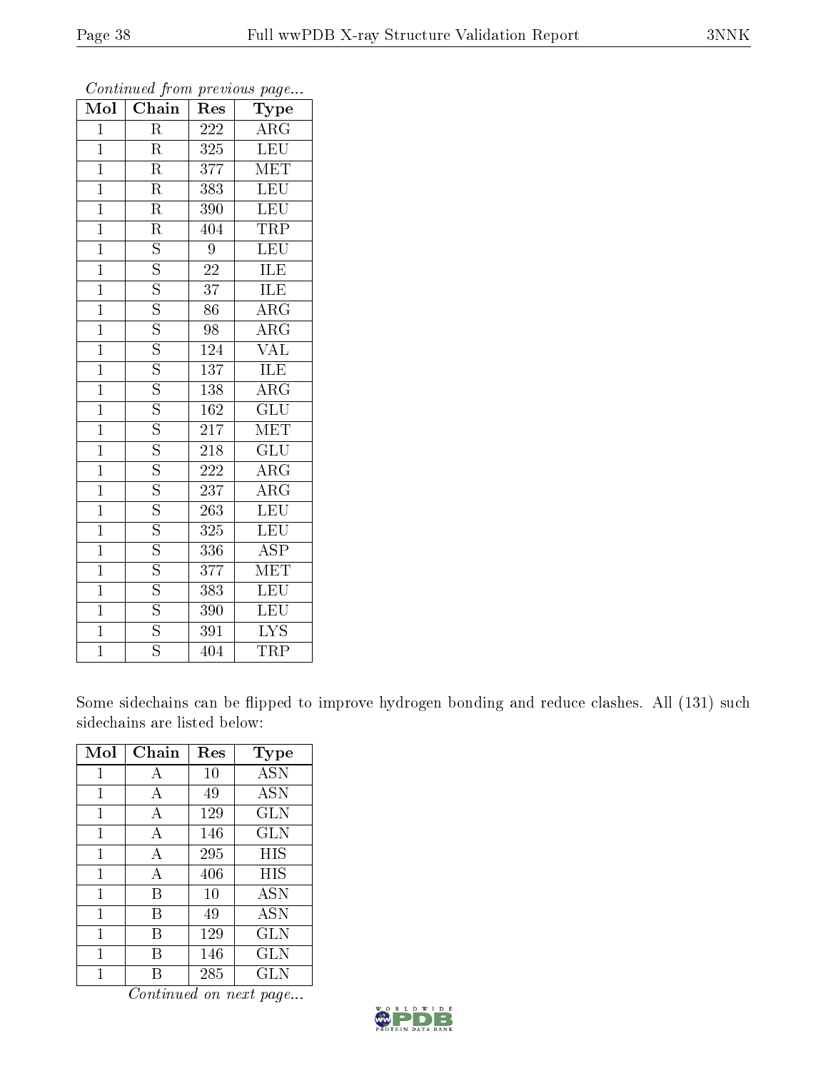*Continued from previous page...*

| Mol | Chain | Res | Type |
|---|---|---|---|
| 1 | R | 222 | ARG |
| 1 | R | 325 | LEU |
| 1 | R | 377 | MET |
| 1 | R | 383 | LEU |
| 1 | R | 390 | LEU |
| 1 | R | 404 | TRP |
| 1 | S | 9 | LEU |
| 1 | S | 22 | ILE |
| 1 | S | 37 | ILE |
| 1 | S | 86 | ARG |
| 1 | S | 98 | ARG |
| 1 | S | 124 | VAL |
| 1 | S | 137 | ILE |
| 1 | S | 138 | ARG |
| 1 | S | 162 | GLU |
| 1 | S | 217 | MET |
| 1 | S | 218 | GLU |
| 1 | S | 222 | ARG |
| 1 | S | 237 | ARG |
| 1 | S | 263 | LEU |
| 1 | S | 325 | LEU |
| 1 | S | 336 | ASP |
| 1 | S | 377 | MET |
| 1 | S | 383 | LEU |
| 1 | S | 390 | LEU |
| 1 | S | 391 | LYS |
| 1 | S | 404 | TRP |

Some sidechains can be flipped to improve hydrogen bonding and reduce clashes. All (131) such sidechains are listed below:

| Mol | Chain | Res | Type |
|---|---|---|---|
| 1 | A | 10 | ASN |
| 1 | A | 49 | ASN |
| 1 | A | 129 | GLN |
| 1 | A | 146 | GLN |
| 1 | A | 295 | HIS |
| 1 | A | 406 | HIS |
| 1 | B | 10 | ASN |
| 1 | B | 49 | ASN |
| 1 | B | 129 | GLN |
| 1 | B | 146 | GLN |
| 1 | B | 285 | GLN |

*Continued on next page...*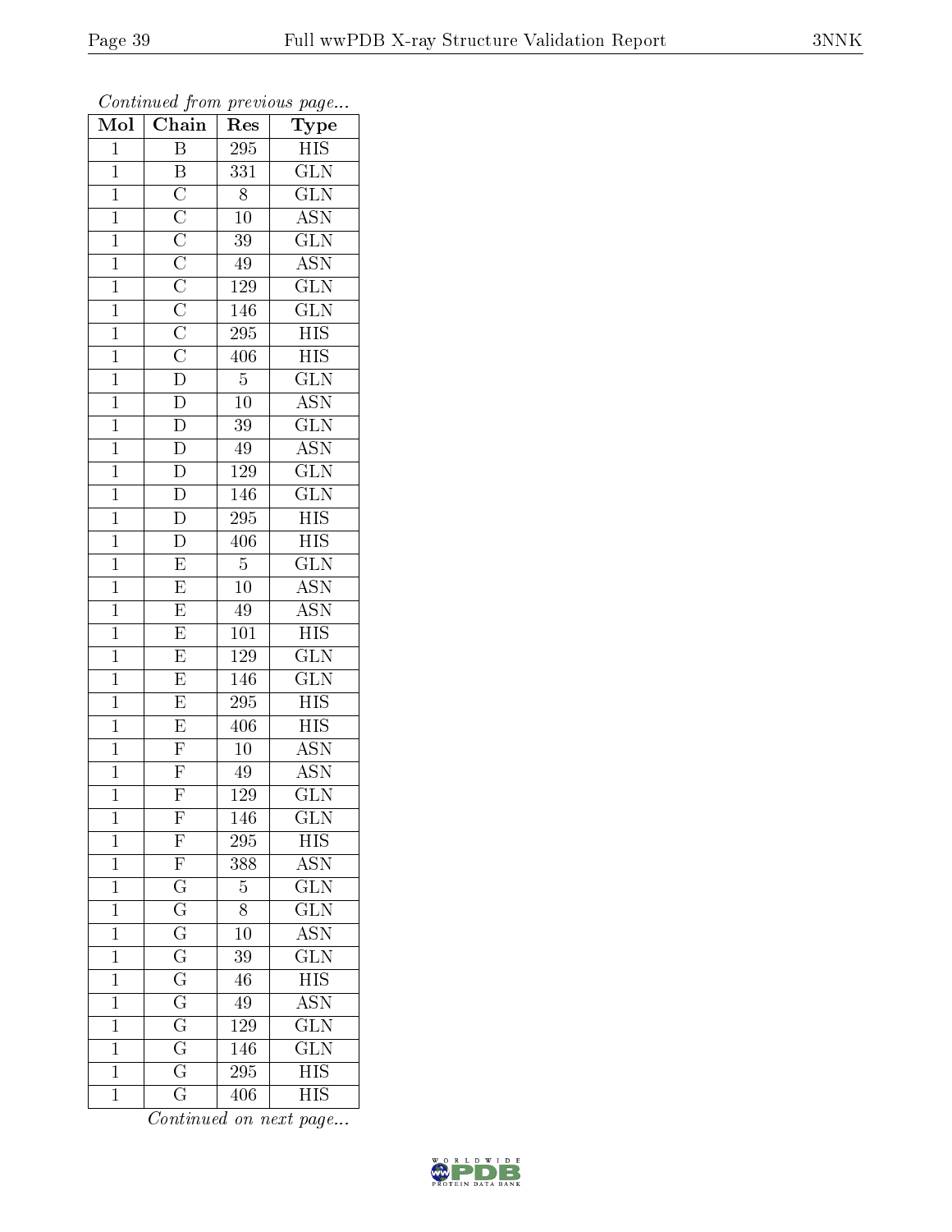*Continued from previous page...*

| Mol | Chain | Res | Type |
|---|---|---|---|
| 1 | B | 295 | HIS |
| 1 | B | 331 | GLN |
| 1 | C | 8 | GLN |
| 1 | C | 10 | ASN |
| 1 | C | 39 | GLN |
| 1 | C | 49 | ASN |
| 1 | C | 129 | GLN |
| 1 | C | 146 | GLN |
| 1 | C | 295 | HIS |
| 1 | C | 406 | HIS |
| 1 | D | 5 | GLN |
| 1 | D | 10 | ASN |
| 1 | D | 39 | GLN |
| 1 | D | 49 | ASN |
| 1 | D | 129 | GLN |
| 1 | D | 146 | GLN |
| 1 | D | 295 | HIS |
| 1 | D | 406 | HIS |
| 1 | E | 5 | GLN |
| 1 | E | 10 | ASN |
| 1 | E | 49 | ASN |
| 1 | E | 101 | HIS |
| 1 | E | 129 | GLN |
| 1 | E | 146 | GLN |
| 1 | E | 295 | HIS |
| 1 | E | 406 | HIS |
| 1 | F | 10 | ASN |
| 1 | F | 49 | ASN |
| 1 | F | 129 | GLN |
| 1 | F | 146 | GLN |
| 1 | F | 295 | HIS |
| 1 | F | 388 | ASN |
| 1 | G | 5 | GLN |
| 1 | G | 8 | GLN |
| 1 | G | 10 | ASN |
| 1 | G | 39 | GLN |
| 1 | G | 46 | HIS |
| 1 | G | 49 | ASN |
| 1 | G | 129 | GLN |
| 1 | G | 146 | GLN |
| 1 | G | 295 | HIS |
| 1 | G | 406 | HIS |

*Continued on next page...*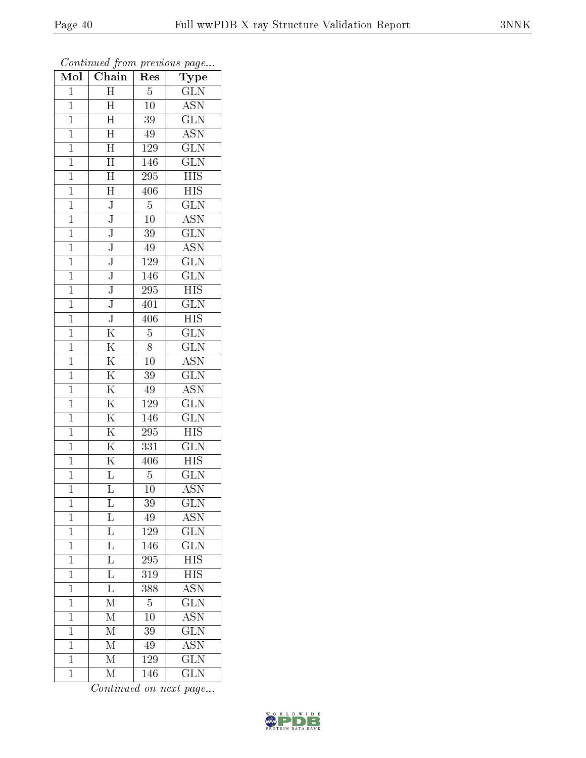*Continued from previous page...*

| Mol | Chain | Res | Type |
|---|---|---|---|
| 1 | H | 5 | GLN |
| 1 | H | 10 | ASN |
| 1 | H | 39 | GLN |
| 1 | H | 49 | ASN |
| 1 | H | 129 | GLN |
| 1 | H | 146 | GLN |
| 1 | H | 295 | HIS |
| 1 | H | 406 | HIS |
| 1 | J | 5 | GLN |
| 1 | J | 10 | ASN |
| 1 | J | 39 | GLN |
| 1 | J | 49 | ASN |
| 1 | J | 129 | GLN |
| 1 | J | 146 | GLN |
| 1 | J | 295 | HIS |
| 1 | J | 401 | GLN |
| 1 | J | 406 | HIS |
| 1 | K | 5 | GLN |
| 1 | K | 8 | GLN |
| 1 | K | 10 | ASN |
| 1 | K | 39 | GLN |
| 1 | K | 49 | ASN |
| 1 | K | 129 | GLN |
| 1 | K | 146 | GLN |
| 1 | K | 295 | HIS |
| 1 | K | 331 | GLN |
| 1 | K | 406 | HIS |
| 1 | L | 5 | GLN |
| 1 | L | 10 | ASN |
| 1 | L | 39 | GLN |
| 1 | L | 49 | ASN |
| 1 | L | 129 | GLN |
| 1 | L | 146 | GLN |
| 1 | L | 295 | HIS |
| 1 | L | 319 | HIS |
| 1 | L | 388 | ASN |
| 1 | M | 5 | GLN |
| 1 | M | 10 | ASN |
| 1 | M | 39 | GLN |
| 1 | M | 49 | ASN |
| 1 | M | 129 | GLN |
| 1 | M | 146 | GLN |

*Continued on next page...*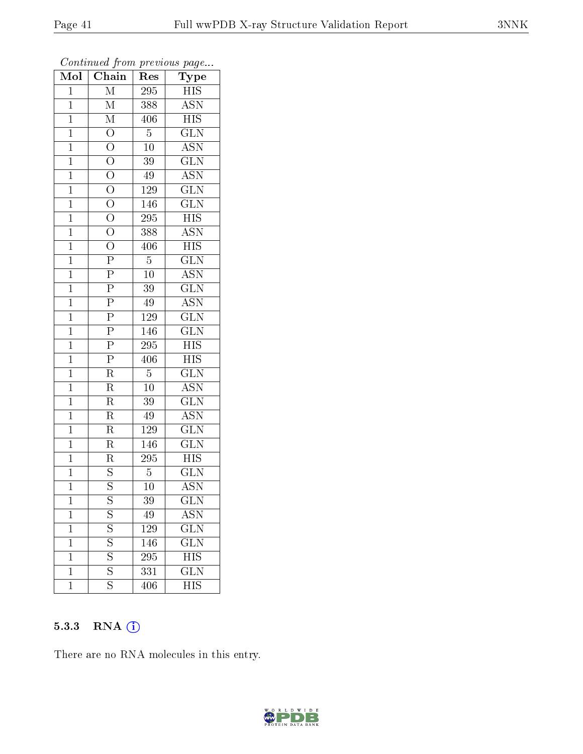*Continued from previous page...*

| Mol | Chain | Res | Type |
|---|---|---|---|
| 1 | M | 295 | HIS |
| 1 | M | 388 | ASN |
| 1 | M | 406 | HIS |
| 1 | O | 5 | GLN |
| 1 | O | 10 | ASN |
| 1 | O | 39 | GLN |
| 1 | O | 49 | ASN |
| 1 | O | 129 | GLN |
| 1 | O | 146 | GLN |
| 1 | O | 295 | HIS |
| 1 | O | 388 | ASN |
| 1 | O | 406 | HIS |
| 1 | P | 5 | GLN |
| 1 | P | 10 | ASN |
| 1 | P | 39 | GLN |
| 1 | P | 49 | ASN |
| 1 | P | 129 | GLN |
| 1 | P | 146 | GLN |
| 1 | P | 295 | HIS |
| 1 | P | 406 | HIS |
| 1 | R | 5 | GLN |
| 1 | R | 10 | ASN |
| 1 | R | 39 | GLN |
| 1 | R | 49 | ASN |
| 1 | R | 129 | GLN |
| 1 | R | 146 | GLN |
| 1 | R | 295 | HIS |
| 1 | S | 5 | GLN |
| 1 | S | 10 | ASN |
| 1 | S | 39 | GLN |
| 1 | S | 49 | ASN |
| 1 | S | 129 | GLN |
| 1 | S | 146 | GLN |
| 1 | S | 295 | HIS |
| 1 | S | 331 | GLN |
| 1 | S | 406 | HIS |

### 5.3.3 RNA

There are no RNA molecules in this entry.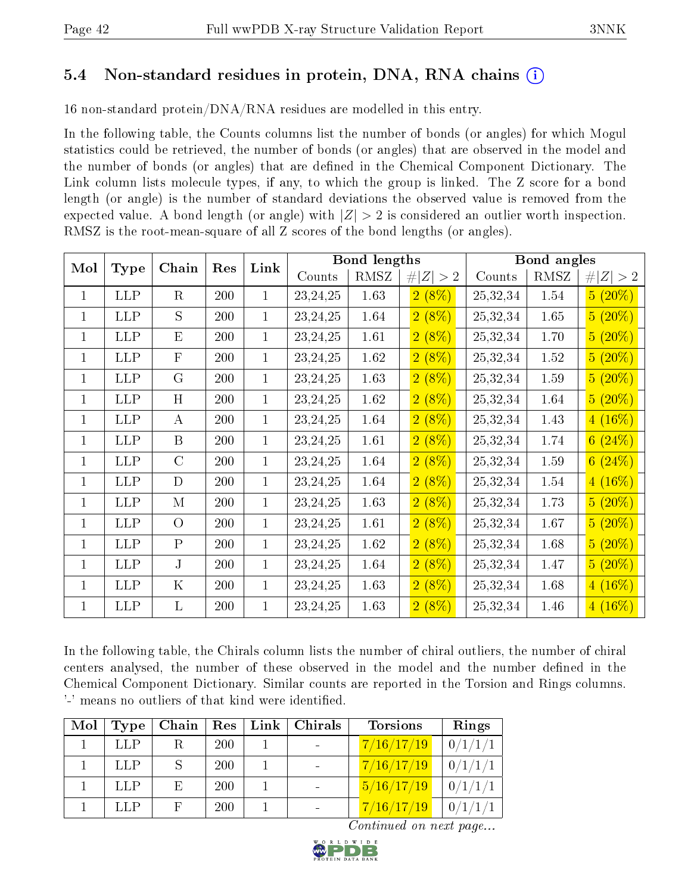## 5.4 Non-standard residues in protein, DNA, RNA chains

16 non-standard protein/DNA/RNA residues are modelled in this entry.

In the following table, the Counts columns list the number of bonds (or angles) for which Mogul statistics could be retrieved, the number of bonds (or angles) that are observed in the model and the number of bonds (or angles) that are defined in the Chemical Component Dictionary. The Link column lists molecule types, if any, to which the group is linked. The Z score for a bond length (or angle) is the number of standard deviations the observed value is removed from the expected value. A bond length (or angle) with $|Z| > 2$ is considered an outlier worth inspection. RMSZ is the root-mean-square of all Z scores of the bond lengths (or angles).

| Mol | Type | Chain | Res | Link | Bond lengths | | | Bond angles | | |
|---|---|---|---|---|---|---|---|---|---|---|
| | | | | | Counts | RMSZ | #\|Z\| > 2 | Counts | RMSZ | #\|Z\| > 2 |
| 1 | LLP | R | 200 | 1 | 23,24,25 | 1.63 | 2 (8%) | 25,32,34 | 1.54 | 5 (20%) |
| 1 | LLP | S | 200 | 1 | 23,24,25 | 1.64 | 2 (8%) | 25,32,34 | 1.65 | 5 (20%) |
| 1 | LLP | E | 200 | 1 | 23,24,25 | 1.61 | 2 (8%) | 25,32,34 | 1.70 | 5 (20%) |
| 1 | LLP | F | 200 | 1 | 23,24,25 | 1.62 | 2 (8%) | 25,32,34 | 1.52 | 5 (20%) |
| 1 | LLP | G | 200 | 1 | 23,24,25 | 1.63 | 2 (8%) | 25,32,34 | 1.59 | 5 (20%) |
| 1 | LLP | H | 200 | 1 | 23,24,25 | 1.62 | 2 (8%) | 25,32,34 | 1.64 | 5 (20%) |
| 1 | LLP | A | 200 | 1 | 23,24,25 | 1.64 | 2 (8%) | 25,32,34 | 1.43 | 4 (16%) |
| 1 | LLP | B | 200 | 1 | 23,24,25 | 1.61 | 2 (8%) | 25,32,34 | 1.74 | 6 (24%) |
| 1 | LLP | C | 200 | 1 | 23,24,25 | 1.64 | 2 (8%) | 25,32,34 | 1.59 | 6 (24%) |
| 1 | LLP | D | 200 | 1 | 23,24,25 | 1.64 | 2 (8%) | 25,32,34 | 1.54 | 4 (16%) |
| 1 | LLP | M | 200 | 1 | 23,24,25 | 1.63 | 2 (8%) | 25,32,34 | 1.73 | 5 (20%) |
| 1 | LLP | O | 200 | 1 | 23,24,25 | 1.61 | 2 (8%) | 25,32,34 | 1.67 | 5 (20%) |
| 1 | LLP | P | 200 | 1 | 23,24,25 | 1.62 | 2 (8%) | 25,32,34 | 1.68 | 5 (20%) |
| 1 | LLP | J | 200 | 1 | 23,24,25 | 1.64 | 2 (8%) | 25,32,34 | 1.47 | 5 (20%) |
| 1 | LLP | K | 200 | 1 | 23,24,25 | 1.63 | 2 (8%) | 25,32,34 | 1.68 | 4 (16%) |
| 1 | LLP | L | 200 | 1 | 23,24,25 | 1.63 | 2 (8%) | 25,32,34 | 1.46 | 4 (16%) |

In the following table, the Chirals column lists the number of chiral outliers, the number of chiral centers analysed, the number of these observed in the model and the number defined in the Chemical Component Dictionary. Similar counts are reported in the Torsion and Rings columns. '-' means no outliers of that kind were identified.

| Mol | Type | Chain | Res | Link | Chirals | Torsions | Rings |
|---|---|---|---|---|---|---|---|
| 1 | LLP | R | 200 | 1 | - | 7/16/17/19 | 0/1/1/1 |
| 1 | LLP | S | 200 | 1 | - | 7/16/17/19 | 0/1/1/1 |
| 1 | LLP | E | 200 | 1 | - | 5/16/17/19 | 0/1/1/1 |
| 1 | LLP | F | 200 | 1 | - | 7/16/17/19 | 0/1/1/1 |

*Continued on next page...*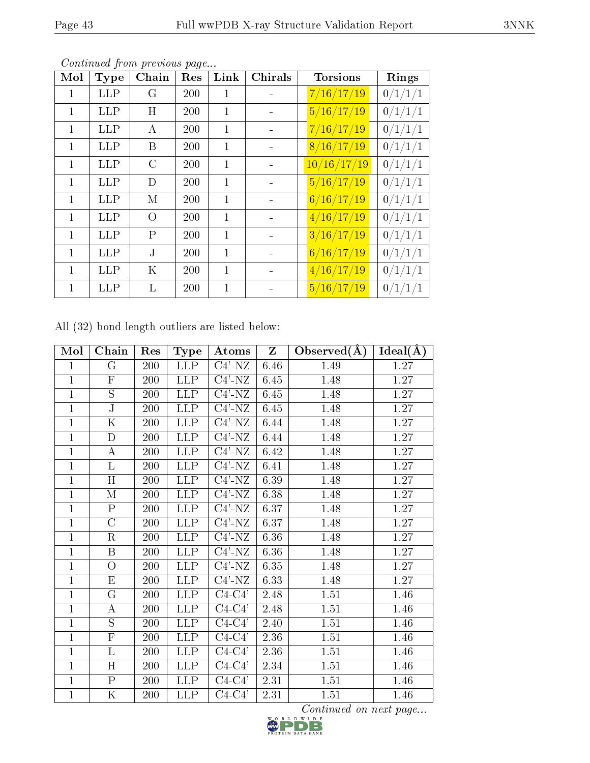*Continued from previous page...*

| Mol | Type | Chain | Res | Link | Chirals | Torsions | Rings |
|---|---|---|---|---|---|---|---|
| 1 | LLP | G | 200 | 1 | - | 7/16/17/19 | 0/1/1/1 |
| 1 | LLP | H | 200 | 1 | - | 5/16/17/19 | 0/1/1/1 |
| 1 | LLP | A | 200 | 1 | - | 7/16/17/19 | 0/1/1/1 |
| 1 | LLP | B | 200 | 1 | - | 8/16/17/19 | 0/1/1/1 |
| 1 | LLP | C | 200 | 1 | - | 10/16/17/19 | 0/1/1/1 |
| 1 | LLP | D | 200 | 1 | - | 5/16/17/19 | 0/1/1/1 |
| 1 | LLP | M | 200 | 1 | - | 6/16/17/19 | 0/1/1/1 |
| 1 | LLP | O | 200 | 1 | - | 4/16/17/19 | 0/1/1/1 |
| 1 | LLP | P | 200 | 1 | - | 3/16/17/19 | 0/1/1/1 |
| 1 | LLP | J | 200 | 1 | - | 6/16/17/19 | 0/1/1/1 |
| 1 | LLP | K | 200 | 1 | - | 4/16/17/19 | 0/1/1/1 |
| 1 | LLP | L | 200 | 1 | - | 5/16/17/19 | 0/1/1/1 |

All (32) bond length outliers are listed below:

| Mol | Chain | Res | Type | Atoms | Z | Observed(Å) | Ideal(Å) |
|---|---|---|---|---|---|---|---|
| 1 | G | 200 | LLP | C4'-NZ | 6.46 | 1.49 | 1.27 |
| 1 | F | 200 | LLP | C4'-NZ | 6.45 | 1.48 | 1.27 |
| 1 | S | 200 | LLP | C4'-NZ | 6.45 | 1.48 | 1.27 |
| 1 | J | 200 | LLP | C4'-NZ | 6.45 | 1.48 | 1.27 |
| 1 | K | 200 | LLP | C4'-NZ | 6.44 | 1.48 | 1.27 |
| 1 | D | 200 | LLP | C4'-NZ | 6.44 | 1.48 | 1.27 |
| 1 | A | 200 | LLP | C4'-NZ | 6.42 | 1.48 | 1.27 |
| 1 | L | 200 | LLP | C4'-NZ | 6.41 | 1.48 | 1.27 |
| 1 | H | 200 | LLP | C4'-NZ | 6.39 | 1.48 | 1.27 |
| 1 | M | 200 | LLP | C4'-NZ | 6.38 | 1.48 | 1.27 |
| 1 | P | 200 | LLP | C4'-NZ | 6.37 | 1.48 | 1.27 |
| 1 | C | 200 | LLP | C4'-NZ | 6.37 | 1.48 | 1.27 |
| 1 | R | 200 | LLP | C4'-NZ | 6.36 | 1.48 | 1.27 |
| 1 | B | 200 | LLP | C4'-NZ | 6.36 | 1.48 | 1.27 |
| 1 | O | 200 | LLP | C4'-NZ | 6.35 | 1.48 | 1.27 |
| 1 | E | 200 | LLP | C4'-NZ | 6.33 | 1.48 | 1.27 |
| 1 | G | 200 | LLP | C4-C4' | 2.48 | 1.51 | 1.46 |
| 1 | A | 200 | LLP | C4-C4' | 2.48 | 1.51 | 1.46 |
| 1 | S | 200 | LLP | C4-C4' | 2.40 | 1.51 | 1.46 |
| 1 | F | 200 | LLP | C4-C4' | 2.36 | 1.51 | 1.46 |
| 1 | L | 200 | LLP | C4-C4' | 2.36 | 1.51 | 1.46 |
| 1 | H | 200 | LLP | C4-C4' | 2.34 | 1.51 | 1.46 |
| 1 | P | 200 | LLP | C4-C4' | 2.31 | 1.51 | 1.46 |
| 1 | K | 200 | LLP | C4-C4' | 2.31 | 1.51 | 1.46 |

*Continued on next page...*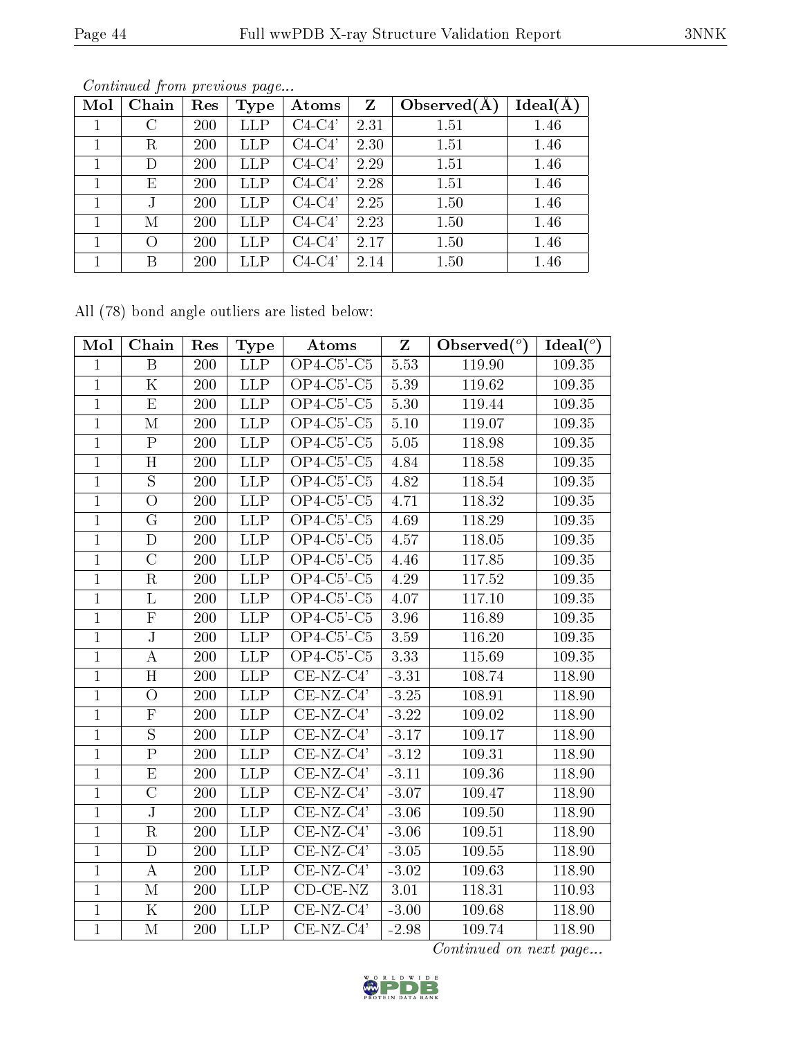*Continued from previous page...*

| Mol | Chain | Res | Type | Atoms | Z | Observed(Å) | Ideal(Å) |
|---|---|---|---|---|---|---|---|
| 1 | C | 200 | LLP | C4-C4' | 2.31 | 1.51 | 1.46 |
| 1 | R | 200 | LLP | C4-C4' | 2.30 | 1.51 | 1.46 |
| 1 | D | 200 | LLP | C4-C4' | 2.29 | 1.51 | 1.46 |
| 1 | E | 200 | LLP | C4-C4' | 2.28 | 1.51 | 1.46 |
| 1 | J | 200 | LLP | C4-C4' | 2.25 | 1.50 | 1.46 |
| 1 | M | 200 | LLP | C4-C4' | 2.23 | 1.50 | 1.46 |
| 1 | O | 200 | LLP | C4-C4' | 2.17 | 1.50 | 1.46 |
| 1 | B | 200 | LLP | C4-C4' | 2.14 | 1.50 | 1.46 |

All (78) bond angle outliers are listed below:

| Mol | Chain | Res | Type | Atoms | Z | Observed(°) | Ideal(°) |
|---|---|---|---|---|---|---|---|
| 1 | B | 200 | LLP | OP4-C5'-C5 | 5.53 | 119.90 | 109.35 |
| 1 | K | 200 | LLP | OP4-C5'-C5 | 5.39 | 119.62 | 109.35 |
| 1 | E | 200 | LLP | OP4-C5'-C5 | 5.30 | 119.44 | 109.35 |
| 1 | M | 200 | LLP | OP4-C5'-C5 | 5.10 | 119.07 | 109.35 |
| 1 | P | 200 | LLP | OP4-C5'-C5 | 5.05 | 118.98 | 109.35 |
| 1 | H | 200 | LLP | OP4-C5'-C5 | 4.84 | 118.58 | 109.35 |
| 1 | S | 200 | LLP | OP4-C5'-C5 | 4.82 | 118.54 | 109.35 |
| 1 | O | 200 | LLP | OP4-C5'-C5 | 4.71 | 118.32 | 109.35 |
| 1 | G | 200 | LLP | OP4-C5'-C5 | 4.69 | 118.29 | 109.35 |
| 1 | D | 200 | LLP | OP4-C5'-C5 | 4.57 | 118.05 | 109.35 |
| 1 | C | 200 | LLP | OP4-C5'-C5 | 4.46 | 117.85 | 109.35 |
| 1 | R | 200 | LLP | OP4-C5'-C5 | 4.29 | 117.52 | 109.35 |
| 1 | L | 200 | LLP | OP4-C5'-C5 | 4.07 | 117.10 | 109.35 |
| 1 | F | 200 | LLP | OP4-C5'-C5 | 3.96 | 116.89 | 109.35 |
| 1 | J | 200 | LLP | OP4-C5'-C5 | 3.59 | 116.20 | 109.35 |
| 1 | A | 200 | LLP | OP4-C5'-C5 | 3.33 | 115.69 | 109.35 |
| 1 | H | 200 | LLP | CE-NZ-C4' | -3.31 | 108.74 | 118.90 |
| 1 | O | 200 | LLP | CE-NZ-C4' | -3.25 | 108.91 | 118.90 |
| 1 | F | 200 | LLP | CE-NZ-C4' | -3.22 | 109.02 | 118.90 |
| 1 | S | 200 | LLP | CE-NZ-C4' | -3.17 | 109.17 | 118.90 |
| 1 | P | 200 | LLP | CE-NZ-C4' | -3.12 | 109.31 | 118.90 |
| 1 | E | 200 | LLP | CE-NZ-C4' | -3.11 | 109.36 | 118.90 |
| 1 | C | 200 | LLP | CE-NZ-C4' | -3.07 | 109.47 | 118.90 |
| 1 | J | 200 | LLP | CE-NZ-C4' | -3.06 | 109.50 | 118.90 |
| 1 | R | 200 | LLP | CE-NZ-C4' | -3.06 | 109.51 | 118.90 |
| 1 | D | 200 | LLP | CE-NZ-C4' | -3.05 | 109.55 | 118.90 |
| 1 | A | 200 | LLP | CE-NZ-C4' | -3.02 | 109.63 | 118.90 |
| 1 | M | 200 | LLP | CD-CE-NZ | 3.01 | 118.31 | 110.93 |
| 1 | K | 200 | LLP | CE-NZ-C4' | -3.00 | 109.68 | 118.90 |
| 1 | M | 200 | LLP | CE-NZ-C4' | -2.98 | 109.74 | 118.90 |

*Continued on next page...*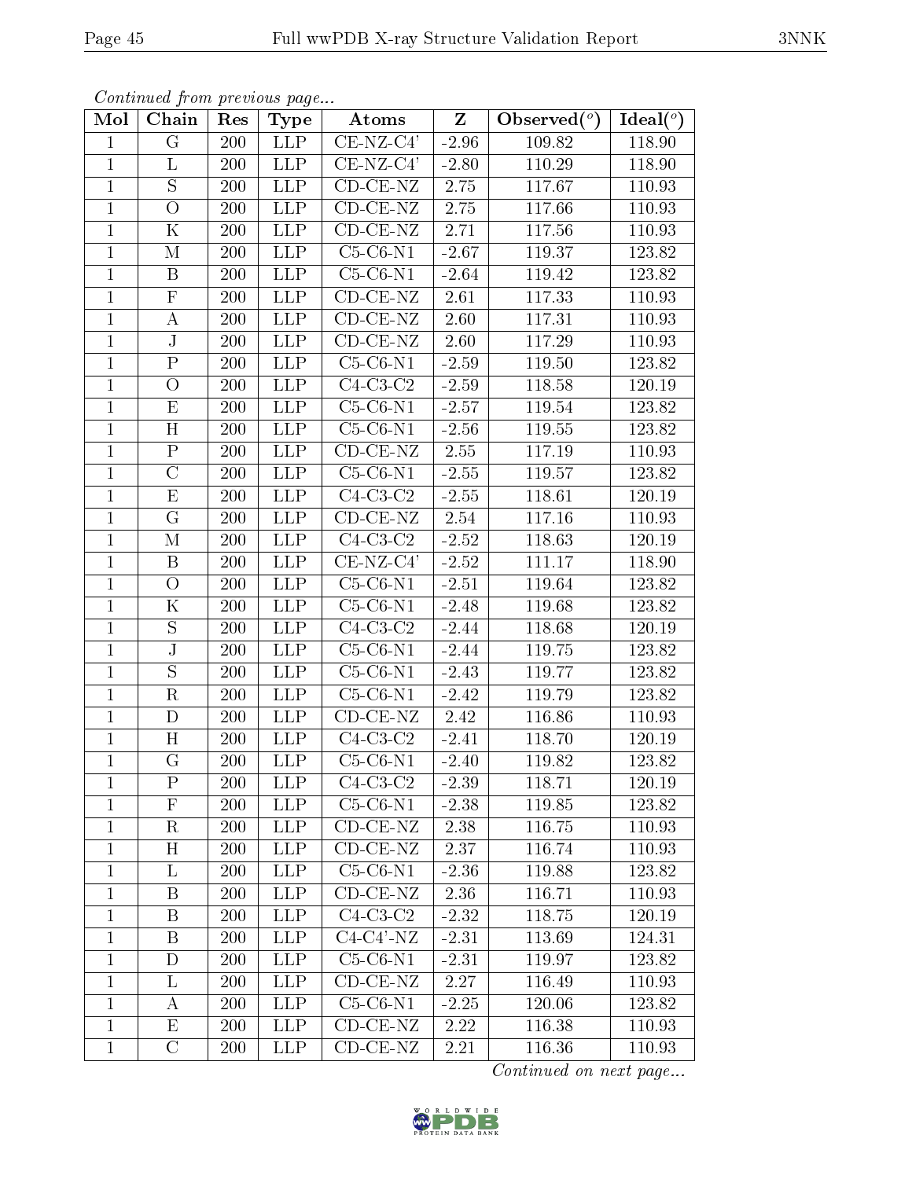*Continued from previous page...*

| Mol | Chain | Res | Type | Atoms | Z | Observed(°) | Ideal(°) |
|---|---|---|---|---|---|---|---|
| 1 | G | 200 | LLP | CE-NZ-C4' | -2.96 | 109.82 | 118.90 |
| 1 | L | 200 | LLP | CE-NZ-C4' | -2.80 | 110.29 | 118.90 |
| 1 | S | 200 | LLP | CD-CE-NZ | 2.75 | 117.67 | 110.93 |
| 1 | O | 200 | LLP | CD-CE-NZ | 2.75 | 117.66 | 110.93 |
| 1 | K | 200 | LLP | CD-CE-NZ | 2.71 | 117.56 | 110.93 |
| 1 | M | 200 | LLP | C5-C6-N1 | -2.67 | 119.37 | 123.82 |
| 1 | B | 200 | LLP | C5-C6-N1 | -2.64 | 119.42 | 123.82 |
| 1 | F | 200 | LLP | CD-CE-NZ | 2.61 | 117.33 | 110.93 |
| 1 | A | 200 | LLP | CD-CE-NZ | 2.60 | 117.31 | 110.93 |
| 1 | J | 200 | LLP | CD-CE-NZ | 2.60 | 117.29 | 110.93 |
| 1 | P | 200 | LLP | C5-C6-N1 | -2.59 | 119.50 | 123.82 |
| 1 | O | 200 | LLP | C4-C3-C2 | -2.59 | 118.58 | 120.19 |
| 1 | E | 200 | LLP | C5-C6-N1 | -2.57 | 119.54 | 123.82 |
| 1 | H | 200 | LLP | C5-C6-N1 | -2.56 | 119.55 | 123.82 |
| 1 | P | 200 | LLP | CD-CE-NZ | 2.55 | 117.19 | 110.93 |
| 1 | C | 200 | LLP | C5-C6-N1 | -2.55 | 119.57 | 123.82 |
| 1 | E | 200 | LLP | C4-C3-C2 | -2.55 | 118.61 | 120.19 |
| 1 | G | 200 | LLP | CD-CE-NZ | 2.54 | 117.16 | 110.93 |
| 1 | M | 200 | LLP | C4-C3-C2 | -2.52 | 118.63 | 120.19 |
| 1 | B | 200 | LLP | CE-NZ-C4' | -2.52 | 111.17 | 118.90 |
| 1 | O | 200 | LLP | C5-C6-N1 | -2.51 | 119.64 | 123.82 |
| 1 | K | 200 | LLP | C5-C6-N1 | -2.48 | 119.68 | 123.82 |
| 1 | S | 200 | LLP | C4-C3-C2 | -2.44 | 118.68 | 120.19 |
| 1 | J | 200 | LLP | C5-C6-N1 | -2.44 | 119.75 | 123.82 |
| 1 | S | 200 | LLP | C5-C6-N1 | -2.43 | 119.77 | 123.82 |
| 1 | R | 200 | LLP | C5-C6-N1 | -2.42 | 119.79 | 123.82 |
| 1 | D | 200 | LLP | CD-CE-NZ | 2.42 | 116.86 | 110.93 |
| 1 | H | 200 | LLP | C4-C3-C2 | -2.41 | 118.70 | 120.19 |
| 1 | G | 200 | LLP | C5-C6-N1 | -2.40 | 119.82 | 123.82 |
| 1 | P | 200 | LLP | C4-C3-C2 | -2.39 | 118.71 | 120.19 |
| 1 | F | 200 | LLP | C5-C6-N1 | -2.38 | 119.85 | 123.82 |
| 1 | R | 200 | LLP | CD-CE-NZ | 2.38 | 116.75 | 110.93 |
| 1 | H | 200 | LLP | CD-CE-NZ | 2.37 | 116.74 | 110.93 |
| 1 | L | 200 | LLP | C5-C6-N1 | -2.36 | 119.88 | 123.82 |
| 1 | B | 200 | LLP | CD-CE-NZ | 2.36 | 116.71 | 110.93 |
| 1 | B | 200 | LLP | C4-C3-C2 | -2.32 | 118.75 | 120.19 |
| 1 | B | 200 | LLP | C4-C4'-NZ | -2.31 | 113.69 | 124.31 |
| 1 | D | 200 | LLP | C5-C6-N1 | -2.31 | 119.97 | 123.82 |
| 1 | L | 200 | LLP | CD-CE-NZ | 2.27 | 116.49 | 110.93 |
| 1 | A | 200 | LLP | C5-C6-N1 | -2.25 | 120.06 | 123.82 |
| 1 | E | 200 | LLP | CD-CE-NZ | 2.22 | 116.38 | 110.93 |
| 1 | C | 200 | LLP | CD-CE-NZ | 2.21 | 116.36 | 110.93 |

*Continued on next page...*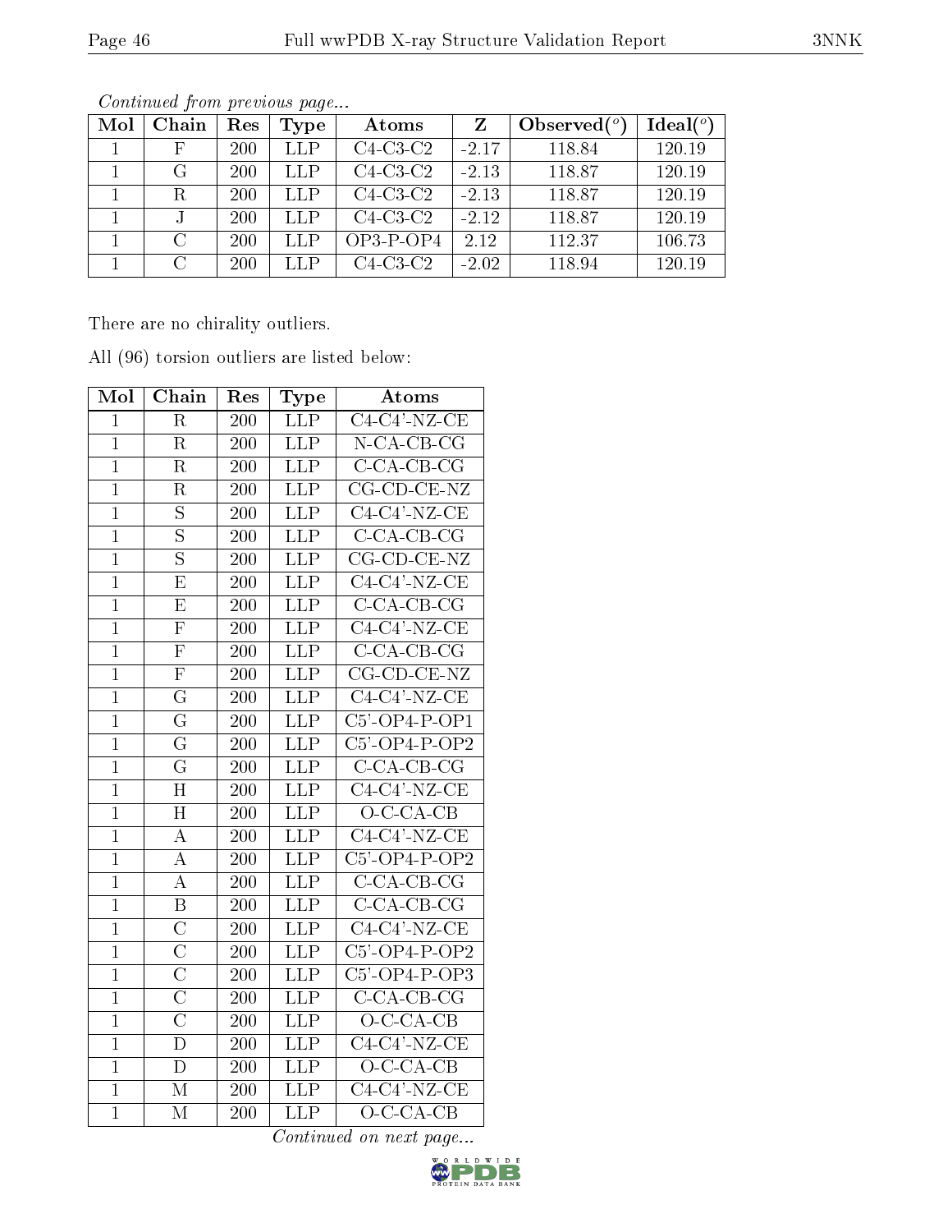*Continued from previous page...*

| Mol | Chain | Res | Type | Atoms | Z | Observed(°) | Ideal(°) |
|---|---|---|---|---|---|---|---|
| 1 | F | 200 | LLP | C4-C3-C2 | -2.17 | 118.84 | 120.19 |
| 1 | G | 200 | LLP | C4-C3-C2 | -2.13 | 118.87 | 120.19 |
| 1 | R | 200 | LLP | C4-C3-C2 | -2.13 | 118.87 | 120.19 |
| 1 | J | 200 | LLP | C4-C3-C2 | -2.12 | 118.87 | 120.19 |
| 1 | C | 200 | LLP | OP3-P-OP4 | 2.12 | 112.37 | 106.73 |
| 1 | C | 200 | LLP | C4-C3-C2 | -2.02 | 118.94 | 120.19 |

There are no chirality outliers.

All (96) torsion outliers are listed below:

| Mol | Chain | Res | Type | Atoms |
|---|---|---|---|---|
| 1 | R | 200 | LLP | C4-C4'-NZ-CE |
| 1 | R | 200 | LLP | N-CA-CB-CG |
| 1 | R | 200 | LLP | C-CA-CB-CG |
| 1 | R | 200 | LLP | CG-CD-CE-NZ |
| 1 | S | 200 | LLP | C4-C4'-NZ-CE |
| 1 | S | 200 | LLP | C-CA-CB-CG |
| 1 | S | 200 | LLP | CG-CD-CE-NZ |
| 1 | E | 200 | LLP | C4-C4'-NZ-CE |
| 1 | E | 200 | LLP | C-CA-CB-CG |
| 1 | F | 200 | LLP | C4-C4'-NZ-CE |
| 1 | F | 200 | LLP | C-CA-CB-CG |
| 1 | F | 200 | LLP | CG-CD-CE-NZ |
| 1 | G | 200 | LLP | C4-C4'-NZ-CE |
| 1 | G | 200 | LLP | C5'-OP4-P-OP1 |
| 1 | G | 200 | LLP | C5'-OP4-P-OP2 |
| 1 | G | 200 | LLP | C-CA-CB-CG |
| 1 | H | 200 | LLP | C4-C4'-NZ-CE |
| 1 | H | 200 | LLP | O-C-CA-CB |
| 1 | A | 200 | LLP | C4-C4'-NZ-CE |
| 1 | A | 200 | LLP | C5'-OP4-P-OP2 |
| 1 | A | 200 | LLP | C-CA-CB-CG |
| 1 | B | 200 | LLP | C-CA-CB-CG |
| 1 | C | 200 | LLP | C4-C4'-NZ-CE |
| 1 | C | 200 | LLP | C5'-OP4-P-OP2 |
| 1 | C | 200 | LLP | C5'-OP4-P-OP3 |
| 1 | C | 200 | LLP | C-CA-CB-CG |
| 1 | C | 200 | LLP | O-C-CA-CB |
| 1 | D | 200 | LLP | C4-C4'-NZ-CE |
| 1 | D | 200 | LLP | O-C-CA-CB |
| 1 | M | 200 | LLP | C4-C4'-NZ-CE |
| 1 | M | 200 | LLP | O-C-CA-CB |

*Continued on next page...*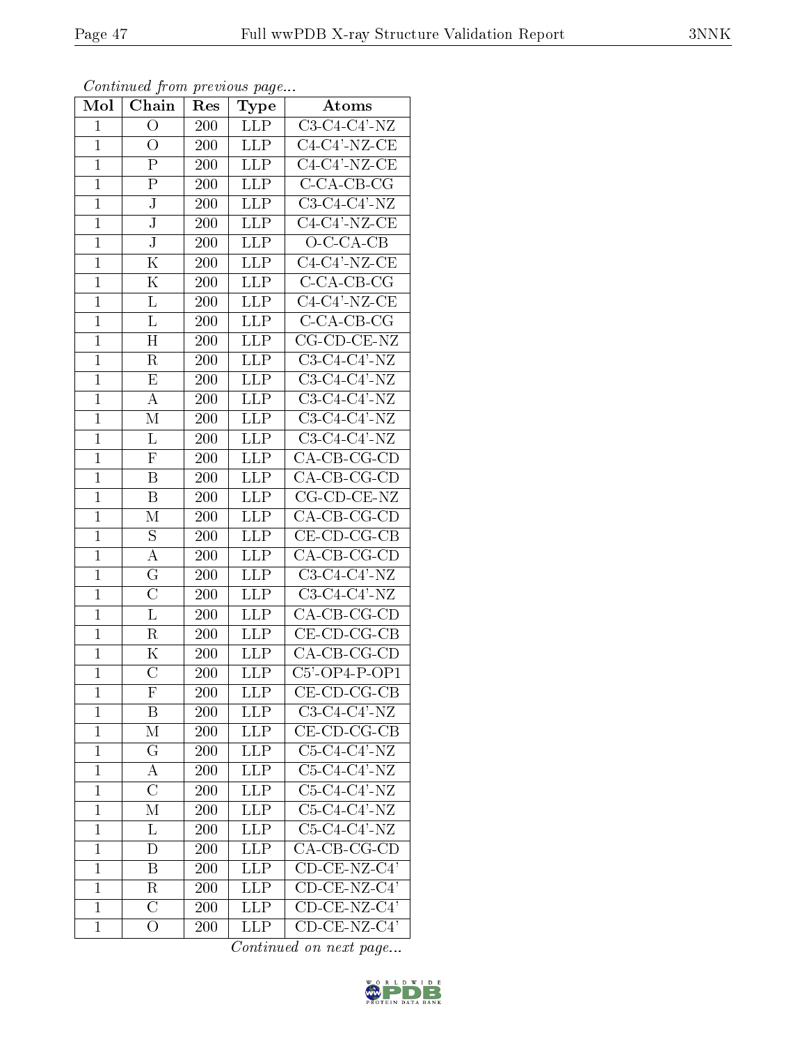*Continued from previous page...*

| Mol | Chain | Res | Type | Atoms |
| --- | --- | --- | --- | --- |
| 1 | O | 200 | LLP | C3-C4-C4'-NZ |
| 1 | O | 200 | LLP | C4-C4'-NZ-CE |
| 1 | P | 200 | LLP | C4-C4'-NZ-CE |
| 1 | P | 200 | LLP | C-CA-CB-CG |
| 1 | J | 200 | LLP | C3-C4-C4'-NZ |
| 1 | J | 200 | LLP | C4-C4'-NZ-CE |
| 1 | J | 200 | LLP | O-C-CA-CB |
| 1 | K | 200 | LLP | C4-C4'-NZ-CE |
| 1 | K | 200 | LLP | C-CA-CB-CG |
| 1 | L | 200 | LLP | C4-C4'-NZ-CE |
| 1 | L | 200 | LLP | C-CA-CB-CG |
| 1 | H | 200 | LLP | CG-CD-CE-NZ |
| 1 | R | 200 | LLP | C3-C4-C4'-NZ |
| 1 | E | 200 | LLP | C3-C4-C4'-NZ |
| 1 | A | 200 | LLP | C3-C4-C4'-NZ |
| 1 | M | 200 | LLP | C3-C4-C4'-NZ |
| 1 | L | 200 | LLP | C3-C4-C4'-NZ |
| 1 | F | 200 | LLP | CA-CB-CG-CD |
| 1 | B | 200 | LLP | CA-CB-CG-CD |
| 1 | B | 200 | LLP | CG-CD-CE-NZ |
| 1 | M | 200 | LLP | CA-CB-CG-CD |
| 1 | S | 200 | LLP | CE-CD-CG-CB |
| 1 | A | 200 | LLP | CA-CB-CG-CD |
| 1 | G | 200 | LLP | C3-C4-C4'-NZ |
| 1 | C | 200 | LLP | C3-C4-C4'-NZ |
| 1 | L | 200 | LLP | CA-CB-CG-CD |
| 1 | R | 200 | LLP | CE-CD-CG-CB |
| 1 | K | 200 | LLP | CA-CB-CG-CD |
| 1 | C | 200 | LLP | C5'-OP4-P-OP1 |
| 1 | F | 200 | LLP | CE-CD-CG-CB |
| 1 | B | 200 | LLP | C3-C4-C4'-NZ |
| 1 | M | 200 | LLP | CE-CD-CG-CB |
| 1 | G | 200 | LLP | C5-C4-C4'-NZ |
| 1 | A | 200 | LLP | C5-C4-C4'-NZ |
| 1 | C | 200 | LLP | C5-C4-C4'-NZ |
| 1 | M | 200 | LLP | C5-C4-C4'-NZ |
| 1 | L | 200 | LLP | C5-C4-C4'-NZ |
| 1 | D | 200 | LLP | CA-CB-CG-CD |
| 1 | B | 200 | LLP | CD-CE-NZ-C4' |
| 1 | R | 200 | LLP | CD-CE-NZ-C4' |
| 1 | C | 200 | LLP | CD-CE-NZ-C4' |
| 1 | O | 200 | LLP | CD-CE-NZ-C4' |

*Continued on next page...*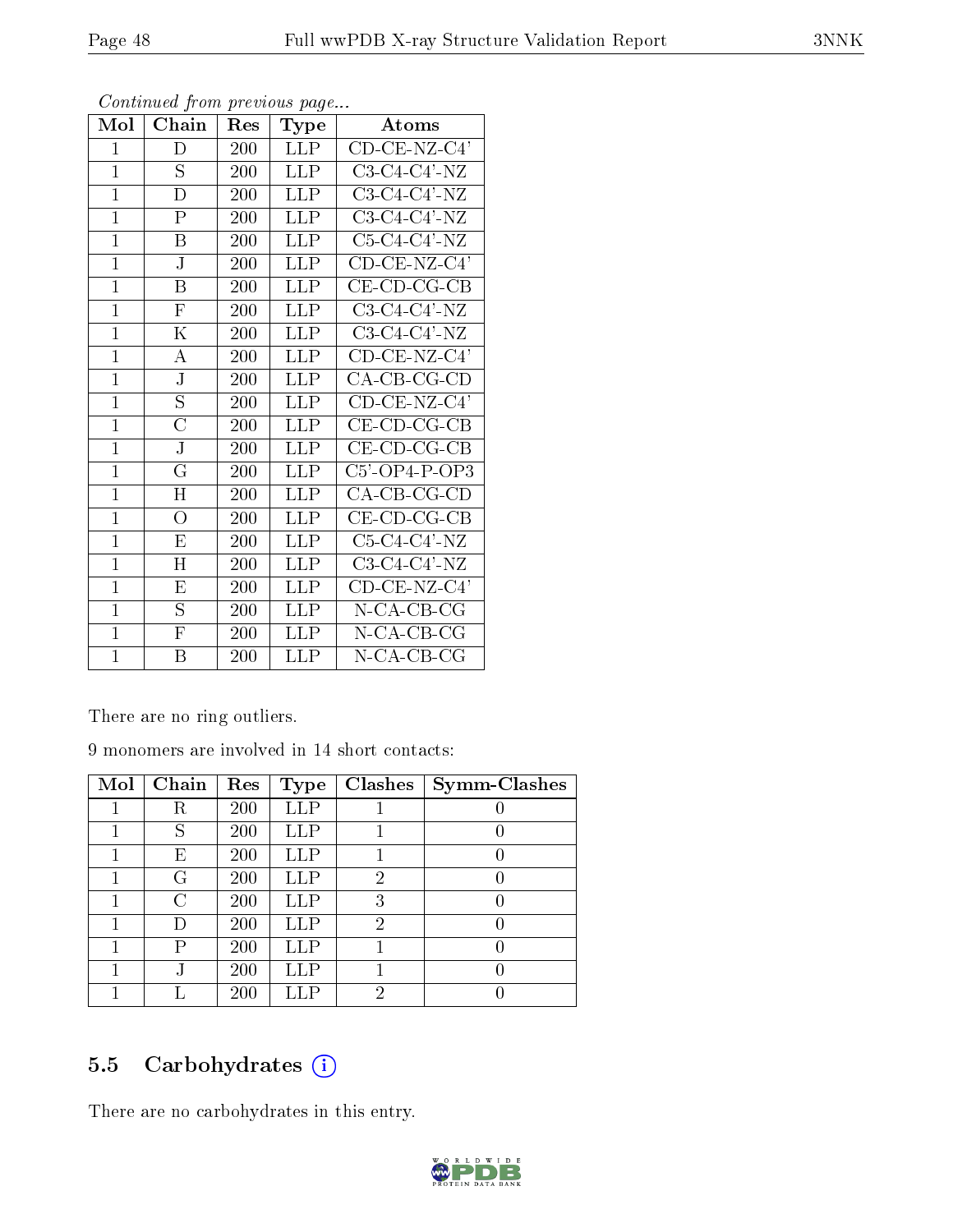*Continued from previous page...*

| Mol | Chain | Res | Type | Atoms |
|---|---|---|---|---|
| 1 | D | 200 | LLP | CD-CE-NZ-C4' |
| 1 | S | 200 | LLP | C3-C4-C4'-NZ |
| 1 | D | 200 | LLP | C3-C4-C4'-NZ |
| 1 | P | 200 | LLP | C3-C4-C4'-NZ |
| 1 | B | 200 | LLP | C5-C4-C4'-NZ |
| 1 | J | 200 | LLP | CD-CE-NZ-C4' |
| 1 | B | 200 | LLP | CE-CD-CG-CB |
| 1 | F | 200 | LLP | C3-C4-C4'-NZ |
| 1 | K | 200 | LLP | C3-C4-C4'-NZ |
| 1 | A | 200 | LLP | CD-CE-NZ-C4' |
| 1 | J | 200 | LLP | CA-CB-CG-CD |
| 1 | S | 200 | LLP | CD-CE-NZ-C4' |
| 1 | C | 200 | LLP | CE-CD-CG-CB |
| 1 | J | 200 | LLP | CE-CD-CG-CB |
| 1 | G | 200 | LLP | C5'-OP4-P-OP3 |
| 1 | H | 200 | LLP | CA-CB-CG-CD |
| 1 | O | 200 | LLP | CE-CD-CG-CB |
| 1 | E | 200 | LLP | C5-C4-C4'-NZ |
| 1 | H | 200 | LLP | C3-C4-C4'-NZ |
| 1 | E | 200 | LLP | CD-CE-NZ-C4' |
| 1 | S | 200 | LLP | N-CA-CB-CG |
| 1 | F | 200 | LLP | N-CA-CB-CG |
| 1 | B | 200 | LLP | N-CA-CB-CG |

There are no ring outliers.

9 monomers are involved in 14 short contacts:

| Mol | Chain | Res | Type | Clashes | Symm-Clashes |
|---|---|---|---|---|---|
| 1 | R | 200 | LLP | 1 | 0 |
| 1 | S | 200 | LLP | 1 | 0 |
| 1 | E | 200 | LLP | 1 | 0 |
| 1 | G | 200 | LLP | 2 | 0 |
| 1 | C | 200 | LLP | 3 | 0 |
| 1 | D | 200 | LLP | 2 | 0 |
| 1 | P | 200 | LLP | 1 | 0 |
| 1 | J | 200 | LLP | 1 | 0 |
| 1 | L | 200 | LLP | 2 | 0 |

## 5.5 Carbohydrates

There are no carbohydrates in this entry.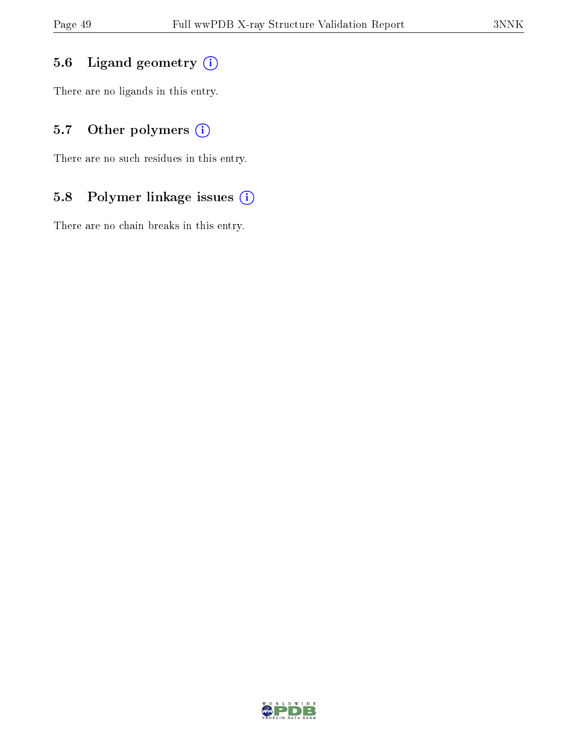### 5.6 Ligand geometry

There are no ligands in this entry.

### 5.7 Other polymers

There are no such residues in this entry.

### 5.8 Polymer linkage issues

There are no chain breaks in this entry.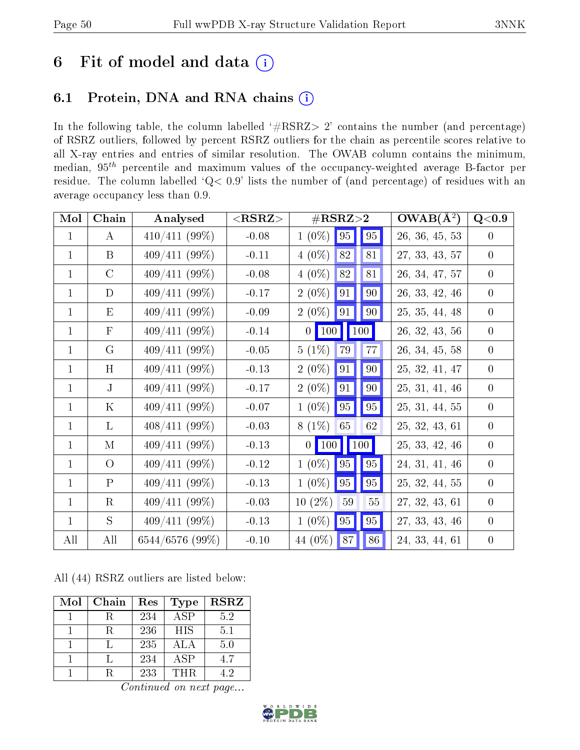# 6 Fit of model and data

## 6.1 Protein, DNA and RNA chains

In the following table, the column labelled '#RSRZ> 2' contains the number (and percentage) of RSRZ outliers, followed by percent RSRZ outliers for the chain as percentile scores relative to all X-ray entries and entries of similar resolution. The OWAB column contains the minimum, median, $95^{th}$ percentile and maximum values of the occupancy-weighted average B-factor per residue. The column labelled 'Q< 0.9' lists the number of (and percentage) of residues with an average occupancy less than 0.9.

| Mol | Chain | Analysed | <RSRZ> | #RSRZ>2 | | | OWAB(Å$^2$) | Q<0.9 |
|---|---|---|---|---|---|---|---|---|
| 1 | A | 410/411 (99%) | -0.08 | 1 (0%) | 95 | 95 | 26, 36, 45, 53 | 0 |
| 1 | B | 409/411 (99%) | -0.11 | 4 (0%) | 82 | 81 | 27, 33, 43, 57 | 0 |
| 1 | C | 409/411 (99%) | -0.08 | 4 (0%) | 82 | 81 | 26, 34, 47, 57 | 0 |
| 1 | D | 409/411 (99%) | -0.17 | 2 (0%) | 91 | 90 | 26, 33, 42, 46 | 0 |
| 1 | E | 409/411 (99%) | -0.09 | 2 (0%) | 91 | 90 | 25, 35, 44, 48 | 0 |
| 1 | F | 409/411 (99%) | -0.14 | 0 | 100 | 100 | 26, 32, 43, 56 | 0 |
| 1 | G | 409/411 (99%) | -0.05 | 5 (1%) | 79 | 77 | 26, 34, 45, 58 | 0 |
| 1 | H | 409/411 (99%) | -0.13 | 2 (0%) | 91 | 90 | 25, 32, 41, 47 | 0 |
| 1 | J | 409/411 (99%) | -0.17 | 2 (0%) | 91 | 90 | 25, 31, 41, 46 | 0 |
| 1 | K | 409/411 (99%) | -0.07 | 1 (0%) | 95 | 95 | 25, 31, 44, 55 | 0 |
| 1 | L | 408/411 (99%) | -0.03 | 8 (1%) | 65 | 62 | 25, 32, 43, 61 | 0 |
| 1 | M | 409/411 (99%) | -0.13 | 0 | 100 | 100 | 25, 33, 42, 46 | 0 |
| 1 | O | 409/411 (99%) | -0.12 | 1 (0%) | 95 | 95 | 24, 31, 41, 46 | 0 |
| 1 | P | 409/411 (99%) | -0.13 | 1 (0%) | 95 | 95 | 25, 32, 44, 55 | 0 |
| 1 | R | 409/411 (99%) | -0.03 | 10 (2%) | 59 | 55 | 27, 32, 43, 61 | 0 |
| 1 | S | 409/411 (99%) | -0.13 | 1 (0%) | 95 | 95 | 27, 33, 43, 46 | 0 |
| All | All | 6544/6576 (99%) | -0.10 | 44 (0%) | 87 | 86 | 24, 33, 44, 61 | 0 |

All (44) RSRZ outliers are listed below:

| Mol | Chain | Res | Type | RSRZ |
|---|---|---|---|---|
| 1 | R | 234 | ASP | 5.2 |
| 1 | R | 236 | HIS | 5.1 |
| 1 | L | 235 | ALA | 5.0 |
| 1 | L | 234 | ASP | 4.7 |
| 1 | R | 233 | THR | 4.2 |

*Continued on next page...*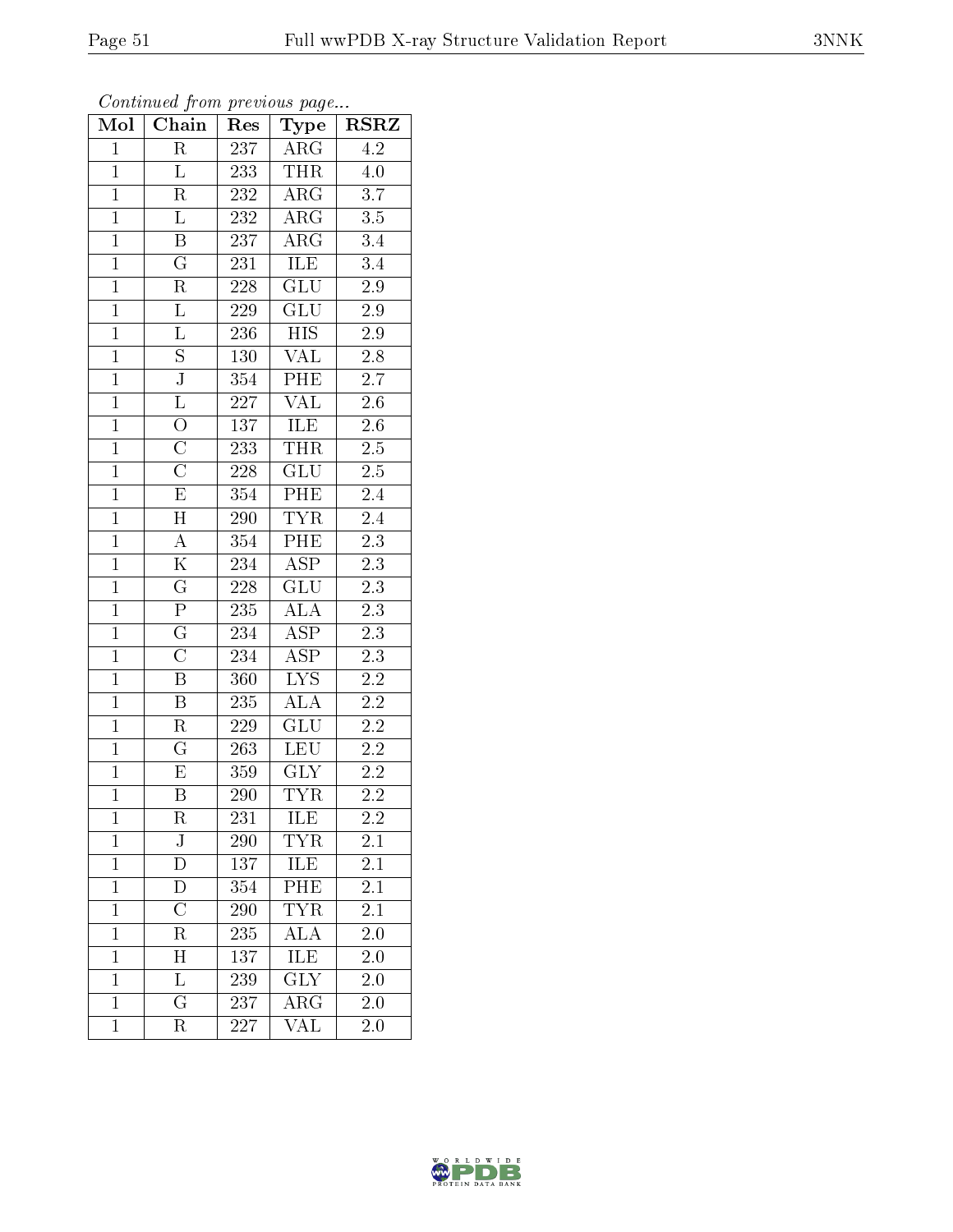*Continued from previous page...*

| Mol | Chain | Res | Type | RSRZ |
|---|---|---|---|---|
| 1 | R | 237 | ARG | 4.2 |
| 1 | L | 233 | THR | 4.0 |
| 1 | R | 232 | ARG | 3.7 |
| 1 | L | 232 | ARG | 3.5 |
| 1 | B | 237 | ARG | 3.4 |
| 1 | G | 231 | ILE | 3.4 |
| 1 | R | 228 | GLU | 2.9 |
| 1 | L | 229 | GLU | 2.9 |
| 1 | L | 236 | HIS | 2.9 |
| 1 | S | 130 | VAL | 2.8 |
| 1 | J | 354 | PHE | 2.7 |
| 1 | L | 227 | VAL | 2.6 |
| 1 | O | 137 | ILE | 2.6 |
| 1 | C | 233 | THR | 2.5 |
| 1 | C | 228 | GLU | 2.5 |
| 1 | E | 354 | PHE | 2.4 |
| 1 | H | 290 | TYR | 2.4 |
| 1 | A | 354 | PHE | 2.3 |
| 1 | K | 234 | ASP | 2.3 |
| 1 | G | 228 | GLU | 2.3 |
| 1 | P | 235 | ALA | 2.3 |
| 1 | G | 234 | ASP | 2.3 |
| 1 | C | 234 | ASP | 2.3 |
| 1 | B | 360 | LYS | 2.2 |
| 1 | B | 235 | ALA | 2.2 |
| 1 | R | 229 | GLU | 2.2 |
| 1 | G | 263 | LEU | 2.2 |
| 1 | E | 359 | GLY | 2.2 |
| 1 | B | 290 | TYR | 2.2 |
| 1 | R | 231 | ILE | 2.2 |
| 1 | J | 290 | TYR | 2.1 |
| 1 | D | 137 | ILE | 2.1 |
| 1 | D | 354 | PHE | 2.1 |
| 1 | C | 290 | TYR | 2.1 |
| 1 | R | 235 | ALA | 2.0 |
| 1 | H | 137 | ILE | 2.0 |
| 1 | L | 239 | GLY | 2.0 |
| 1 | G | 237 | ARG | 2.0 |
| 1 | R | 227 | VAL | 2.0 |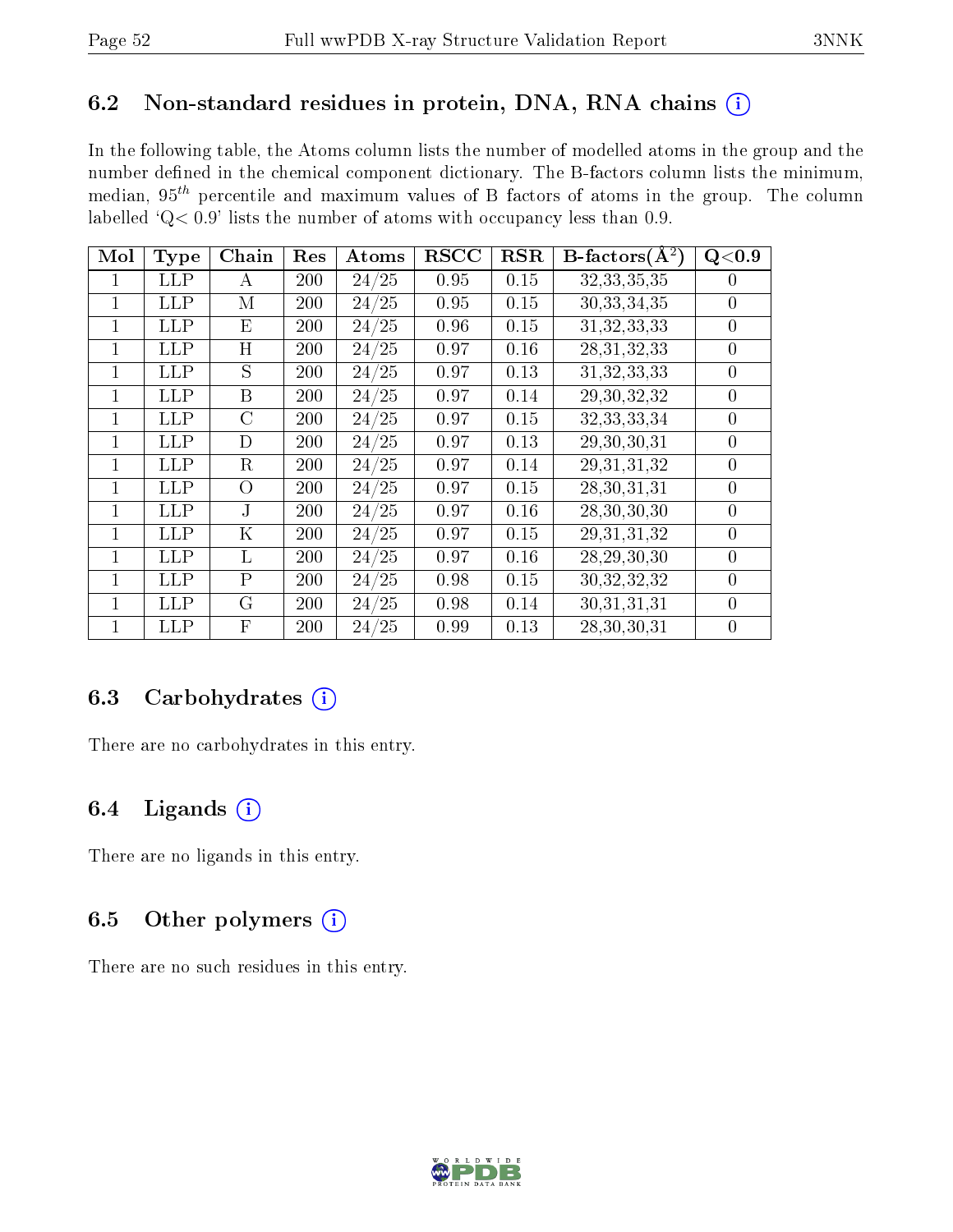### 6.2 Non-standard residues in protein, DNA, RNA chains (i)

In the following table, the Atoms column lists the number of modelled atoms in the group and the number defined in the chemical component dictionary. The B-factors column lists the minimum, median, $95^{th}$ percentile and maximum values of B factors of atoms in the group. The column labelled 'Q< 0.9' lists the number of atoms with occupancy less than 0.9.

| Mol | Type | Chain | Res | Atoms | RSCC | RSR | B-factors(Å$^2$) | Q<0.9 |
|---|---|---|---|---|---|---|---|---|
| 1 | LLP | A | 200 | 24/25 | 0.95 | 0.15 | 32,33,35,35 | 0 |
| 1 | LLP | M | 200 | 24/25 | 0.95 | 0.15 | 30,33,34,35 | 0 |
| 1 | LLP | E | 200 | 24/25 | 0.96 | 0.15 | 31,32,33,33 | 0 |
| 1 | LLP | H | 200 | 24/25 | 0.97 | 0.16 | 28,31,32,33 | 0 |
| 1 | LLP | S | 200 | 24/25 | 0.97 | 0.13 | 31,32,33,33 | 0 |
| 1 | LLP | B | 200 | 24/25 | 0.97 | 0.14 | 29,30,32,32 | 0 |
| 1 | LLP | C | 200 | 24/25 | 0.97 | 0.15 | 32,33,33,34 | 0 |
| 1 | LLP | D | 200 | 24/25 | 0.97 | 0.13 | 29,30,30,31 | 0 |
| 1 | LLP | R | 200 | 24/25 | 0.97 | 0.14 | 29,31,31,32 | 0 |
| 1 | LLP | O | 200 | 24/25 | 0.97 | 0.15 | 28,30,31,31 | 0 |
| 1 | LLP | J | 200 | 24/25 | 0.97 | 0.16 | 28,30,30,30 | 0 |
| 1 | LLP | K | 200 | 24/25 | 0.97 | 0.15 | 29,31,31,32 | 0 |
| 1 | LLP | L | 200 | 24/25 | 0.97 | 0.16 | 28,29,30,30 | 0 |
| 1 | LLP | P | 200 | 24/25 | 0.98 | 0.15 | 30,32,32,32 | 0 |
| 1 | LLP | G | 200 | 24/25 | 0.98 | 0.14 | 30,31,31,31 | 0 |
| 1 | LLP | F | 200 | 24/25 | 0.99 | 0.13 | 28,30,30,31 | 0 |

### 6.3 Carbohydrates (i)

There are no carbohydrates in this entry.

### 6.4 Ligands (i)

There are no ligands in this entry.

### 6.5 Other polymers (i)

There are no such residues in this entry.